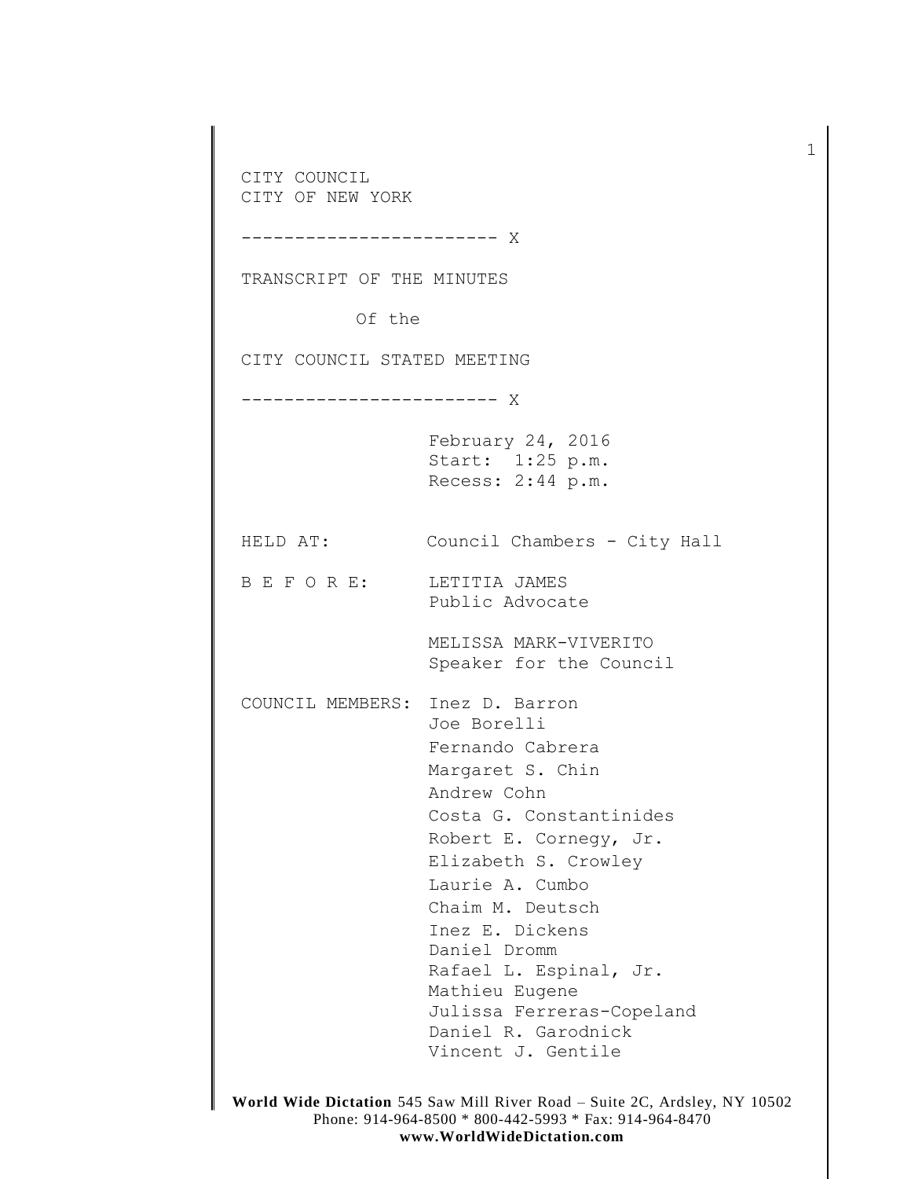CITY COUNCIL
CITY OF NEW YORK

------------------------ X

TRANSCRIPT OF THE MINUTES

Of the

CITY COUNCIL STATED MEETING

------------------------ X

February 24, 2016
Start: 1:25 p.m.
Recess: 2:44 p.m.

HELD AT: Council Chambers - City Hall

B E F O R E: LETITIA JAMES
Public Advocate

MELISSA MARK-VIVERITO
Speaker for the Council

COUNCIL MEMBERS: Inez D. Barron
Joe Borelli
Fernando Cabrera
Margaret S. Chin
Andrew Cohn
Costa G. Constantinides
Robert E. Cornegy, Jr.
Elizabeth S. Crowley
Laurie A. Cumbo
Chaim M. Deutsch
Inez E. Dickens
Daniel Dromm
Rafael L. Espinal, Jr.
Mathieu Eugene
Julissa Ferreras-Copeland
Daniel R. Garodnick
Vincent J. Gentile

**World Wide Dictation** 545 Saw Mill River Road – Suite 2C, Ardsley, NY 10502
Phone: 914-964-8500 * 800-442-5993 * Fax: 914-964-8470
**www.WorldWideDictation.com**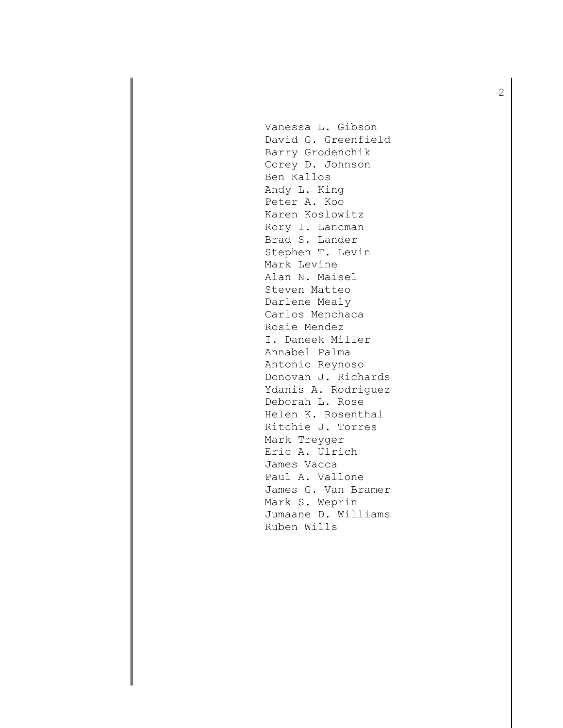Vanessa L. Gibson
David G. Greenfield
Barry Grodenchik
Corey D. Johnson
Ben Kallos
Andy L. King
Peter A. Koo
Karen Koslowitz
Rory I. Lancman
Brad S. Lander
Stephen T. Levin
Mark Levine
Alan N. Maisel
Steven Matteo
Darlene Mealy
Carlos Menchaca
Rosie Mendez
I. Daneek Miller
Annabel Palma
Antonio Reynoso
Donovan J. Richards
Ydanis A. Rodriguez
Deborah L. Rose
Helen K. Rosenthal
Ritchie J. Torres
Mark Treyger
Eric A. Ulrich
James Vacca
Paul A. Vallone
James G. Van Bramer
Mark S. Weprin
Jumaane D. Williams
Ruben Wills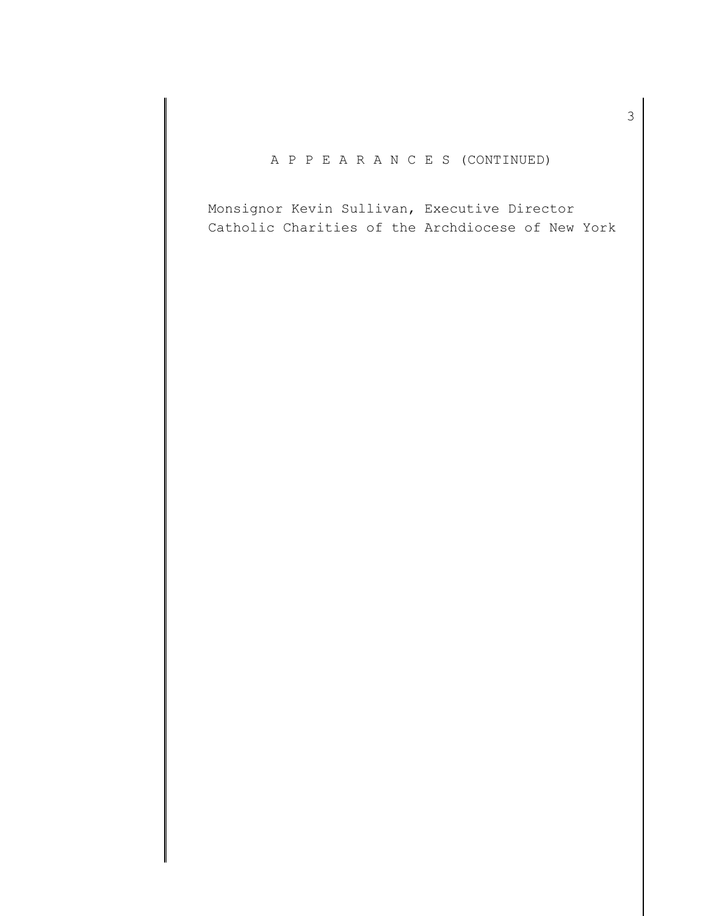A P P E A R A N C E S (CONTINUED)

Monsignor Kevin Sullivan, Executive Director
Catholic Charities of the Archdiocese of New York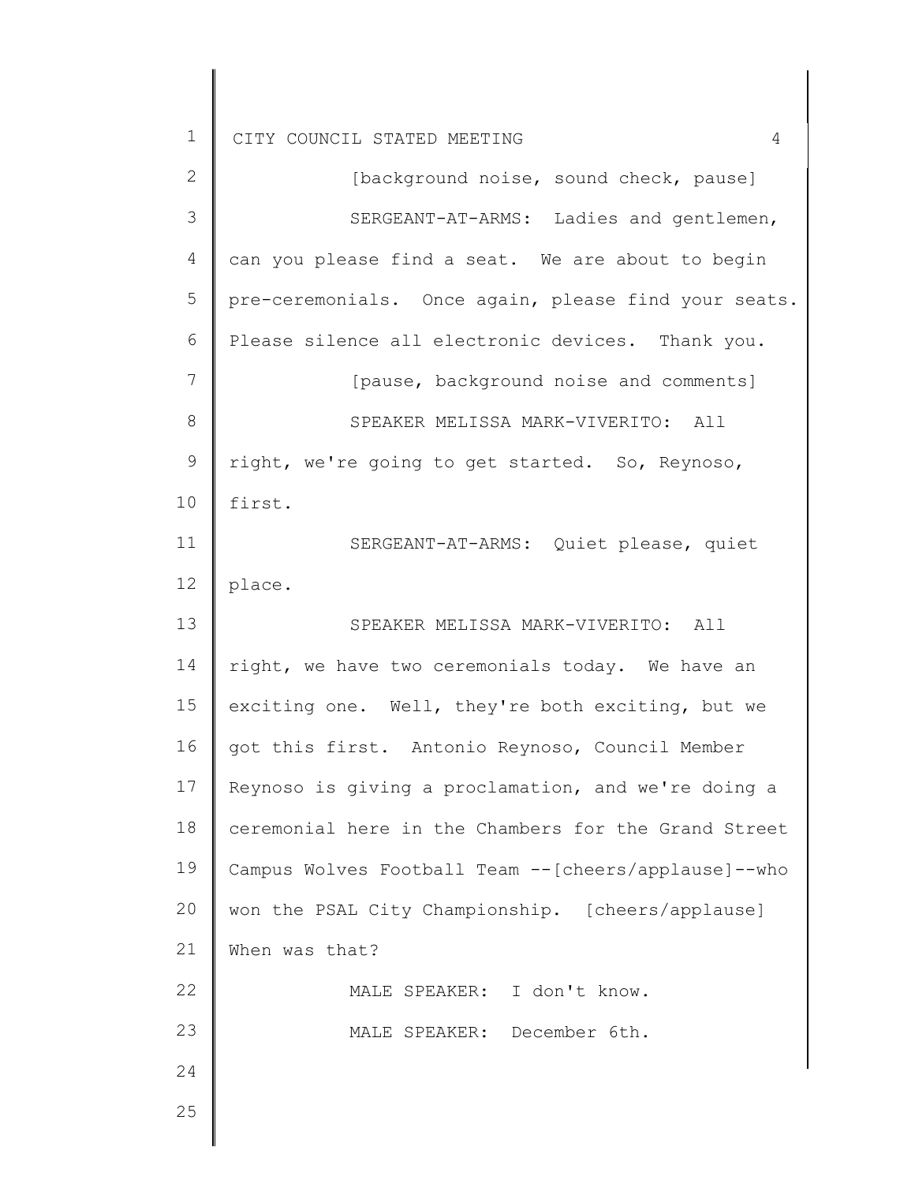[background noise, sound check, pause]

SERGEANT-AT-ARMS: Ladies and gentlemen, can you please find a seat. We are about to begin pre-ceremonials. Once again, please find your seats. Please silence all electronic devices. Thank you.

[pause, background noise and comments]

SPEAKER MELISSA MARK-VIVERITO: All right, we're going to get started. So, Reynoso, first.

SERGEANT-AT-ARMS: Quiet please, quiet place.

SPEAKER MELISSA MARK-VIVERITO: All right, we have two ceremonials today. We have an exciting one. Well, they're both exciting, but we got this first. Antonio Reynoso, Council Member Reynoso is giving a proclamation, and we're doing a ceremonial here in the Chambers for the Grand Street Campus Wolves Football Team --[cheers/applause]--who won the PSAL City Championship. [cheers/applause] When was that?

MALE SPEAKER: I don't know.

MALE SPEAKER: December 6th.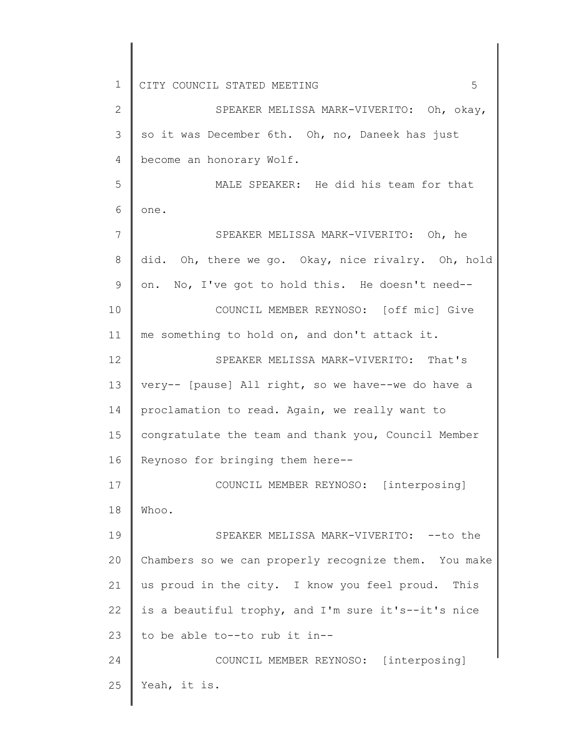SPEAKER MELISSA MARK-VIVERITO: Oh, okay, so it was December 6th. Oh, no, Daneek has just become an honorary Wolf.

MALE SPEAKER: He did his team for that one.

SPEAKER MELISSA MARK-VIVERITO: Oh, he did. Oh, there we go. Okay, nice rivalry. Oh, hold on. No, I've got to hold this. He doesn't need--

COUNCIL MEMBER REYNOSO: [off mic] Give me something to hold on, and don't attack it.

SPEAKER MELISSA MARK-VIVERITO: That's very-- [pause] All right, so we have--we do have a proclamation to read. Again, we really want to congratulate the team and thank you, Council Member Reynoso for bringing them here--

COUNCIL MEMBER REYNOSO: [interposing] Whoo.

SPEAKER MELISSA MARK-VIVERITO: --to the Chambers so we can properly recognize them. You make us proud in the city. I know you feel proud. This is a beautiful trophy, and I'm sure it's--it's nice to be able to--to rub it in--

COUNCIL MEMBER REYNOSO: [interposing] Yeah, it is.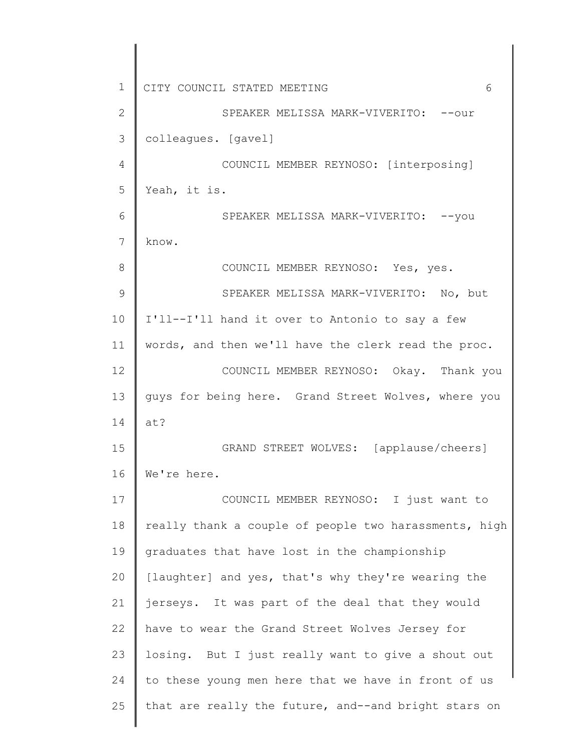SPEAKER MELISSA MARK-VIVERITO: --our colleagues. [gavel]

COUNCIL MEMBER REYNOSO: [interposing] Yeah, it is.

SPEAKER MELISSA MARK-VIVERITO: --you know.

COUNCIL MEMBER REYNOSO: Yes, yes.

SPEAKER MELISSA MARK-VIVERITO: No, but I'll--I'll hand it over to Antonio to say a few words, and then we'll have the clerk read the proc.

COUNCIL MEMBER REYNOSO: Okay. Thank you guys for being here. Grand Street Wolves, where you at?

GRAND STREET WOLVES: [applause/cheers] We're here.

COUNCIL MEMBER REYNOSO: I just want to really thank a couple of people two harassments, high graduates that have lost in the championship [laughter] and yes, that's why they're wearing the jerseys. It was part of the deal that they would have to wear the Grand Street Wolves Jersey for losing. But I just really want to give a shout out to these young men here that we have in front of us that are really the future, and--and bright stars on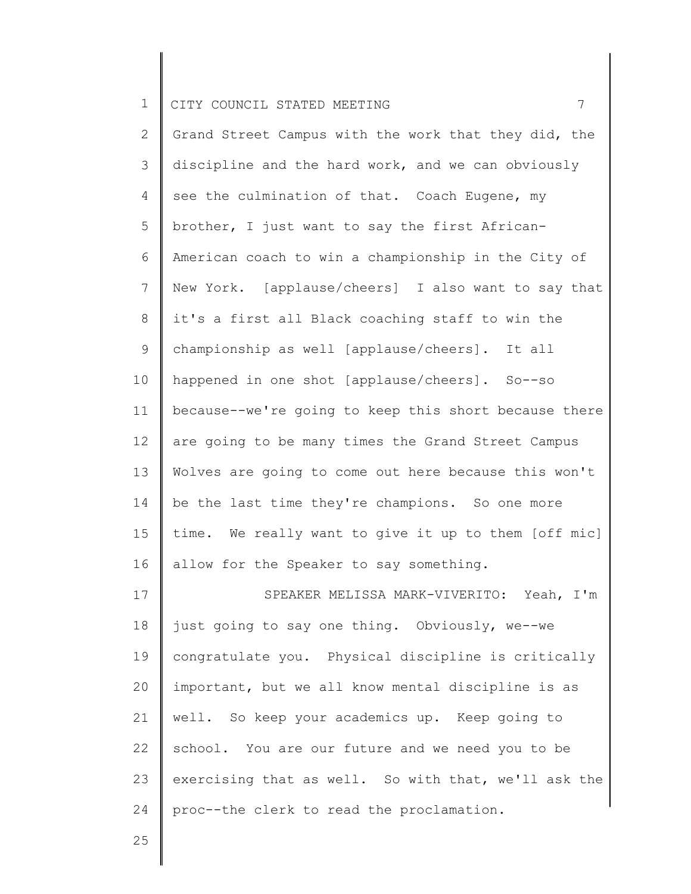Grand Street Campus with the work that they did, the discipline and the hard work, and we can obviously see the culmination of that. Coach Eugene, my brother, I just want to say the first African-American coach to win a championship in the City of New York. [applause/cheers] I also want to say that it's a first all Black coaching staff to win the championship as well [applause/cheers]. It all happened in one shot [applause/cheers]. So--so because--we're going to keep this short because there are going to be many times the Grand Street Campus Wolves are going to come out here because this won't be the last time they're champions. So one more time. We really want to give it up to them [off mic] allow for the Speaker to say something.

SPEAKER MELISSA MARK-VIVERITO: Yeah, I'm just going to say one thing. Obviously, we--we congratulate you. Physical discipline is critically important, but we all know mental discipline is as well. So keep your academics up. Keep going to school. You are our future and we need you to be exercising that as well. So with that, we'll ask the proc--the clerk to read the proclamation.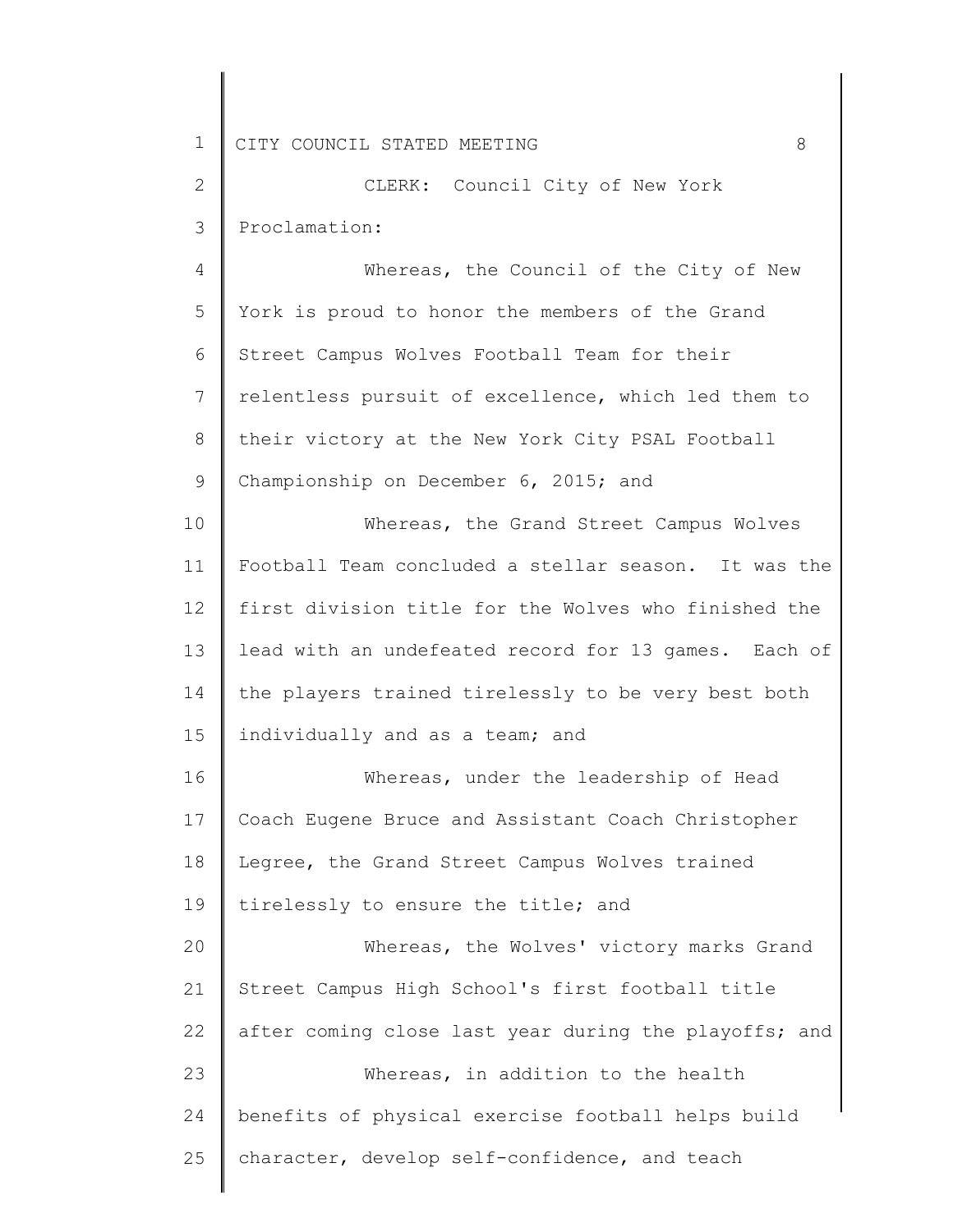CLERK: Council City of New York Proclamation:

Whereas, the Council of the City of New York is proud to honor the members of the Grand Street Campus Wolves Football Team for their relentless pursuit of excellence, which led them to their victory at the New York City PSAL Football Championship on December 6, 2015; and

Whereas, the Grand Street Campus Wolves Football Team concluded a stellar season. It was the first division title for the Wolves who finished the lead with an undefeated record for 13 games. Each of the players trained tirelessly to be very best both individually and as a team; and

Whereas, under the leadership of Head Coach Eugene Bruce and Assistant Coach Christopher Legree, the Grand Street Campus Wolves trained tirelessly to ensure the title; and

Whereas, the Wolves' victory marks Grand Street Campus High School's first football title after coming close last year during the playoffs; and

Whereas, in addition to the health benefits of physical exercise football helps build character, develop self-confidence, and teach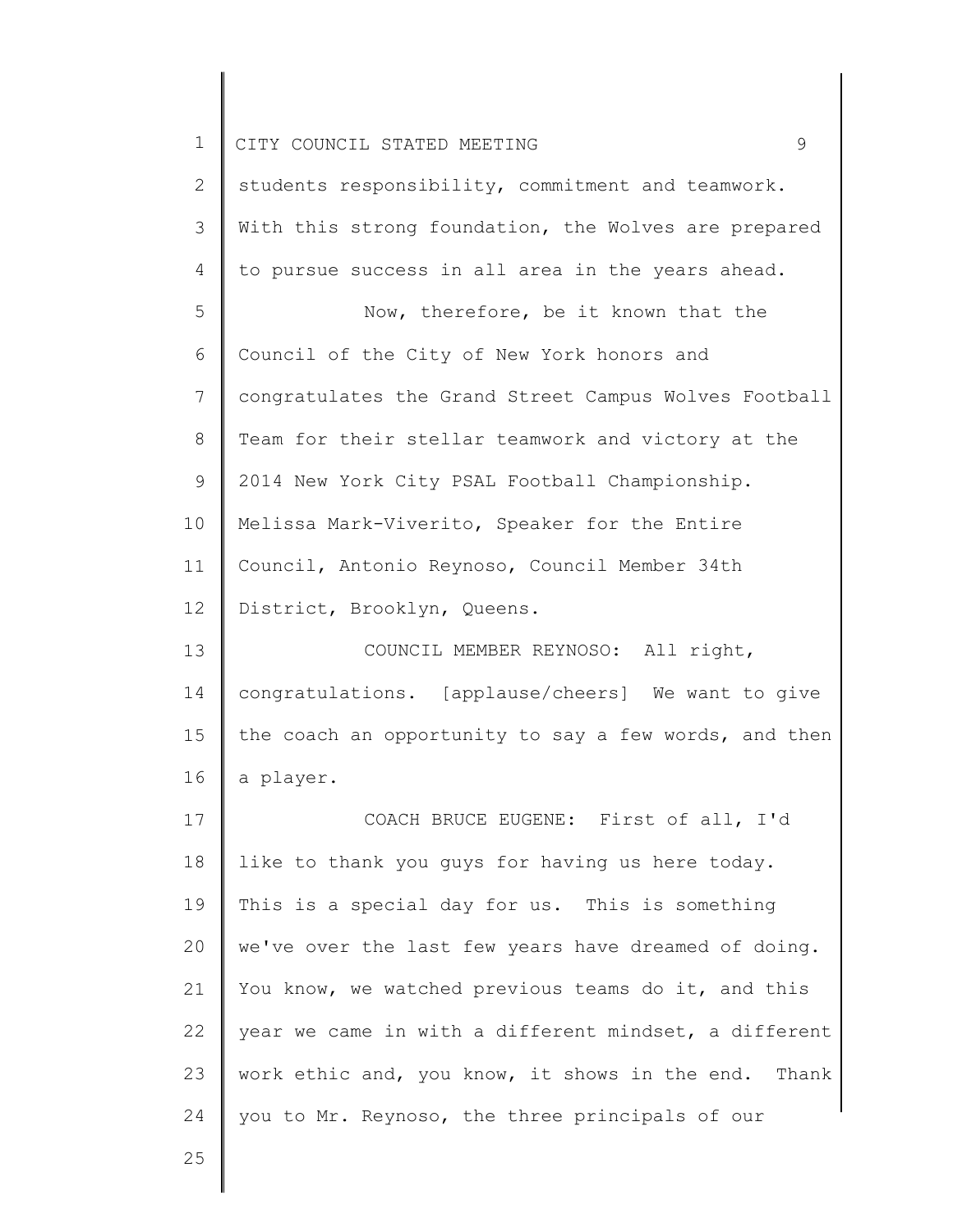students responsibility, commitment and teamwork. With this strong foundation, the Wolves are prepared to pursue success in all area in the years ahead.

Now, therefore, be it known that the Council of the City of New York honors and congratulates the Grand Street Campus Wolves Football Team for their stellar teamwork and victory at the 2014 New York City PSAL Football Championship. Melissa Mark-Viverito, Speaker for the Entire Council, Antonio Reynoso, Council Member 34th District, Brooklyn, Queens.

COUNCIL MEMBER REYNOSO: All right, congratulations. [applause/cheers] We want to give the coach an opportunity to say a few words, and then a player.

COACH BRUCE EUGENE: First of all, I'd like to thank you guys for having us here today. This is a special day for us. This is something we've over the last few years have dreamed of doing. You know, we watched previous teams do it, and this year we came in with a different mindset, a different work ethic and, you know, it shows in the end. Thank you to Mr. Reynoso, the three principals of our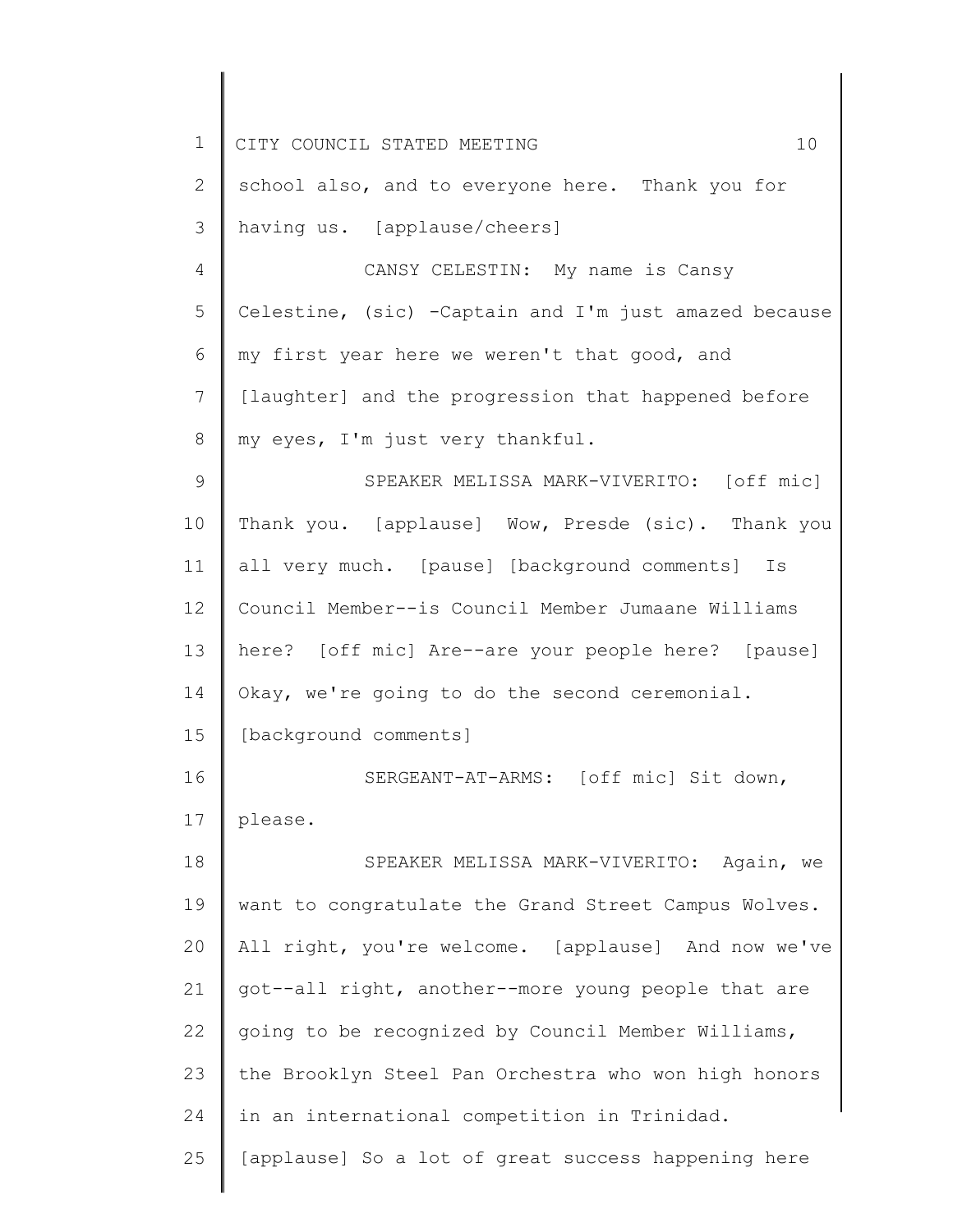school also, and to everyone here. Thank you for having us. [applause/cheers]

CANSY CELESTIN: My name is Cansy Celestine, (sic) -Captain and I'm just amazed because my first year here we weren't that good, and [laughter] and the progression that happened before my eyes, I'm just very thankful.

SPEAKER MELISSA MARK-VIVERITO: [off mic] Thank you. [applause] Wow, Presde (sic). Thank you all very much. [pause] [background comments] Is Council Member--is Council Member Jumaane Williams here? [off mic] Are--are your people here? [pause] Okay, we're going to do the second ceremonial. [background comments]

SERGEANT-AT-ARMS: [off mic] Sit down, please.

SPEAKER MELISSA MARK-VIVERITO: Again, we want to congratulate the Grand Street Campus Wolves. All right, you're welcome. [applause] And now we've got--all right, another--more young people that are going to be recognized by Council Member Williams, the Brooklyn Steel Pan Orchestra who won high honors in an international competition in Trinidad. [applause] So a lot of great success happening here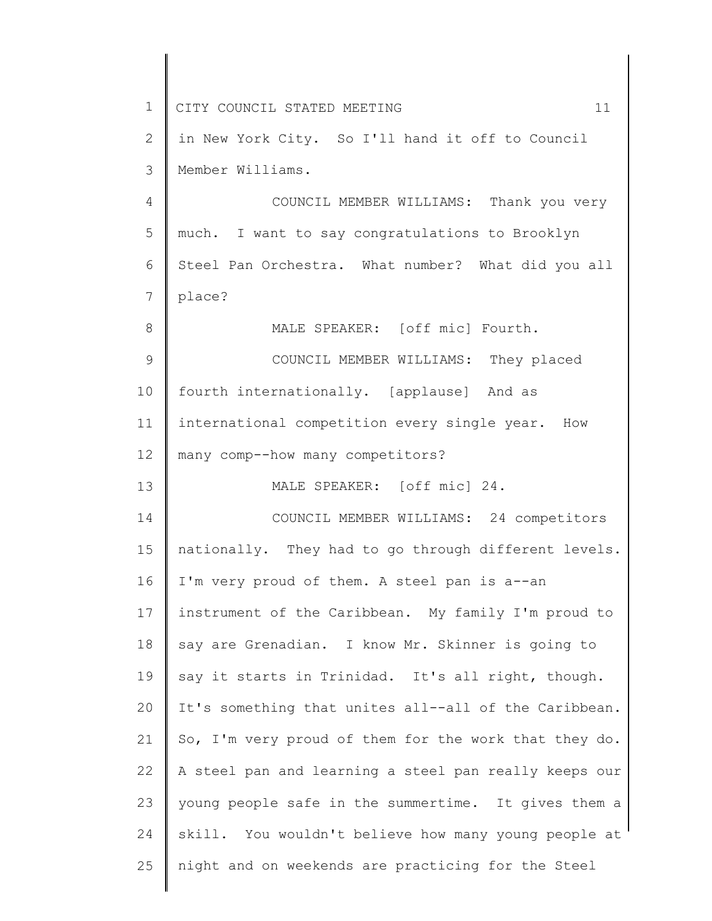in New York City. So I'll hand it off to Council Member Williams.

COUNCIL MEMBER WILLIAMS: Thank you very much. I want to say congratulations to Brooklyn Steel Pan Orchestra. What number? What did you all place?

MALE SPEAKER: [off mic] Fourth.

COUNCIL MEMBER WILLIAMS: They placed fourth internationally. [applause] And as international competition every single year. How many comp--how many competitors?

MALE SPEAKER: [off mic] 24.

COUNCIL MEMBER WILLIAMS: 24 competitors nationally. They had to go through different levels. I'm very proud of them. A steel pan is a--an instrument of the Caribbean. My family I'm proud to say are Grenadian. I know Mr. Skinner is going to say it starts in Trinidad. It's all right, though. It's something that unites all--all of the Caribbean. So, I'm very proud of them for the work that they do. A steel pan and learning a steel pan really keeps our young people safe in the summertime. It gives them a skill. You wouldn't believe how many young people at night and on weekends are practicing for the Steel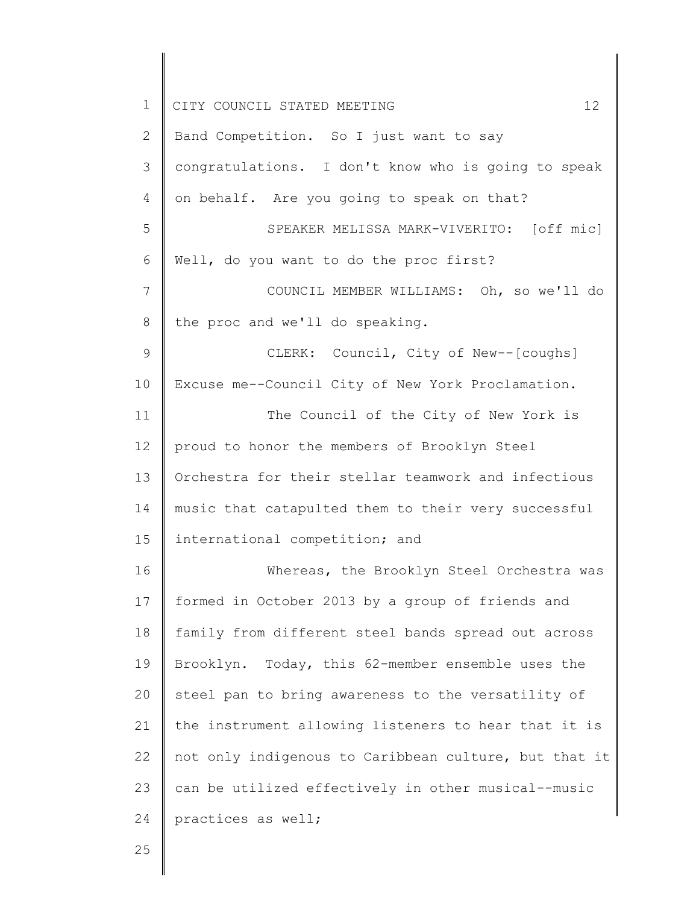Band Competition. So I just want to say congratulations. I don't know who is going to speak on behalf. Are you going to speak on that?

SPEAKER MELISSA MARK-VIVERITO: [off mic] Well, do you want to do the proc first?

COUNCIL MEMBER WILLIAMS: Oh, so we'll do the proc and we'll do speaking.

CLERK: Council, City of New--[coughs] Excuse me--Council City of New York Proclamation.

The Council of the City of New York is proud to honor the members of Brooklyn Steel Orchestra for their stellar teamwork and infectious music that catapulted them to their very successful international competition; and

Whereas, the Brooklyn Steel Orchestra was formed in October 2013 by a group of friends and family from different steel bands spread out across Brooklyn. Today, this 62-member ensemble uses the steel pan to bring awareness to the versatility of the instrument allowing listeners to hear that it is not only indigenous to Caribbean culture, but that it can be utilized effectively in other musical--music practices as well;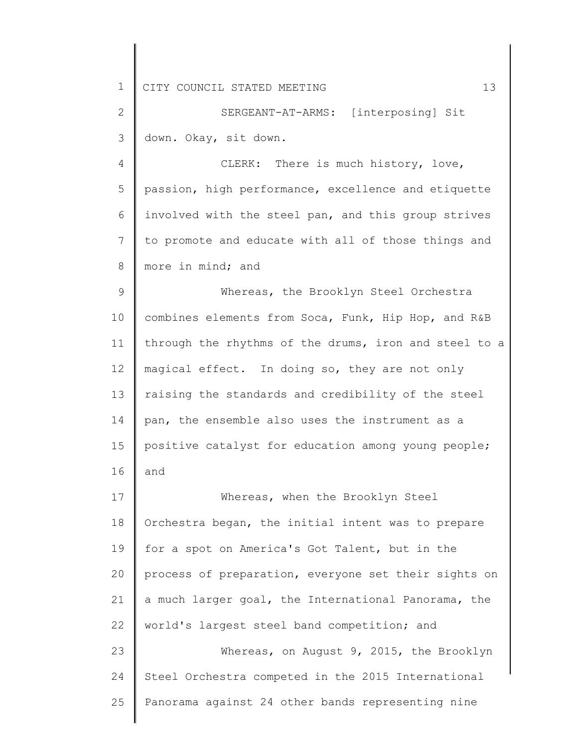SERGEANT-AT-ARMS: [interposing] Sit down. Okay, sit down.

CLERK: There is much history, love, passion, high performance, excellence and etiquette involved with the steel pan, and this group strives to promote and educate with all of those things and more in mind; and

Whereas, the Brooklyn Steel Orchestra combines elements from Soca, Funk, Hip Hop, and R&B through the rhythms of the drums, iron and steel to a magical effect. In doing so, they are not only raising the standards and credibility of the steel pan, the ensemble also uses the instrument as a positive catalyst for education among young people; and

Whereas, when the Brooklyn Steel Orchestra began, the initial intent was to prepare for a spot on America's Got Talent, but in the process of preparation, everyone set their sights on a much larger goal, the International Panorama, the world's largest steel band competition; and

Whereas, on August 9, 2015, the Brooklyn Steel Orchestra competed in the 2015 International Panorama against 24 other bands representing nine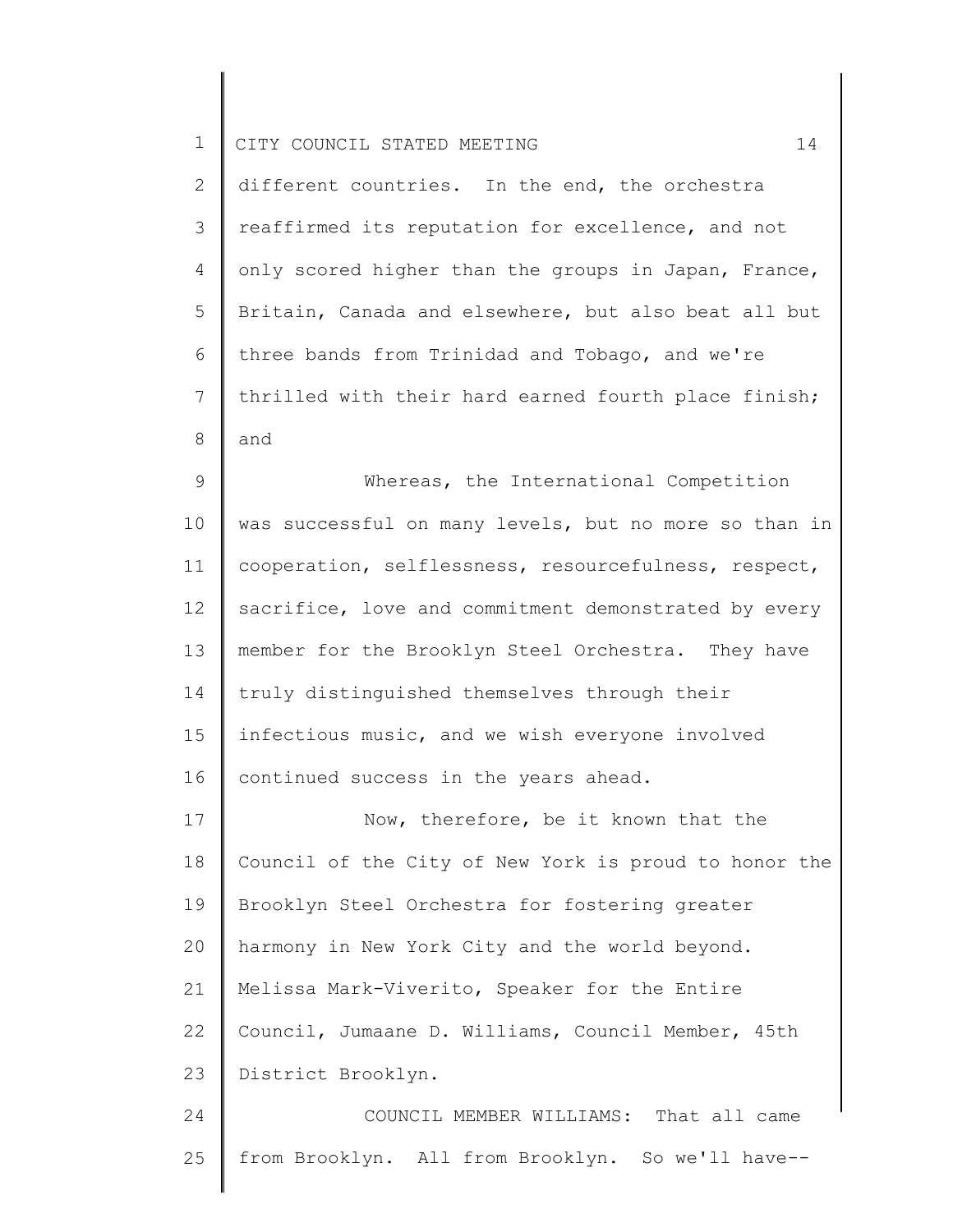different countries. In the end, the orchestra reaffirmed its reputation for excellence, and not only scored higher than the groups in Japan, France, Britain, Canada and elsewhere, but also beat all but three bands from Trinidad and Tobago, and we're thrilled with their hard earned fourth place finish; and

Whereas, the International Competition was successful on many levels, but no more so than in cooperation, selflessness, resourcefulness, respect, sacrifice, love and commitment demonstrated by every member for the Brooklyn Steel Orchestra. They have truly distinguished themselves through their infectious music, and we wish everyone involved continued success in the years ahead.

Now, therefore, be it known that the Council of the City of New York is proud to honor the Brooklyn Steel Orchestra for fostering greater harmony in New York City and the world beyond. Melissa Mark-Viverito, Speaker for the Entire Council, Jumaane D. Williams, Council Member, 45th District Brooklyn.

COUNCIL MEMBER WILLIAMS: That all came from Brooklyn. All from Brooklyn. So we'll have--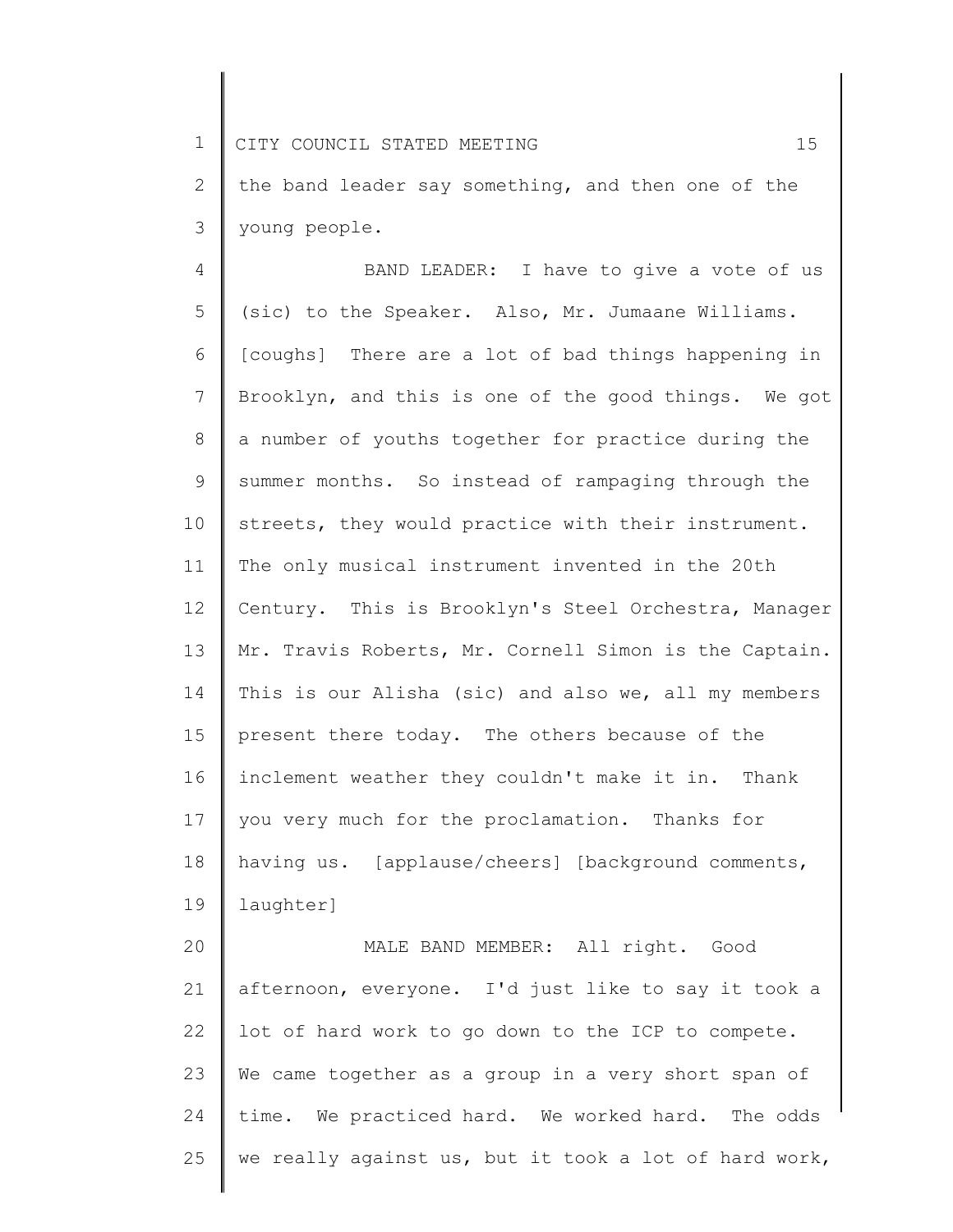the band leader say something, and then one of the young people.

BAND LEADER: I have to give a vote of us (sic) to the Speaker. Also, Mr. Jumaane Williams. [coughs] There are a lot of bad things happening in Brooklyn, and this is one of the good things. We got a number of youths together for practice during the summer months. So instead of rampaging through the streets, they would practice with their instrument. The only musical instrument invented in the 20th Century. This is Brooklyn's Steel Orchestra, Manager Mr. Travis Roberts, Mr. Cornell Simon is the Captain. This is our Alisha (sic) and also we, all my members present there today. The others because of the inclement weather they couldn't make it in. Thank you very much for the proclamation. Thanks for having us. [applause/cheers] [background comments, laughter]

MALE BAND MEMBER: All right. Good afternoon, everyone. I'd just like to say it took a lot of hard work to go down to the ICP to compete. We came together as a group in a very short span of time. We practiced hard. We worked hard. The odds we really against us, but it took a lot of hard work,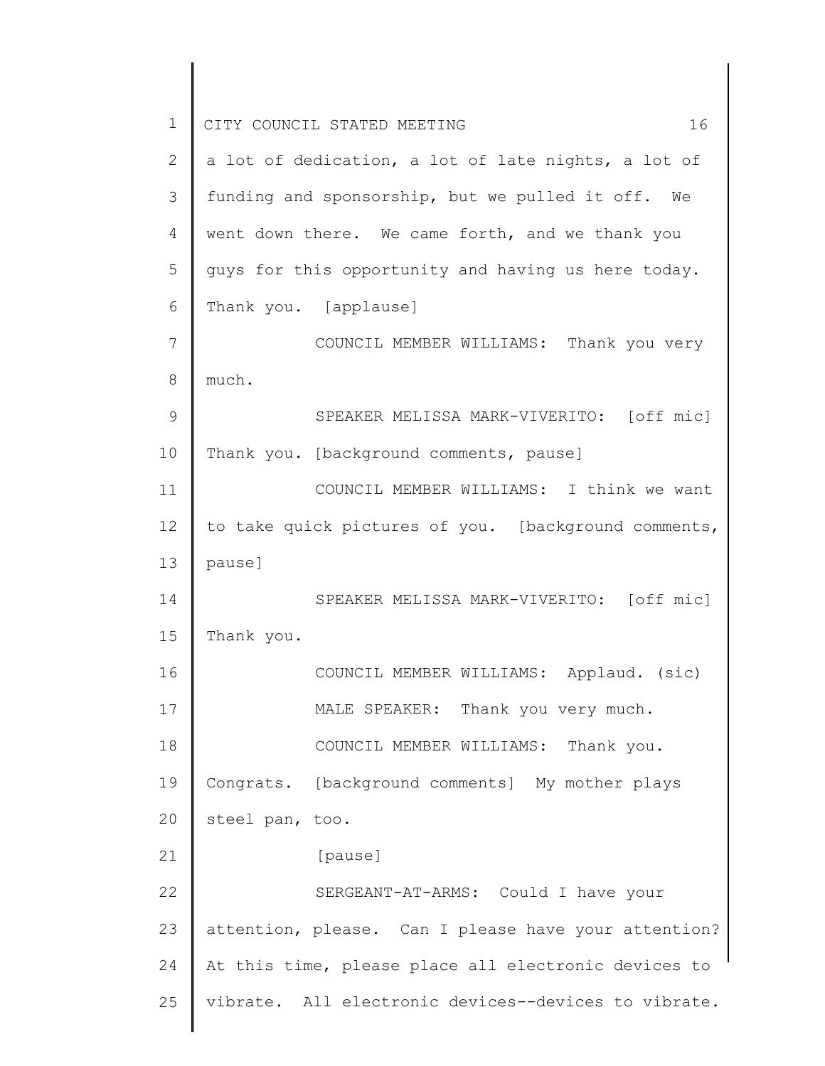a lot of dedication, a lot of late nights, a lot of funding and sponsorship, but we pulled it off. We went down there. We came forth, and we thank you guys for this opportunity and having us here today. Thank you. [applause]

COUNCIL MEMBER WILLIAMS: Thank you very much.

SPEAKER MELISSA MARK-VIVERITO: [off mic] Thank you. [background comments, pause]

COUNCIL MEMBER WILLIAMS: I think we want to take quick pictures of you. [background comments, pause]

SPEAKER MELISSA MARK-VIVERITO: [off mic] Thank you.

COUNCIL MEMBER WILLIAMS: Applaud. (sic)

MALE SPEAKER: Thank you very much.

COUNCIL MEMBER WILLIAMS: Thank you. Congrats. [background comments] My mother plays steel pan, too.

[pause]

SERGEANT-AT-ARMS: Could I have your attention, please. Can I please have your attention? At this time, please place all electronic devices to vibrate. All electronic devices--devices to vibrate.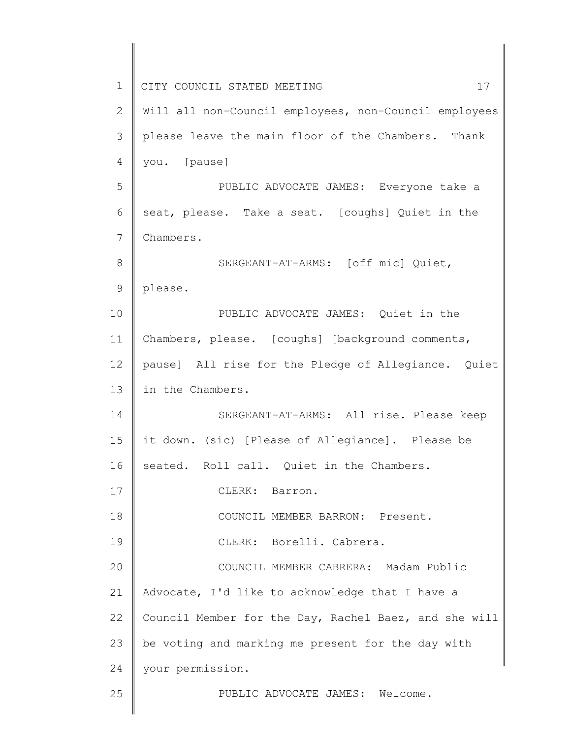Will all non-Council employees, non-Council employees please leave the main floor of the Chambers. Thank you. [pause]

PUBLIC ADVOCATE JAMES: Everyone take a seat, please. Take a seat. [coughs] Quiet in the Chambers.

SERGEANT-AT-ARMS: [off mic] Quiet, please.

PUBLIC ADVOCATE JAMES: Quiet in the Chambers, please. [coughs] [background comments, pause] All rise for the Pledge of Allegiance. Quiet in the Chambers.

SERGEANT-AT-ARMS: All rise. Please keep it down. (sic) [Please of Allegiance]. Please be seated. Roll call. Quiet in the Chambers.

CLERK: Barron.

COUNCIL MEMBER BARRON: Present.

CLERK: Borelli. Cabrera.

COUNCIL MEMBER CABRERA: Madam Public Advocate, I'd like to acknowledge that I have a Council Member for the Day, Rachel Baez, and she will be voting and marking me present for the day with your permission.

PUBLIC ADVOCATE JAMES: Welcome.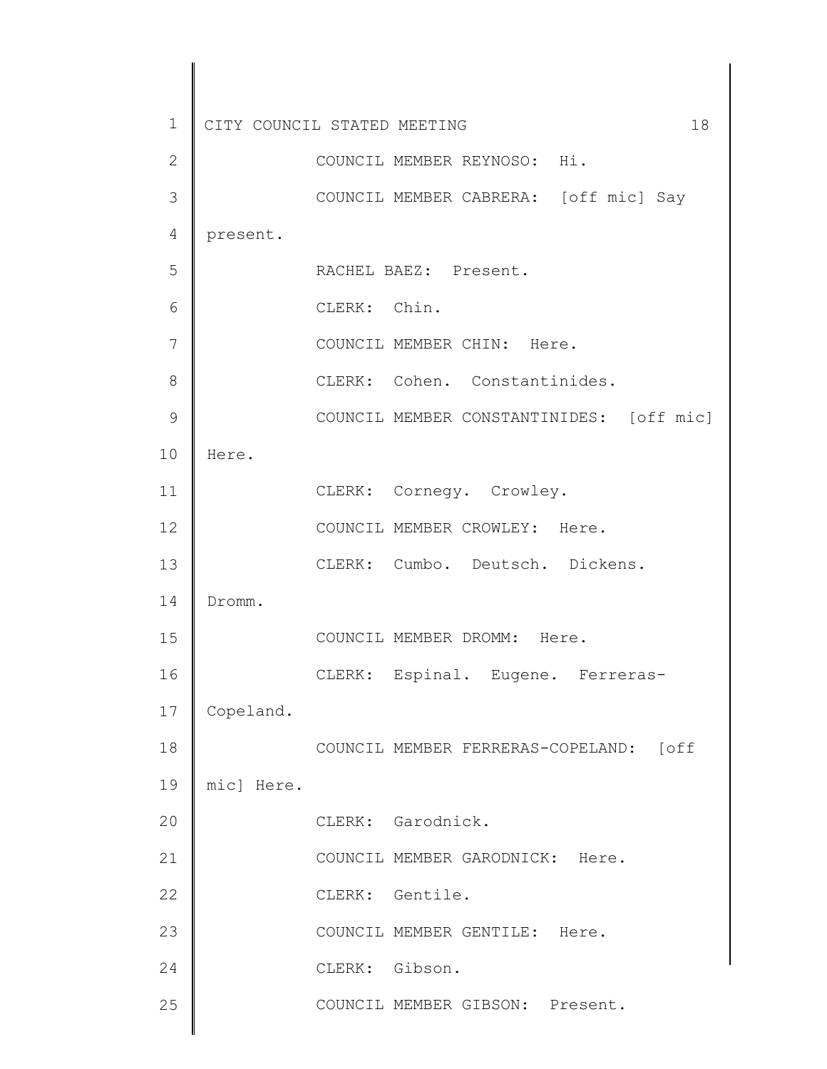COUNCIL MEMBER REYNOSO: Hi.

COUNCIL MEMBER CABRERA: [off mic] Say present.

RACHEL BAEZ: Present.

CLERK: Chin.

COUNCIL MEMBER CHIN: Here.

CLERK: Cohen. Constantinides.

COUNCIL MEMBER CONSTANTINIDES: [off mic] Here.

CLERK: Cornegy. Crowley.

COUNCIL MEMBER CROWLEY: Here.

CLERK: Cumbo. Deutsch. Dickens. Dromm.

COUNCIL MEMBER DROMM: Here.

CLERK: Espinal. Eugene. Ferreras-Copeland.

COUNCIL MEMBER FERRERAS-COPELAND: [off mic] Here.

CLERK: Garodnick.

COUNCIL MEMBER GARODNICK: Here.

CLERK: Gentile.

COUNCIL MEMBER GENTILE: Here.

CLERK: Gibson.

COUNCIL MEMBER GIBSON: Present.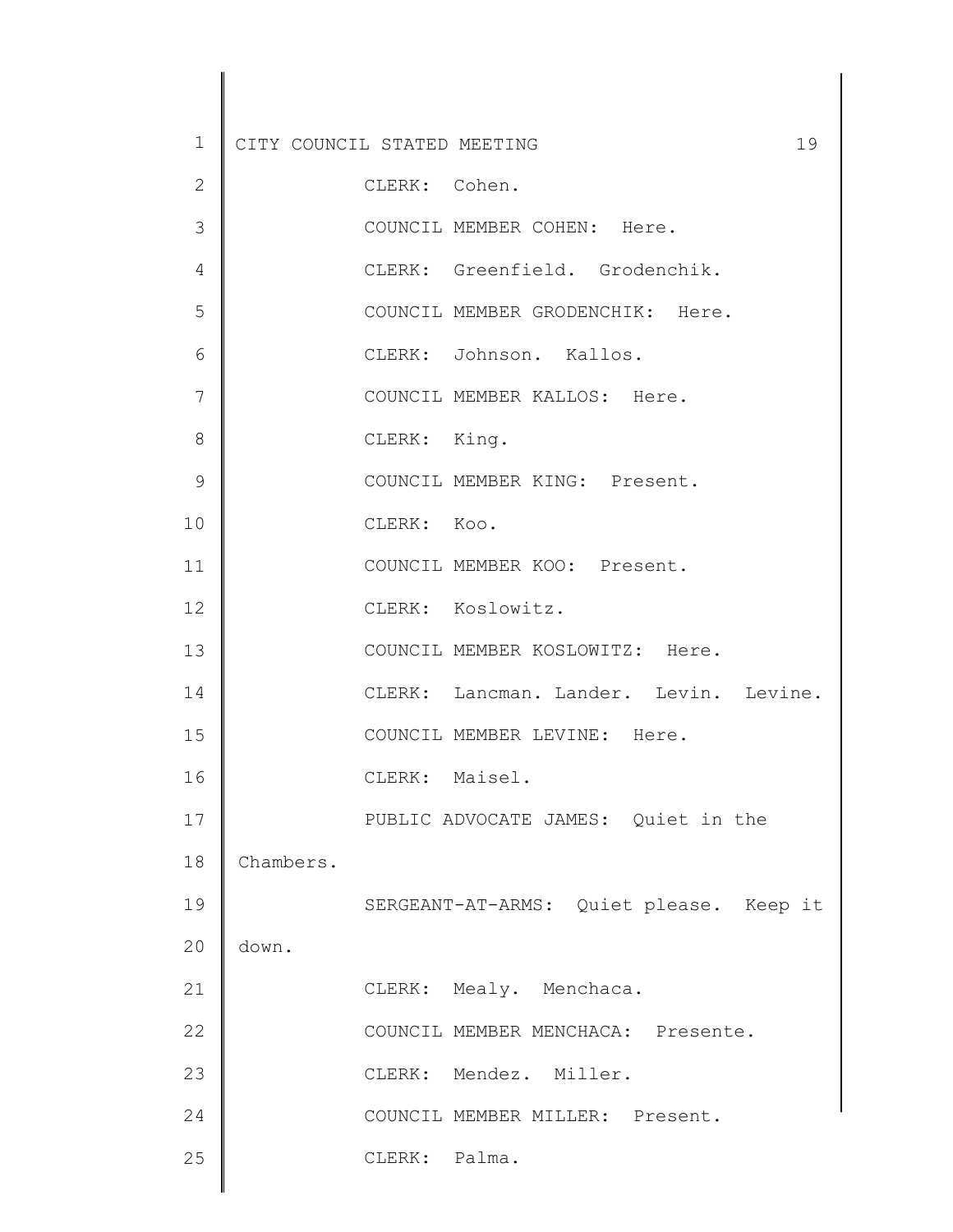CLERK: Cohen.

COUNCIL MEMBER COHEN: Here.

CLERK: Greenfield. Grodenchik.

COUNCIL MEMBER GRODENCHIK: Here.

CLERK: Johnson. Kallos.

COUNCIL MEMBER KALLOS: Here.

CLERK: King.

COUNCIL MEMBER KING: Present.

CLERK: Koo.

COUNCIL MEMBER KOO: Present.

CLERK: Koslowitz.

COUNCIL MEMBER KOSLOWITZ: Here.

CLERK: Lancman. Lander. Levin. Levine.

COUNCIL MEMBER LEVINE: Here.

CLERK: Maisel.

PUBLIC ADVOCATE JAMES: Quiet in the Chambers.

SERGEANT-AT-ARMS: Quiet please. Keep it down.

CLERK: Mealy. Menchaca.

COUNCIL MEMBER MENCHACA: Presente.

CLERK: Mendez. Miller.

COUNCIL MEMBER MILLER: Present.

CLERK: Palma.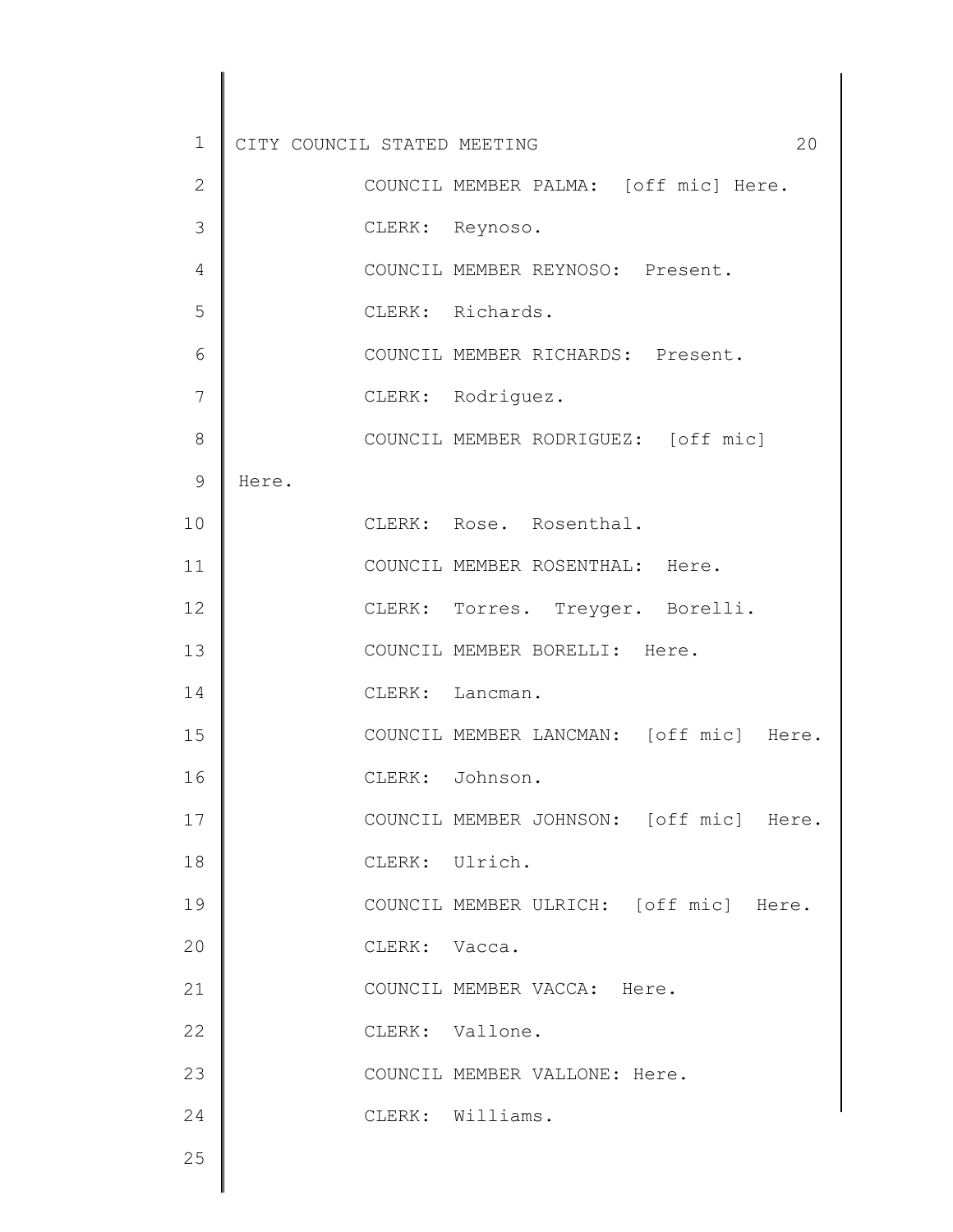COUNCIL MEMBER PALMA: [off mic] Here.

CLERK: Reynoso.

COUNCIL MEMBER REYNOSO: Present.

CLERK: Richards.

COUNCIL MEMBER RICHARDS: Present.

CLERK: Rodriguez.

COUNCIL MEMBER RODRIGUEZ: [off mic] Here.

CLERK: Rose. Rosenthal.

COUNCIL MEMBER ROSENTHAL: Here.

CLERK: Torres. Treyger. Borelli.

COUNCIL MEMBER BORELLI: Here.

CLERK: Lancman.

COUNCIL MEMBER LANCMAN: [off mic] Here.

CLERK: Johnson.

COUNCIL MEMBER JOHNSON: [off mic] Here.

CLERK: Ulrich.

COUNCIL MEMBER ULRICH: [off mic] Here.

CLERK: Vacca.

COUNCIL MEMBER VACCA: Here.

CLERK: Vallone.

COUNCIL MEMBER VALLONE: Here.

CLERK: Williams.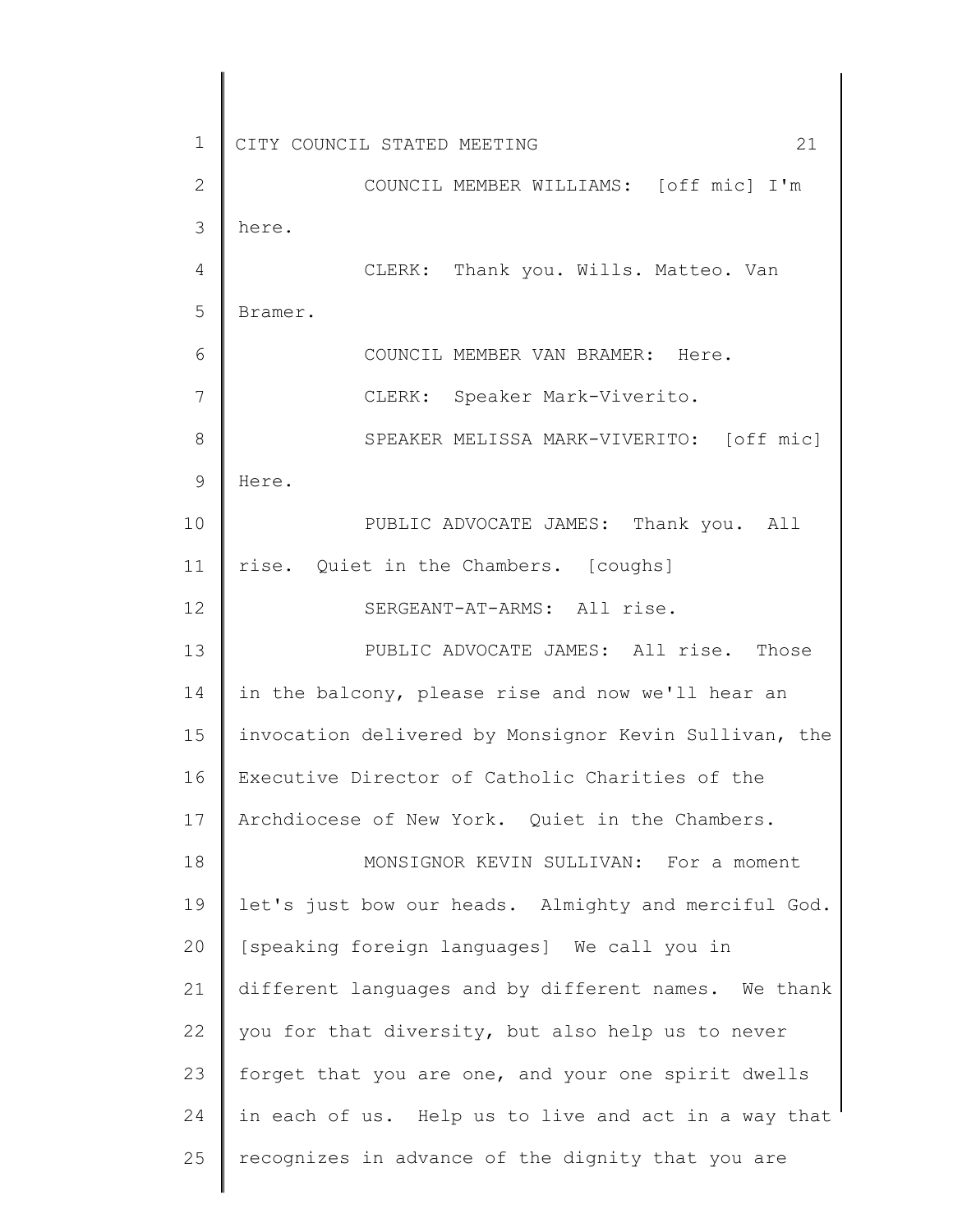COUNCIL MEMBER WILLIAMS: [off mic] I'm here.

CLERK: Thank you. Wills. Matteo. Van Bramer.

COUNCIL MEMBER VAN BRAMER: Here.

CLERK: Speaker Mark-Viverito.

SPEAKER MELISSA MARK-VIVERITO: [off mic] Here.

PUBLIC ADVOCATE JAMES: Thank you. All rise. Quiet in the Chambers. [coughs]

SERGEANT-AT-ARMS: All rise.

PUBLIC ADVOCATE JAMES: All rise. Those in the balcony, please rise and now we'll hear an invocation delivered by Monsignor Kevin Sullivan, the Executive Director of Catholic Charities of the Archdiocese of New York. Quiet in the Chambers.

MONSIGNOR KEVIN SULLIVAN: For a moment let's just bow our heads. Almighty and merciful God. [speaking foreign languages] We call you in different languages and by different names. We thank you for that diversity, but also help us to never forget that you are one, and your one spirit dwells in each of us. Help us to live and act in a way that recognizes in advance of the dignity that you are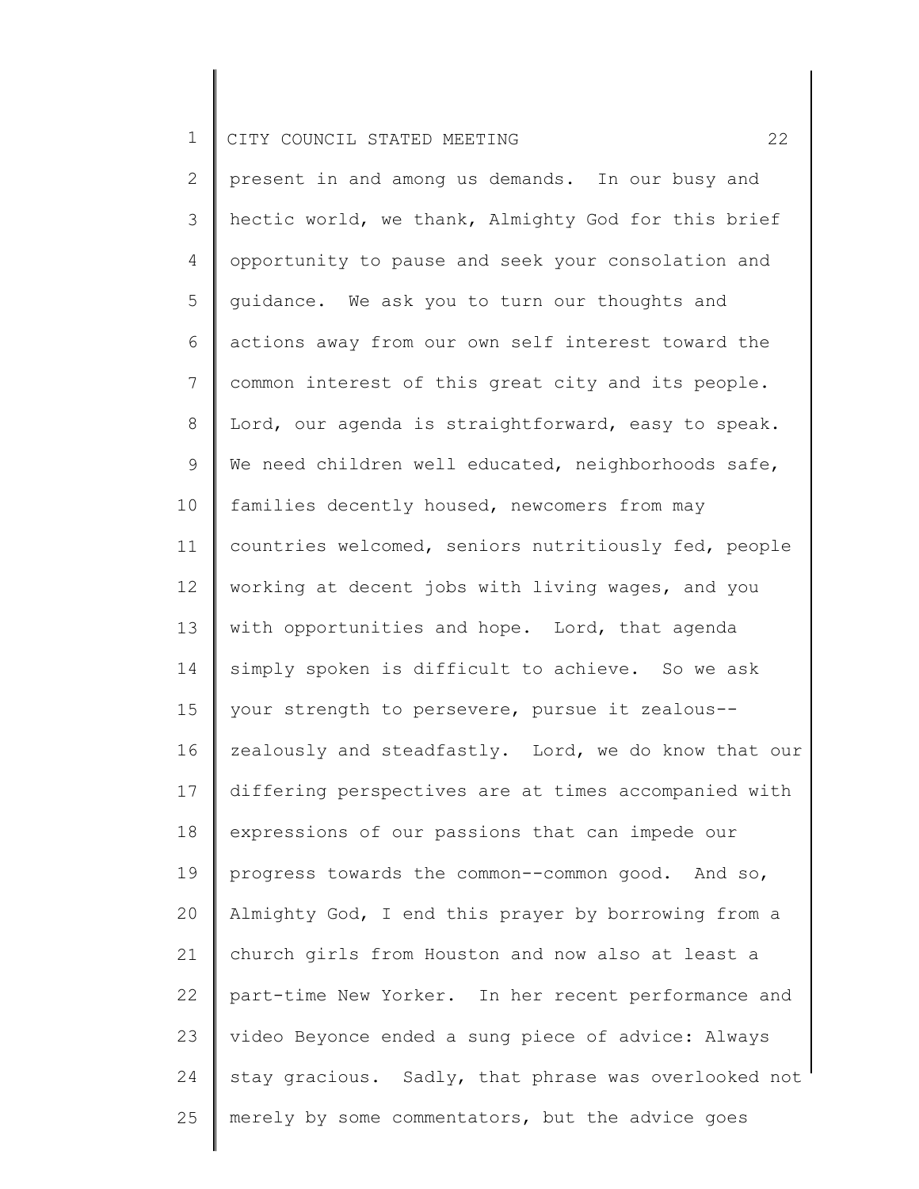present in and among us demands. In our busy and hectic world, we thank, Almighty God for this brief opportunity to pause and seek your consolation and guidance. We ask you to turn our thoughts and actions away from our own self interest toward the common interest of this great city and its people. Lord, our agenda is straightforward, easy to speak. We need children well educated, neighborhoods safe, families decently housed, newcomers from may countries welcomed, seniors nutritiously fed, people working at decent jobs with living wages, and you with opportunities and hope. Lord, that agenda simply spoken is difficult to achieve. So we ask your strength to persevere, pursue it zealous--zealously and steadfastly. Lord, we do know that our differing perspectives are at times accompanied with expressions of our passions that can impede our progress towards the common--common good. And so, Almighty God, I end this prayer by borrowing from a church girls from Houston and now also at least a part-time New Yorker. In her recent performance and video Beyonce ended a sung piece of advice: Always stay gracious. Sadly, that phrase was overlooked not merely by some commentators, but the advice goes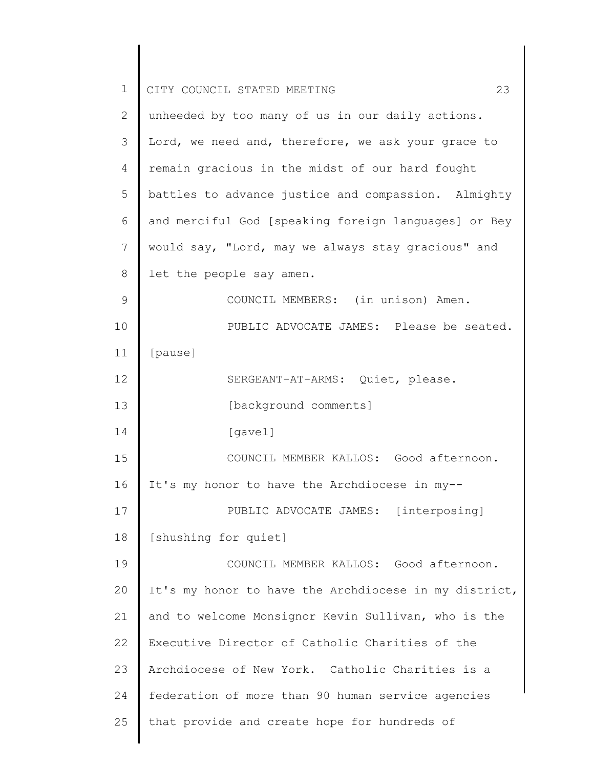unheeded by too many of us in our daily actions. Lord, we need and, therefore, we ask your grace to remain gracious in the midst of our hard fought battles to advance justice and compassion. Almighty and merciful God [speaking foreign languages] or Bey would say, "Lord, may we always stay gracious" and let the people say amen.

COUNCIL MEMBERS: (in unison) Amen.

PUBLIC ADVOCATE JAMES: Please be seated. [pause]

SERGEANT-AT-ARMS: Quiet, please.

[background comments]

[gavel]

COUNCIL MEMBER KALLOS: Good afternoon. It's my honor to have the Archdiocese in my--

PUBLIC ADVOCATE JAMES: [interposing] [shushing for quiet]

COUNCIL MEMBER KALLOS: Good afternoon. It's my honor to have the Archdiocese in my district, and to welcome Monsignor Kevin Sullivan, who is the Executive Director of Catholic Charities of the Archdiocese of New York. Catholic Charities is a federation of more than 90 human service agencies that provide and create hope for hundreds of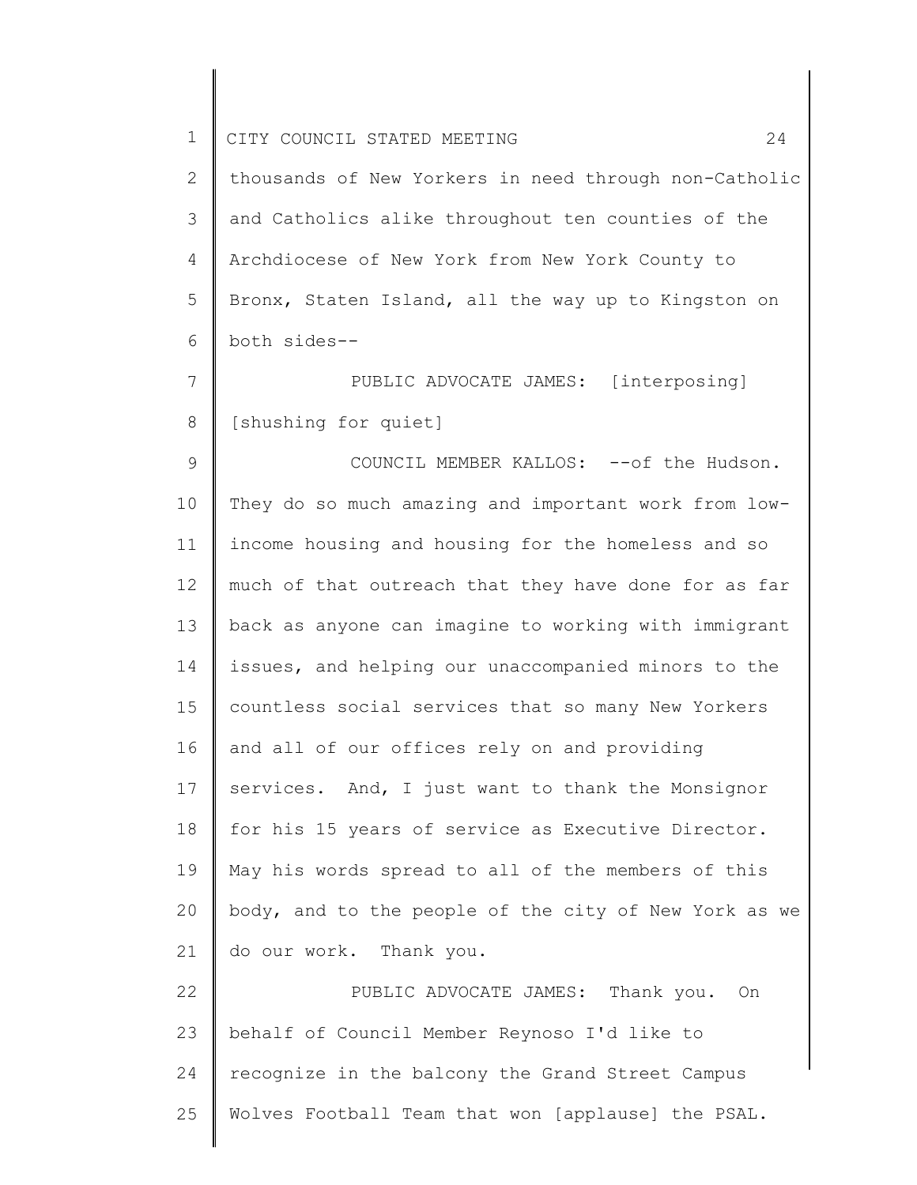thousands of New Yorkers in need through non-Catholic and Catholics alike throughout ten counties of the Archdiocese of New York from New York County to Bronx, Staten Island, all the way up to Kingston on both sides--

PUBLIC ADVOCATE JAMES: [interposing] [shushing for quiet]

COUNCIL MEMBER KALLOS: --of the Hudson. They do so much amazing and important work from low-income housing and housing for the homeless and so much of that outreach that they have done for as far back as anyone can imagine to working with immigrant issues, and helping our unaccompanied minors to the countless social services that so many New Yorkers and all of our offices rely on and providing services. And, I just want to thank the Monsignor for his 15 years of service as Executive Director. May his words spread to all of the members of this body, and to the people of the city of New York as we do our work. Thank you.

PUBLIC ADVOCATE JAMES: Thank you. On behalf of Council Member Reynoso I'd like to recognize in the balcony the Grand Street Campus Wolves Football Team that won [applause] the PSAL.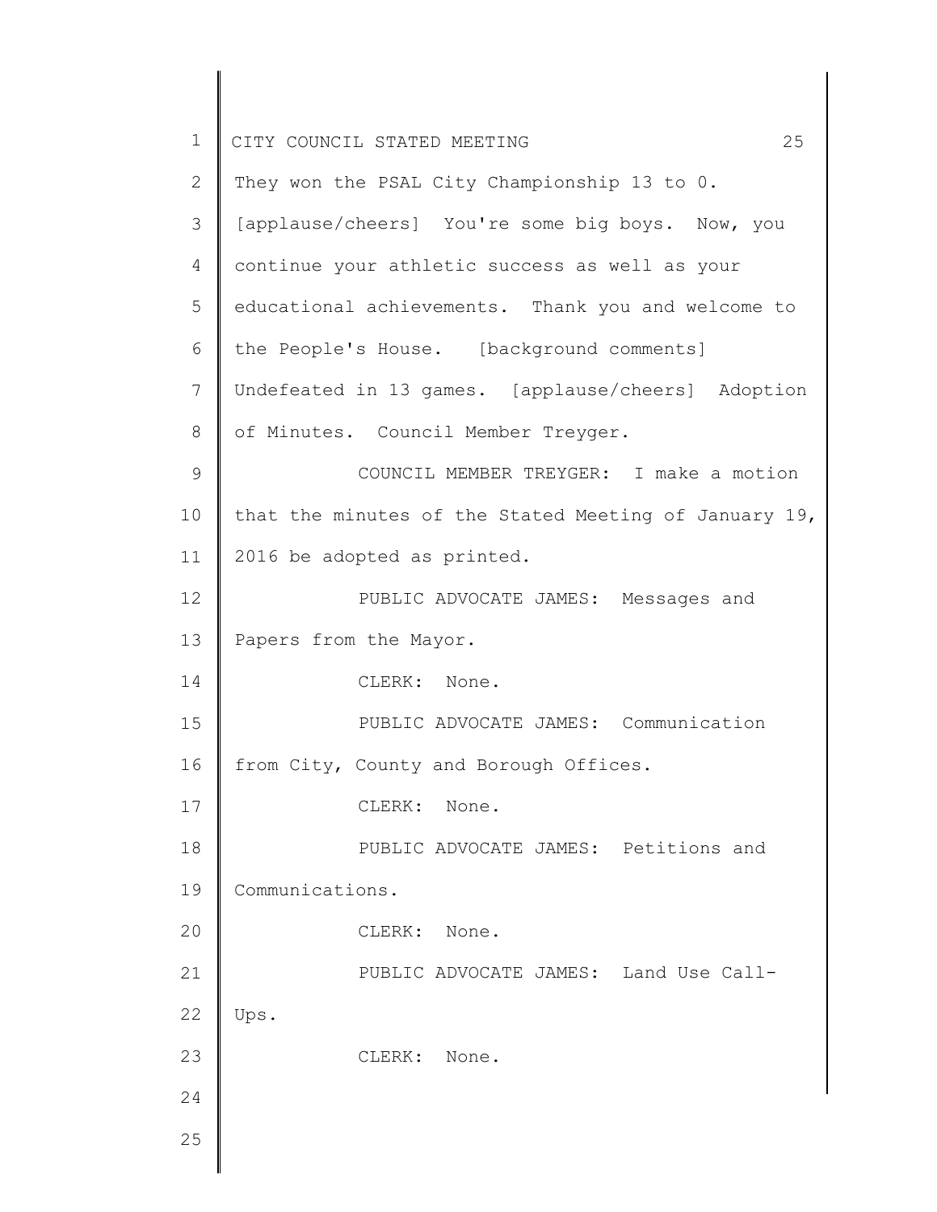They won the PSAL City Championship 13 to 0. [applause/cheers] You're some big boys. Now, you continue your athletic success as well as your educational achievements. Thank you and welcome to the People's House. [background comments] Undefeated in 13 games. [applause/cheers] Adoption of Minutes. Council Member Treyger.

COUNCIL MEMBER TREYGER: I make a motion that the minutes of the Stated Meeting of January 19, 2016 be adopted as printed.

PUBLIC ADVOCATE JAMES: Messages and Papers from the Mayor.

CLERK: None.

PUBLIC ADVOCATE JAMES: Communication from City, County and Borough Offices.

CLERK: None.

PUBLIC ADVOCATE JAMES: Petitions and Communications.

CLERK: None.

PUBLIC ADVOCATE JAMES: Land Use Call-Ups.

CLERK: None.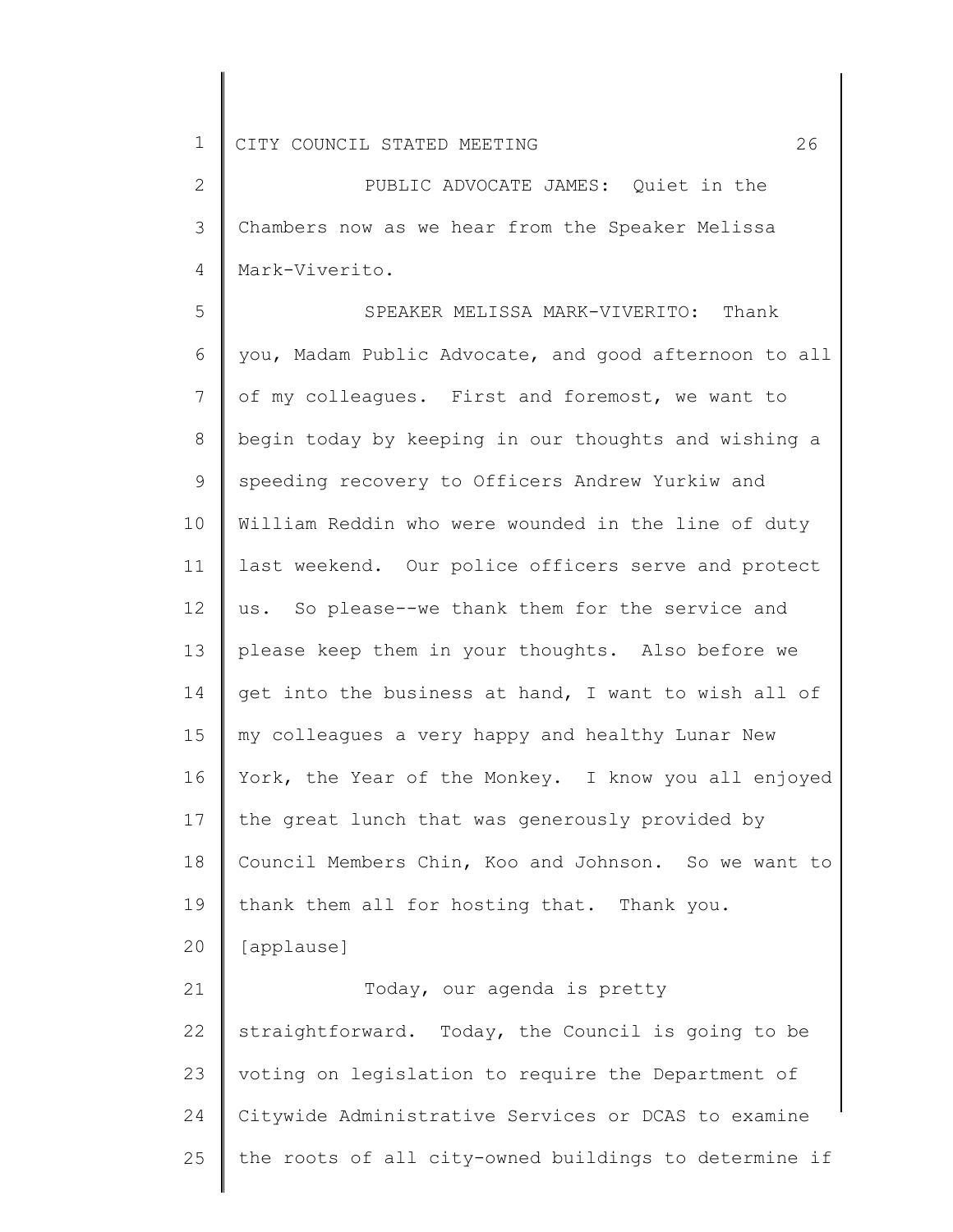PUBLIC ADVOCATE JAMES: Quiet in the Chambers now as we hear from the Speaker Melissa Mark-Viverito.

SPEAKER MELISSA MARK-VIVERITO: Thank you, Madam Public Advocate, and good afternoon to all of my colleagues. First and foremost, we want to begin today by keeping in our thoughts and wishing a speeding recovery to Officers Andrew Yurkiw and William Reddin who were wounded in the line of duty last weekend. Our police officers serve and protect us. So please--we thank them for the service and please keep them in your thoughts. Also before we get into the business at hand, I want to wish all of my colleagues a very happy and healthy Lunar New York, the Year of the Monkey. I know you all enjoyed the great lunch that was generously provided by Council Members Chin, Koo and Johnson. So we want to thank them all for hosting that. Thank you. [applause]

Today, our agenda is pretty straightforward. Today, the Council is going to be voting on legislation to require the Department of Citywide Administrative Services or DCAS to examine the roots of all city-owned buildings to determine if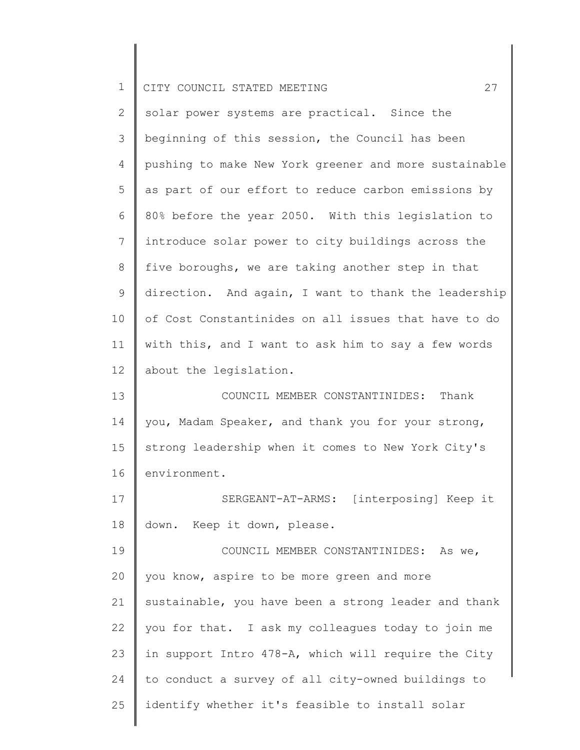solar power systems are practical. Since the beginning of this session, the Council has been pushing to make New York greener and more sustainable as part of our effort to reduce carbon emissions by 80% before the year 2050. With this legislation to introduce solar power to city buildings across the five boroughs, we are taking another step in that direction. And again, I want to thank the leadership of Cost Constantinides on all issues that have to do with this, and I want to ask him to say a few words about the legislation.

COUNCIL MEMBER CONSTANTINIDES: Thank you, Madam Speaker, and thank you for your strong, strong leadership when it comes to New York City's environment.

SERGEANT-AT-ARMS: [interposing] Keep it down. Keep it down, please.

COUNCIL MEMBER CONSTANTINIDES: As we, you know, aspire to be more green and more sustainable, you have been a strong leader and thank you for that. I ask my colleagues today to join me in support Intro 478-A, which will require the City to conduct a survey of all city-owned buildings to identify whether it's feasible to install solar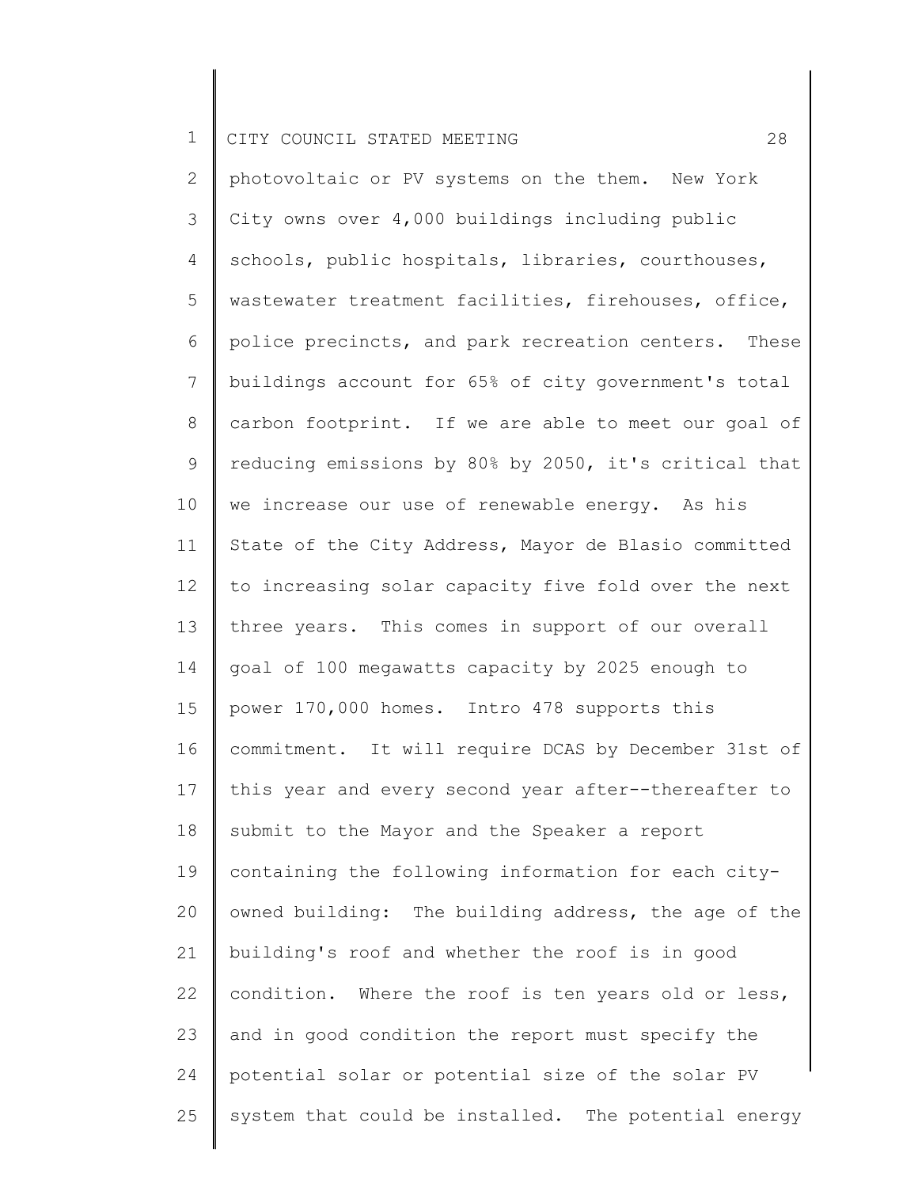photovoltaic or PV systems on the them. New York City owns over 4,000 buildings including public schools, public hospitals, libraries, courthouses, wastewater treatment facilities, firehouses, office, police precincts, and park recreation centers. These buildings account for 65% of city government's total carbon footprint. If we are able to meet our goal of reducing emissions by 80% by 2050, it's critical that we increase our use of renewable energy. As his State of the City Address, Mayor de Blasio committed to increasing solar capacity five fold over the next three years. This comes in support of our overall goal of 100 megawatts capacity by 2025 enough to power 170,000 homes. Intro 478 supports this commitment. It will require DCAS by December 31st of this year and every second year after--thereafter to submit to the Mayor and the Speaker a report containing the following information for each city-owned building: The building address, the age of the building's roof and whether the roof is in good condition. Where the roof is ten years old or less, and in good condition the report must specify the potential solar or potential size of the solar PV system that could be installed. The potential energy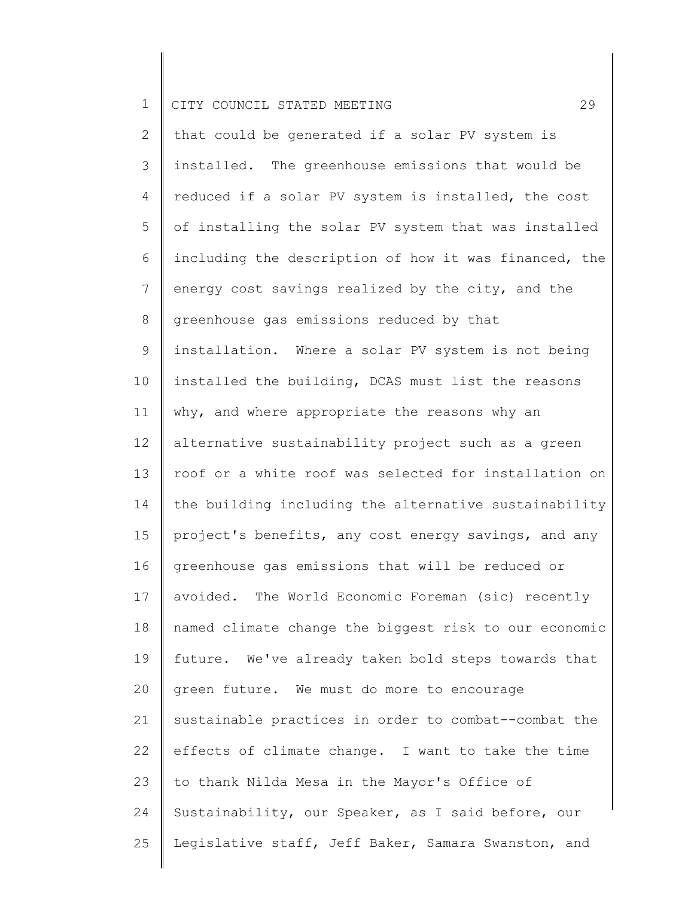that could be generated if a solar PV system is installed. The greenhouse emissions that would be reduced if a solar PV system is installed, the cost of installing the solar PV system that was installed including the description of how it was financed, the energy cost savings realized by the city, and the greenhouse gas emissions reduced by that installation. Where a solar PV system is not being installed the building, DCAS must list the reasons why, and where appropriate the reasons why an alternative sustainability project such as a green roof or a white roof was selected for installation on the building including the alternative sustainability project's benefits, any cost energy savings, and any greenhouse gas emissions that will be reduced or avoided. The World Economic Foreman (sic) recently named climate change the biggest risk to our economic future. We've already taken bold steps towards that green future. We must do more to encourage sustainable practices in order to combat--combat the effects of climate change. I want to take the time to thank Nilda Mesa in the Mayor's Office of Sustainability, our Speaker, as I said before, our Legislative staff, Jeff Baker, Samara Swanston, and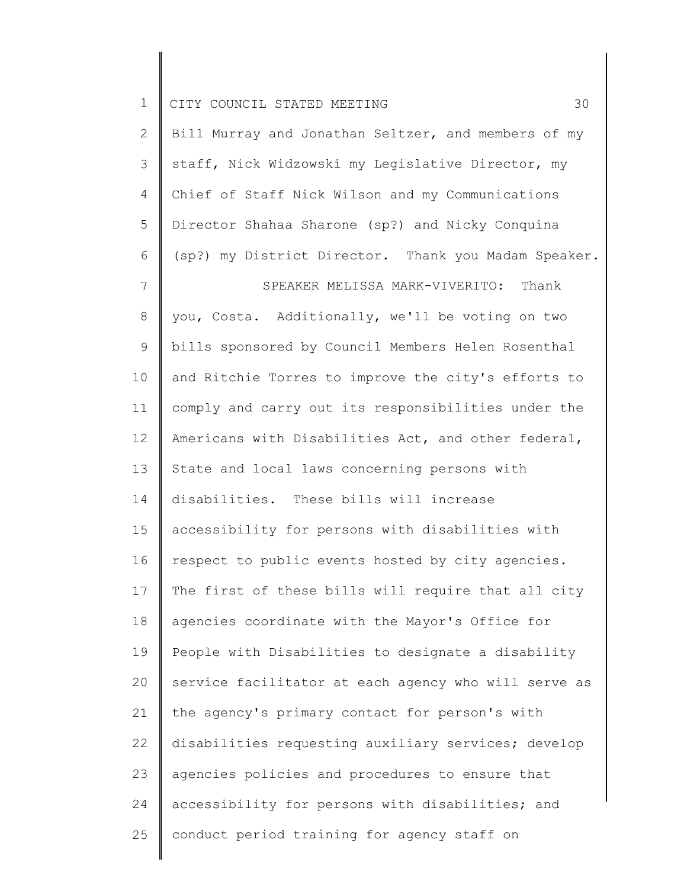Bill Murray and Jonathan Seltzer, and members of my staff, Nick Widzowski my Legislative Director, my Chief of Staff Nick Wilson and my Communications Director Shahaa Sharone (sp?) and Nicky Conquina (sp?) my District Director. Thank you Madam Speaker.

SPEAKER MELISSA MARK-VIVERITO: Thank you, Costa. Additionally, we'll be voting on two bills sponsored by Council Members Helen Rosenthal and Ritchie Torres to improve the city's efforts to comply and carry out its responsibilities under the Americans with Disabilities Act, and other federal, State and local laws concerning persons with disabilities. These bills will increase accessibility for persons with disabilities with respect to public events hosted by city agencies. The first of these bills will require that all city agencies coordinate with the Mayor's Office for People with Disabilities to designate a disability service facilitator at each agency who will serve as the agency's primary contact for person's with disabilities requesting auxiliary services; develop agencies policies and procedures to ensure that accessibility for persons with disabilities; and conduct period training for agency staff on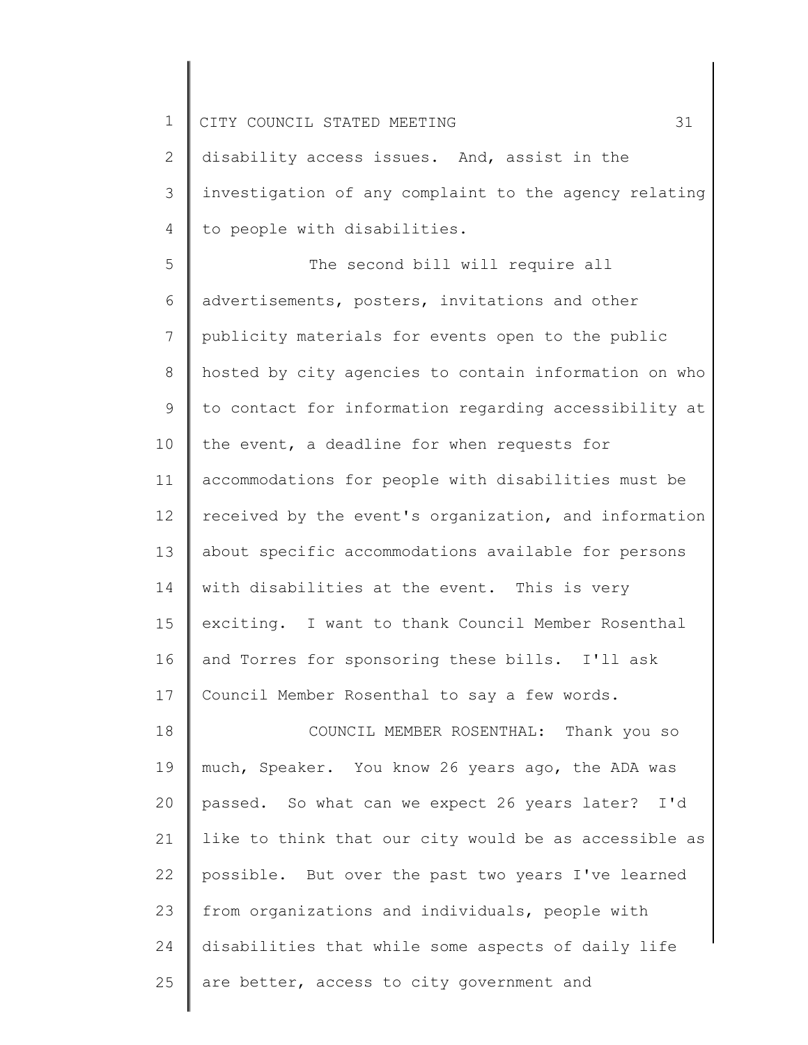disability access issues. And, assist in the investigation of any complaint to the agency relating to people with disabilities.

The second bill will require all advertisements, posters, invitations and other publicity materials for events open to the public hosted by city agencies to contain information on who to contact for information regarding accessibility at the event, a deadline for when requests for accommodations for people with disabilities must be received by the event's organization, and information about specific accommodations available for persons with disabilities at the event. This is very exciting. I want to thank Council Member Rosenthal and Torres for sponsoring these bills. I'll ask Council Member Rosenthal to say a few words.

COUNCIL MEMBER ROSENTHAL: Thank you so much, Speaker. You know 26 years ago, the ADA was passed. So what can we expect 26 years later? I'd like to think that our city would be as accessible as possible. But over the past two years I've learned from organizations and individuals, people with disabilities that while some aspects of daily life are better, access to city government and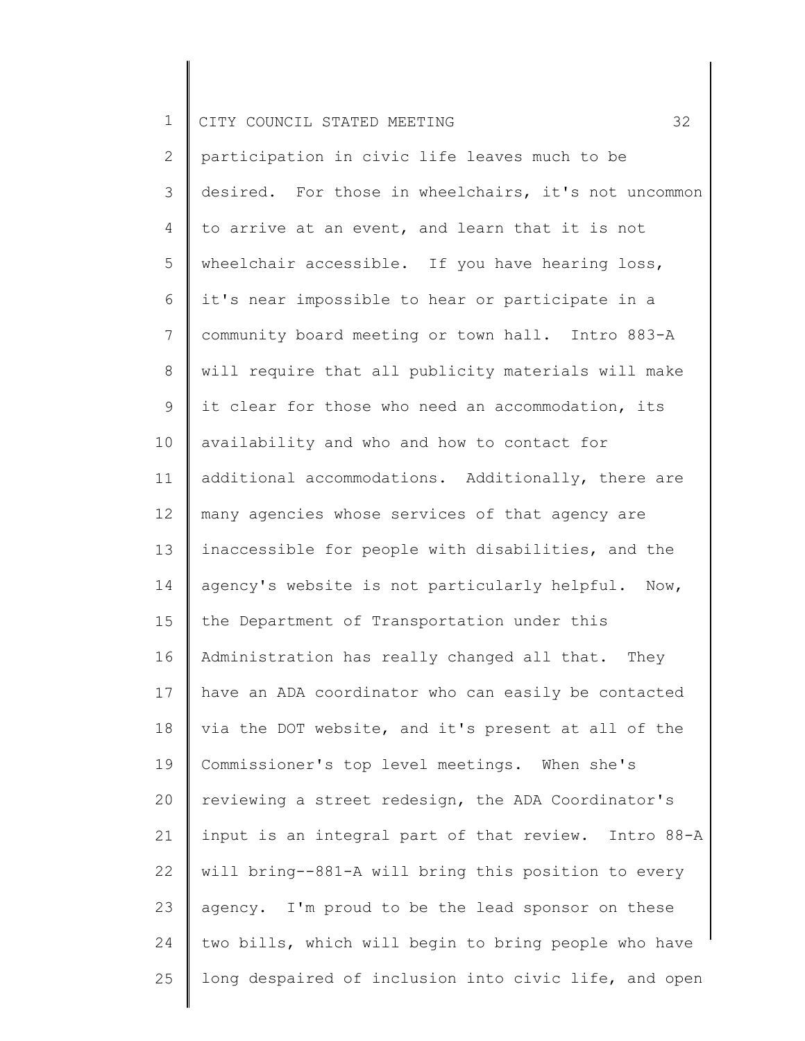participation in civic life leaves much to be desired. For those in wheelchairs, it's not uncommon to arrive at an event, and learn that it is not wheelchair accessible. If you have hearing loss, it's near impossible to hear or participate in a community board meeting or town hall. Intro 883-A will require that all publicity materials will make it clear for those who need an accommodation, its availability and who and how to contact for additional accommodations. Additionally, there are many agencies whose services of that agency are inaccessible for people with disabilities, and the agency's website is not particularly helpful. Now, the Department of Transportation under this Administration has really changed all that. They have an ADA coordinator who can easily be contacted via the DOT website, and it's present at all of the Commissioner's top level meetings. When she's reviewing a street redesign, the ADA Coordinator's input is an integral part of that review. Intro 88-A will bring--881-A will bring this position to every agency. I'm proud to be the lead sponsor on these two bills, which will begin to bring people who have long despaired of inclusion into civic life, and open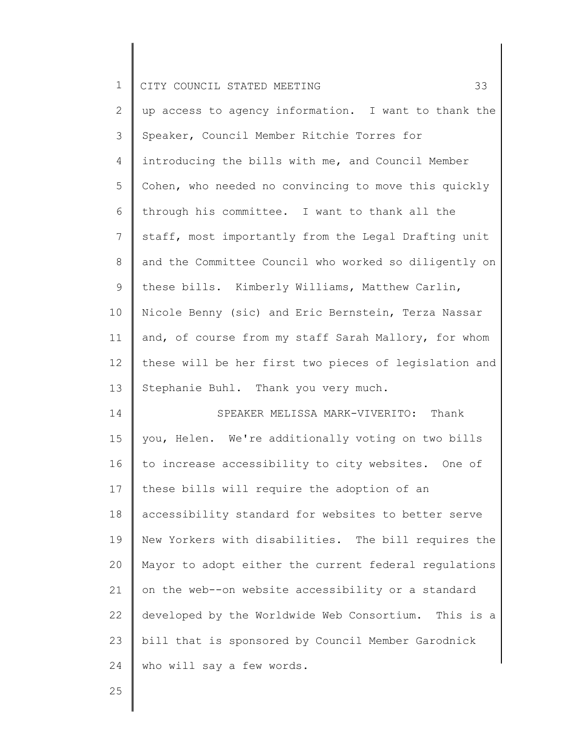up access to agency information. I want to thank the Speaker, Council Member Ritchie Torres for introducing the bills with me, and Council Member Cohen, who needed no convincing to move this quickly through his committee. I want to thank all the staff, most importantly from the Legal Drafting unit and the Committee Council who worked so diligently on these bills. Kimberly Williams, Matthew Carlin, Nicole Benny (sic) and Eric Bernstein, Terza Nassar and, of course from my staff Sarah Mallory, for whom these will be her first two pieces of legislation and Stephanie Buhl. Thank you very much.

SPEAKER MELISSA MARK-VIVERITO: Thank you, Helen. We're additionally voting on two bills to increase accessibility to city websites. One of these bills will require the adoption of an accessibility standard for websites to better serve New Yorkers with disabilities. The bill requires the Mayor to adopt either the current federal regulations on the web--on website accessibility or a standard developed by the Worldwide Web Consortium. This is a bill that is sponsored by Council Member Garodnick who will say a few words.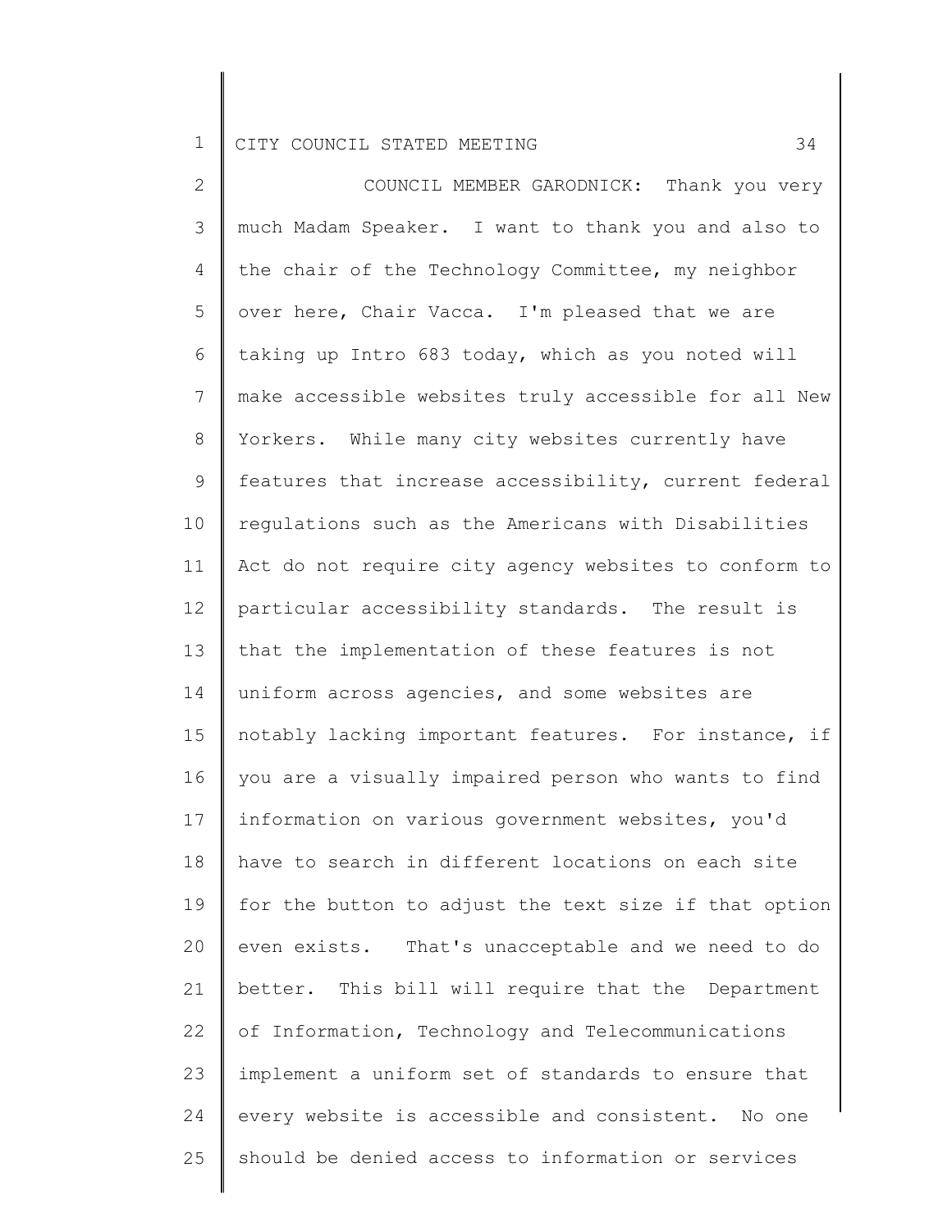COUNCIL MEMBER GARODNICK: Thank you very much Madam Speaker. I want to thank you and also to the chair of the Technology Committee, my neighbor over here, Chair Vacca. I'm pleased that we are taking up Intro 683 today, which as you noted will make accessible websites truly accessible for all New Yorkers. While many city websites currently have features that increase accessibility, current federal regulations such as the Americans with Disabilities Act do not require city agency websites to conform to particular accessibility standards. The result is that the implementation of these features is not uniform across agencies, and some websites are notably lacking important features. For instance, if you are a visually impaired person who wants to find information on various government websites, you'd have to search in different locations on each site for the button to adjust the text size if that option even exists. That's unacceptable and we need to do better. This bill will require that the Department of Information, Technology and Telecommunications implement a uniform set of standards to ensure that every website is accessible and consistent. No one should be denied access to information or services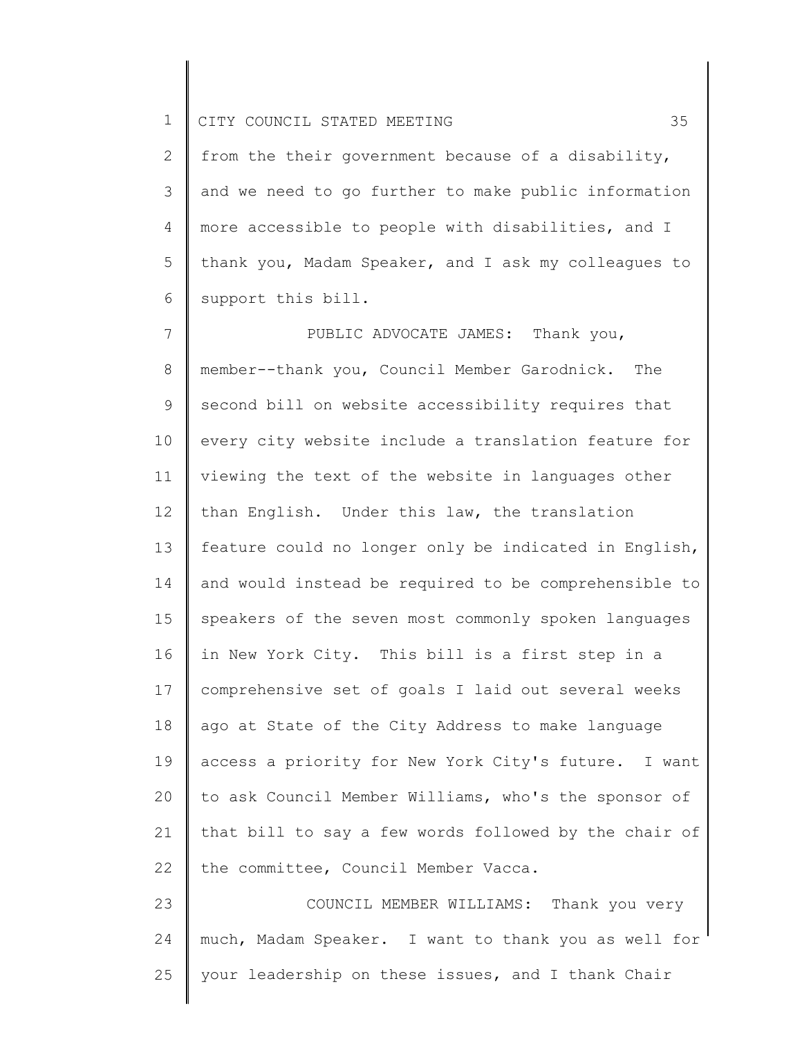from the their government because of a disability, and we need to go further to make public information more accessible to people with disabilities, and I thank you, Madam Speaker, and I ask my colleagues to support this bill.

PUBLIC ADVOCATE JAMES: Thank you, member--thank you, Council Member Garodnick. The second bill on website accessibility requires that every city website include a translation feature for viewing the text of the website in languages other than English. Under this law, the translation feature could no longer only be indicated in English, and would instead be required to be comprehensible to speakers of the seven most commonly spoken languages in New York City. This bill is a first step in a comprehensive set of goals I laid out several weeks ago at State of the City Address to make language access a priority for New York City's future. I want to ask Council Member Williams, who's the sponsor of that bill to say a few words followed by the chair of the committee, Council Member Vacca.

COUNCIL MEMBER WILLIAMS: Thank you very much, Madam Speaker. I want to thank you as well for your leadership on these issues, and I thank Chair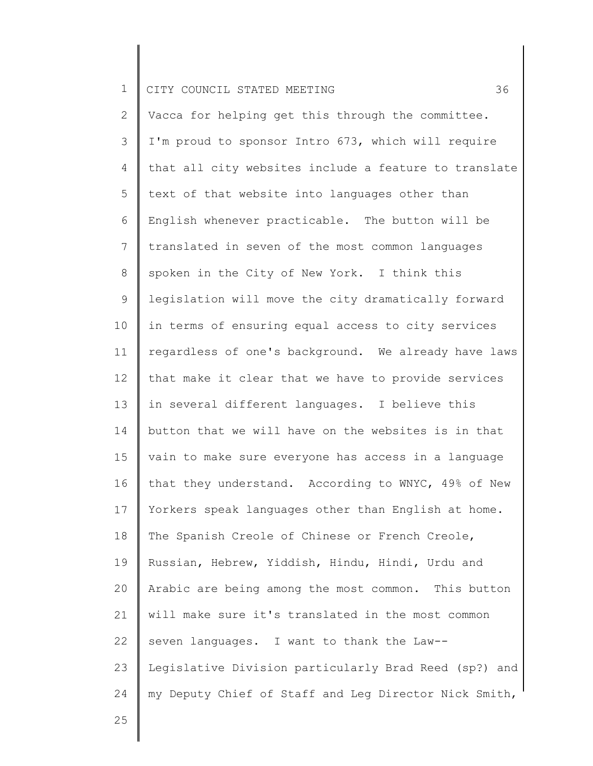Vacca for helping get this through the committee. I'm proud to sponsor Intro 673, which will require that all city websites include a feature to translate text of that website into languages other than English whenever practicable. The button will be translated in seven of the most common languages spoken in the City of New York. I think this legislation will move the city dramatically forward in terms of ensuring equal access to city services regardless of one's background. We already have laws that make it clear that we have to provide services in several different languages. I believe this button that we will have on the websites is in that vain to make sure everyone has access in a language that they understand. According to WNYC, 49% of New Yorkers speak languages other than English at home. The Spanish Creole of Chinese or French Creole, Russian, Hebrew, Yiddish, Hindu, Hindi, Urdu and Arabic are being among the most common. This button will make sure it's translated in the most common seven languages. I want to thank the Law--Legislative Division particularly Brad Reed (sp?) and my Deputy Chief of Staff and Leg Director Nick Smith,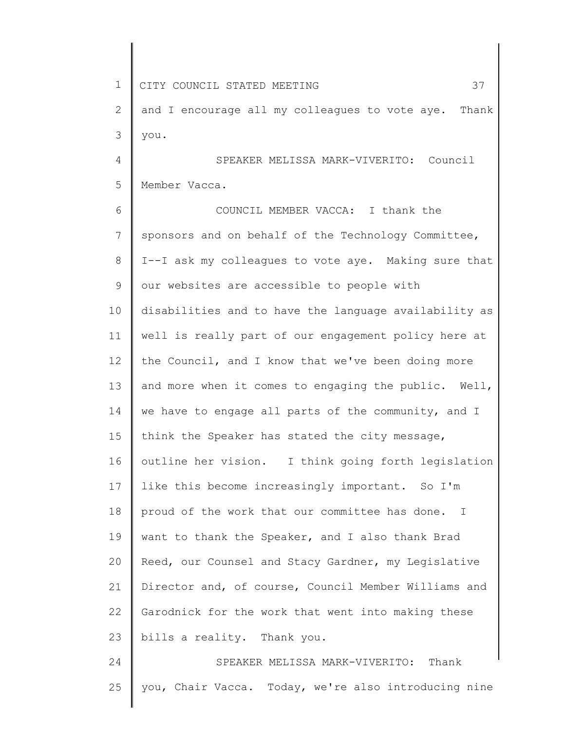and I encourage all my colleagues to vote aye. Thank you.

SPEAKER MELISSA MARK-VIVERITO: Council Member Vacca.

COUNCIL MEMBER VACCA: I thank the sponsors and on behalf of the Technology Committee, I--I ask my colleagues to vote aye. Making sure that our websites are accessible to people with disabilities and to have the language availability as well is really part of our engagement policy here at the Council, and I know that we've been doing more and more when it comes to engaging the public. Well, we have to engage all parts of the community, and I think the Speaker has stated the city message, outline her vision. I think going forth legislation like this become increasingly important. So I'm proud of the work that our committee has done. I want to thank the Speaker, and I also thank Brad Reed, our Counsel and Stacy Gardner, my Legislative Director and, of course, Council Member Williams and Garodnick for the work that went into making these bills a reality. Thank you.

SPEAKER MELISSA MARK-VIVERITO: Thank you, Chair Vacca. Today, we're also introducing nine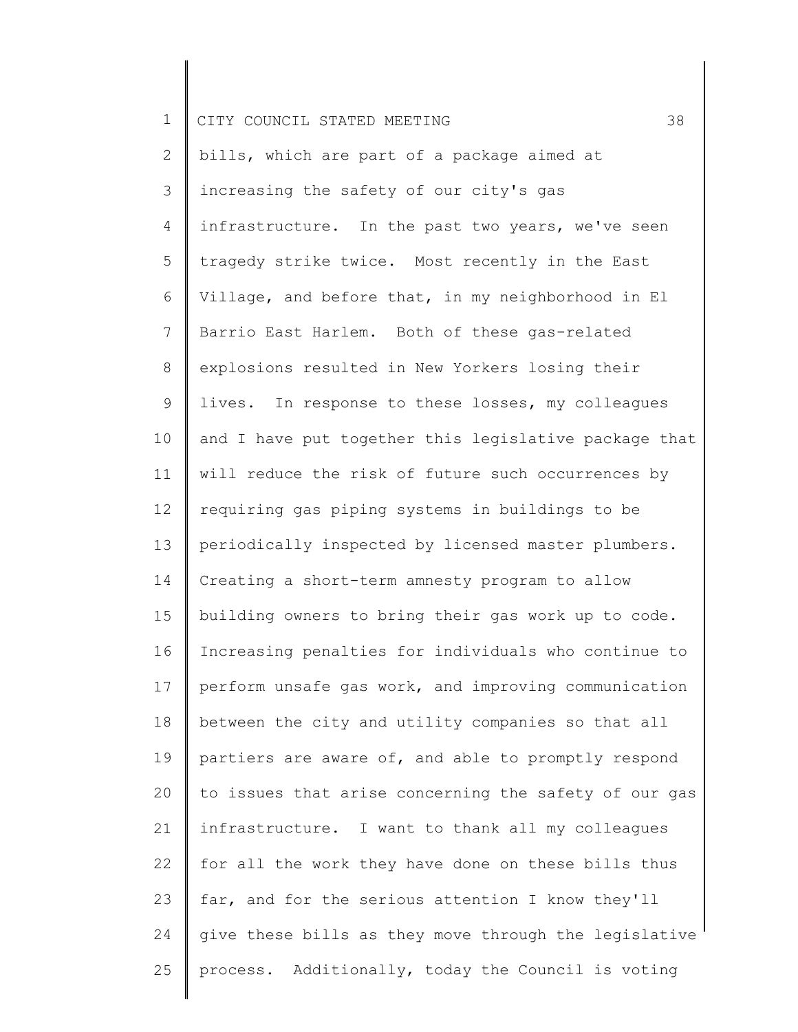bills, which are part of a package aimed at increasing the safety of our city's gas infrastructure. In the past two years, we've seen tragedy strike twice. Most recently in the East Village, and before that, in my neighborhood in El Barrio East Harlem. Both of these gas-related explosions resulted in New Yorkers losing their lives. In response to these losses, my colleagues and I have put together this legislative package that will reduce the risk of future such occurrences by requiring gas piping systems in buildings to be periodically inspected by licensed master plumbers. Creating a short-term amnesty program to allow building owners to bring their gas work up to code. Increasing penalties for individuals who continue to perform unsafe gas work, and improving communication between the city and utility companies so that all partiers are aware of, and able to promptly respond to issues that arise concerning the safety of our gas infrastructure. I want to thank all my colleagues for all the work they have done on these bills thus far, and for the serious attention I know they'll give these bills as they move through the legislative process. Additionally, today the Council is voting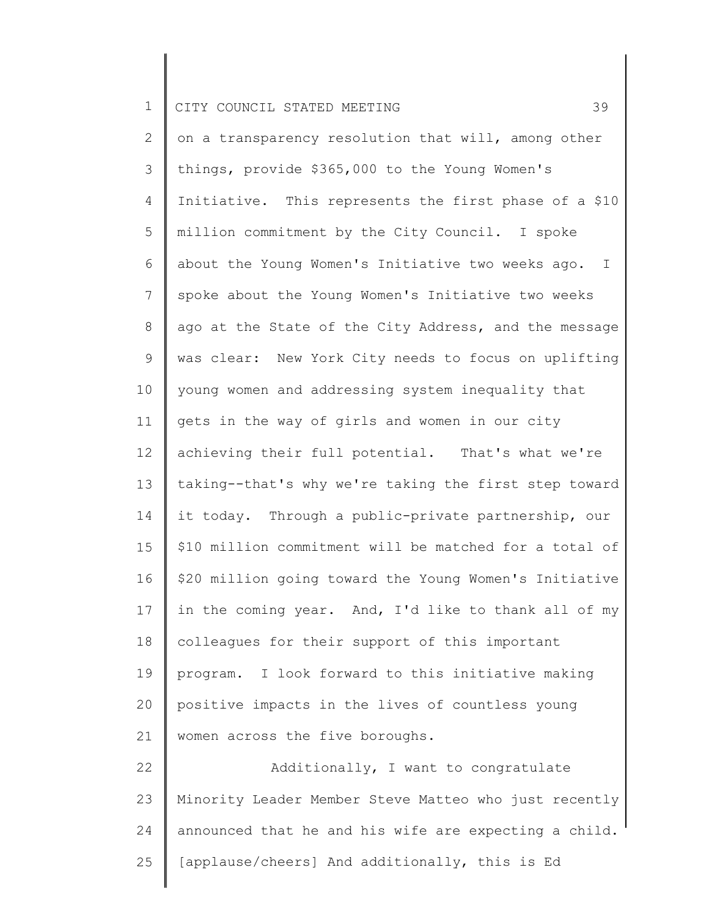on a transparency resolution that will, among other things, provide $365,000 to the Young Women's Initiative. This represents the first phase of a $10 million commitment by the City Council. I spoke about the Young Women's Initiative two weeks ago. I spoke about the Young Women's Initiative two weeks ago at the State of the City Address, and the message was clear: New York City needs to focus on uplifting young women and addressing system inequality that gets in the way of girls and women in our city achieving their full potential. That's what we're taking--that's why we're taking the first step toward it today. Through a public-private partnership, our $10 million commitment will be matched for a total of $20 million going toward the Young Women's Initiative in the coming year. And, I'd like to thank all of my colleagues for their support of this important program. I look forward to this initiative making positive impacts in the lives of countless young women across the five boroughs.

Additionally, I want to congratulate Minority Leader Member Steve Matteo who just recently announced that he and his wife are expecting a child. [applause/cheers] And additionally, this is Ed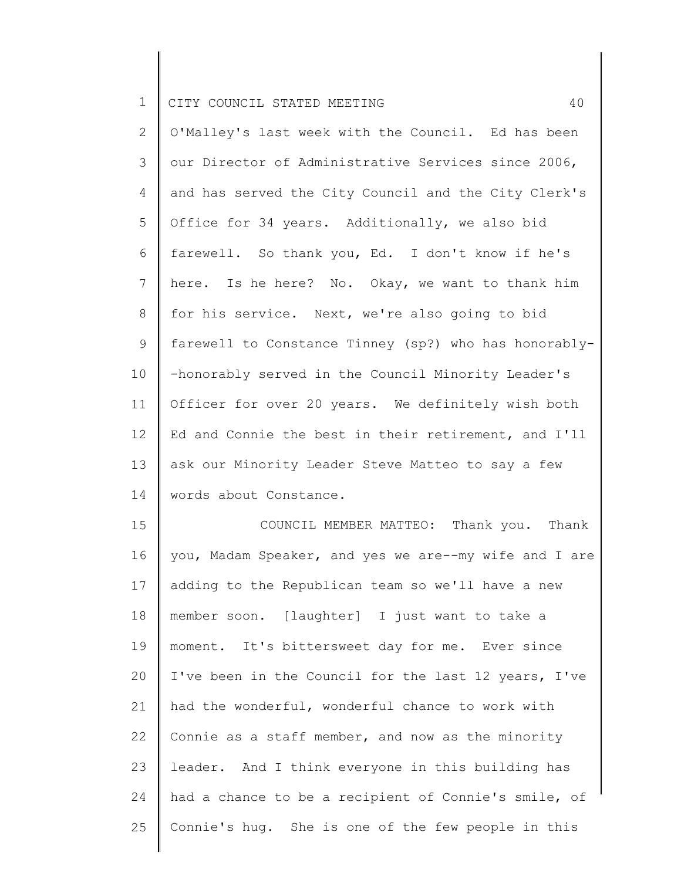O'Malley's last week with the Council. Ed has been our Director of Administrative Services since 2006, and has served the City Council and the City Clerk's Office for 34 years. Additionally, we also bid farewell. So thank you, Ed. I don't know if he's here. Is he here? No. Okay, we want to thank him for his service. Next, we're also going to bid farewell to Constance Tinney (sp?) who has honorably--honorably served in the Council Minority Leader's Officer for over 20 years. We definitely wish both Ed and Connie the best in their retirement, and I'll ask our Minority Leader Steve Matteo to say a few words about Constance.

COUNCIL MEMBER MATTEO: Thank you. Thank you, Madam Speaker, and yes we are--my wife and I are adding to the Republican team so we'll have a new member soon. [laughter] I just want to take a moment. It's bittersweet day for me. Ever since I've been in the Council for the last 12 years, I've had the wonderful, wonderful chance to work with Connie as a staff member, and now as the minority leader. And I think everyone in this building has had a chance to be a recipient of Connie's smile, of Connie's hug. She is one of the few people in this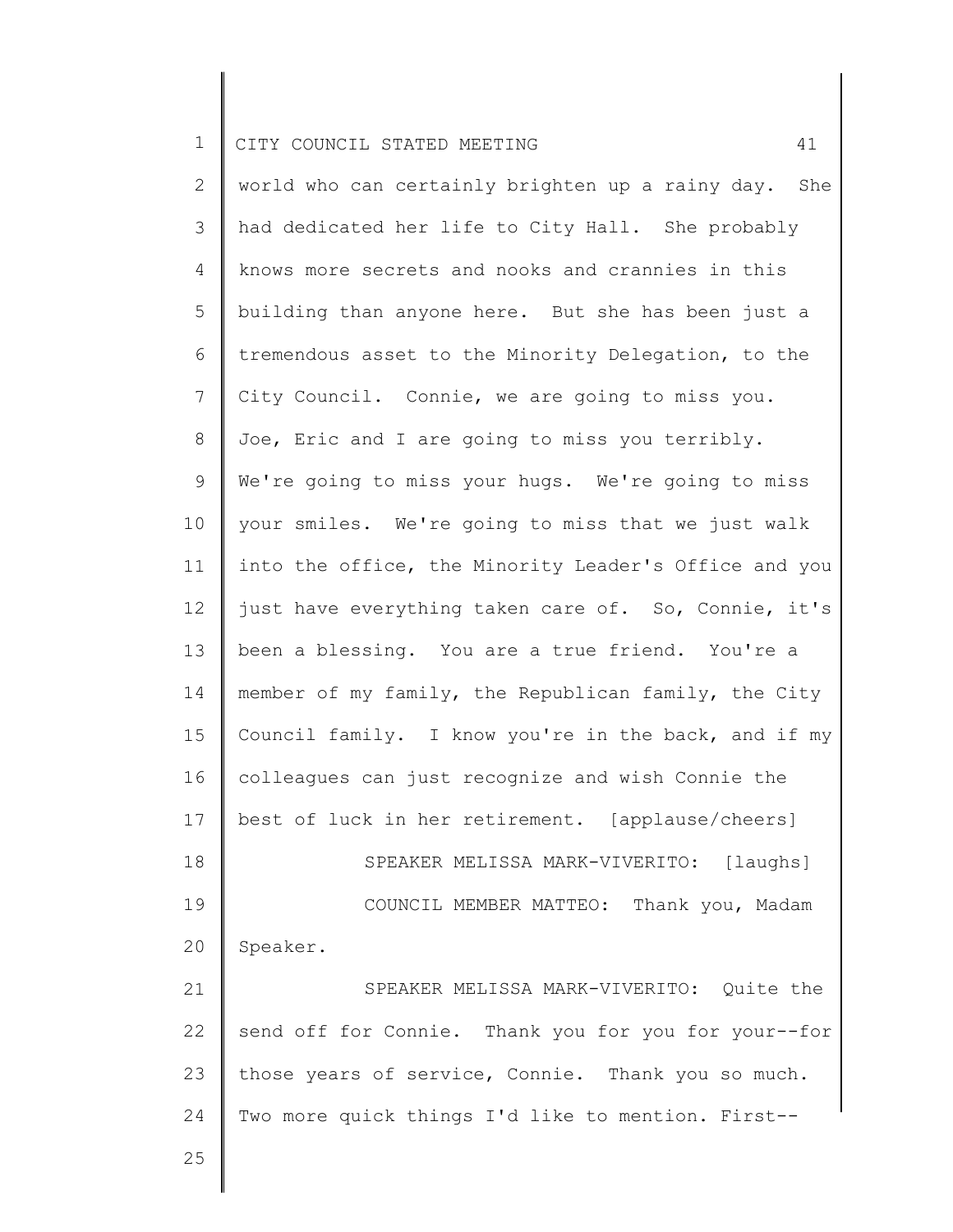world who can certainly brighten up a rainy day. She had dedicated her life to City Hall. She probably knows more secrets and nooks and crannies in this building than anyone here. But she has been just a tremendous asset to the Minority Delegation, to the City Council. Connie, we are going to miss you. Joe, Eric and I are going to miss you terribly. We're going to miss your hugs. We're going to miss your smiles. We're going to miss that we just walk into the office, the Minority Leader's Office and you just have everything taken care of. So, Connie, it's been a blessing. You are a true friend. You're a member of my family, the Republican family, the City Council family. I know you're in the back, and if my colleagues can just recognize and wish Connie the best of luck in her retirement. [applause/cheers]

SPEAKER MELISSA MARK-VIVERITO: [laughs]

COUNCIL MEMBER MATTEO: Thank you, Madam Speaker.

SPEAKER MELISSA MARK-VIVERITO: Quite the send off for Connie. Thank you for you for your--for those years of service, Connie. Thank you so much. Two more quick things I'd like to mention. First--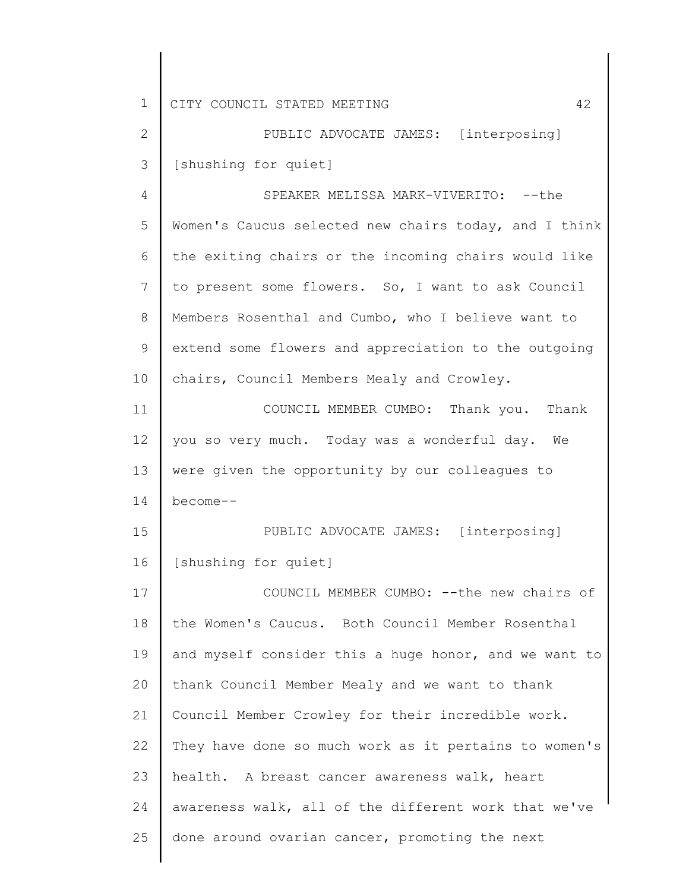PUBLIC ADVOCATE JAMES: [interposing] [shushing for quiet]

SPEAKER MELISSA MARK-VIVERITO: --the Women's Caucus selected new chairs today, and I think the exiting chairs or the incoming chairs would like to present some flowers. So, I want to ask Council Members Rosenthal and Cumbo, who I believe want to extend some flowers and appreciation to the outgoing chairs, Council Members Mealy and Crowley.

COUNCIL MEMBER CUMBO: Thank you. Thank you so very much. Today was a wonderful day. We were given the opportunity by our colleagues to become--

PUBLIC ADVOCATE JAMES: [interposing] [shushing for quiet]

COUNCIL MEMBER CUMBO: --the new chairs of the Women's Caucus. Both Council Member Rosenthal and myself consider this a huge honor, and we want to thank Council Member Mealy and we want to thank Council Member Crowley for their incredible work. They have done so much work as it pertains to women's health. A breast cancer awareness walk, heart awareness walk, all of the different work that we've done around ovarian cancer, promoting the next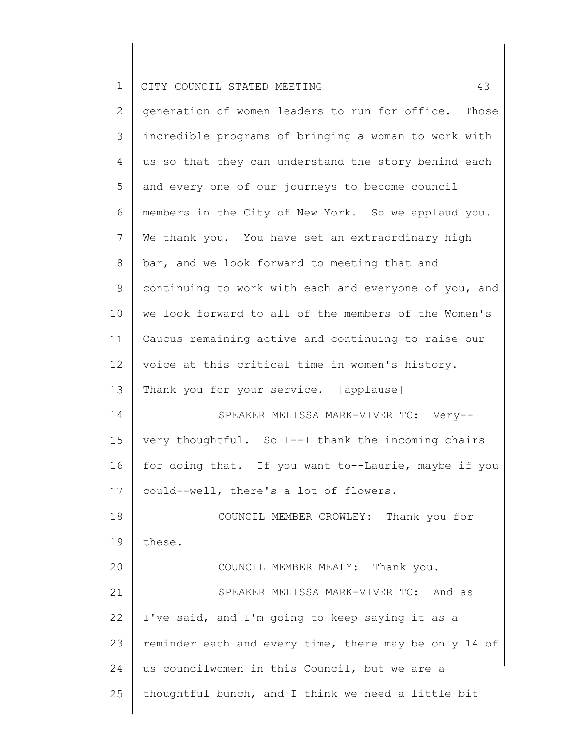generation of women leaders to run for office. Those incredible programs of bringing a woman to work with us so that they can understand the story behind each and every one of our journeys to become council members in the City of New York. So we applaud you. We thank you. You have set an extraordinary high bar, and we look forward to meeting that and continuing to work with each and everyone of you, and we look forward to all of the members of the Women's Caucus remaining active and continuing to raise our voice at this critical time in women's history. Thank you for your service. [applause]

SPEAKER MELISSA MARK-VIVERITO: Very--very thoughtful. So I--I thank the incoming chairs for doing that. If you want to--Laurie, maybe if you could--well, there's a lot of flowers.

COUNCIL MEMBER CROWLEY: Thank you for these.

COUNCIL MEMBER MEALY: Thank you.

SPEAKER MELISSA MARK-VIVERITO: And as I've said, and I'm going to keep saying it as a reminder each and every time, there may be only 14 of us councilwomen in this Council, but we are a thoughtful bunch, and I think we need a little bit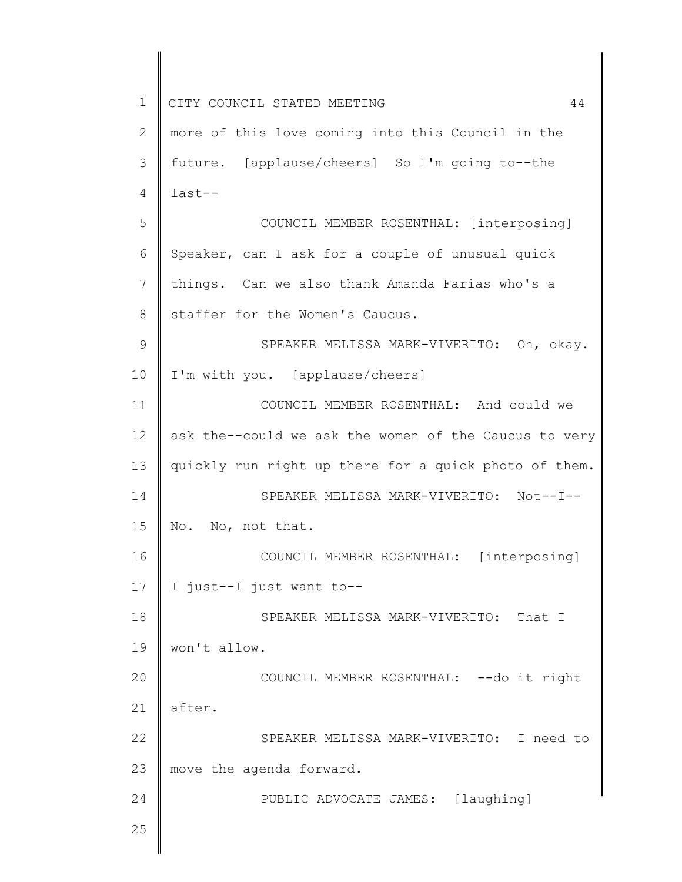more of this love coming into this Council in the future. [applause/cheers] So I'm going to--the last--

COUNCIL MEMBER ROSENTHAL: [interposing] Speaker, can I ask for a couple of unusual quick things. Can we also thank Amanda Farias who's a staffer for the Women's Caucus.

SPEAKER MELISSA MARK-VIVERITO: Oh, okay. I'm with you. [applause/cheers]

COUNCIL MEMBER ROSENTHAL: And could we ask the--could we ask the women of the Caucus to very quickly run right up there for a quick photo of them.

SPEAKER MELISSA MARK-VIVERITO: Not--I-- No. No, not that.

COUNCIL MEMBER ROSENTHAL: [interposing] I just--I just want to--

SPEAKER MELISSA MARK-VIVERITO: That I won't allow.

COUNCIL MEMBER ROSENTHAL: --do it right after.

SPEAKER MELISSA MARK-VIVERITO: I need to move the agenda forward.

PUBLIC ADVOCATE JAMES: [laughing]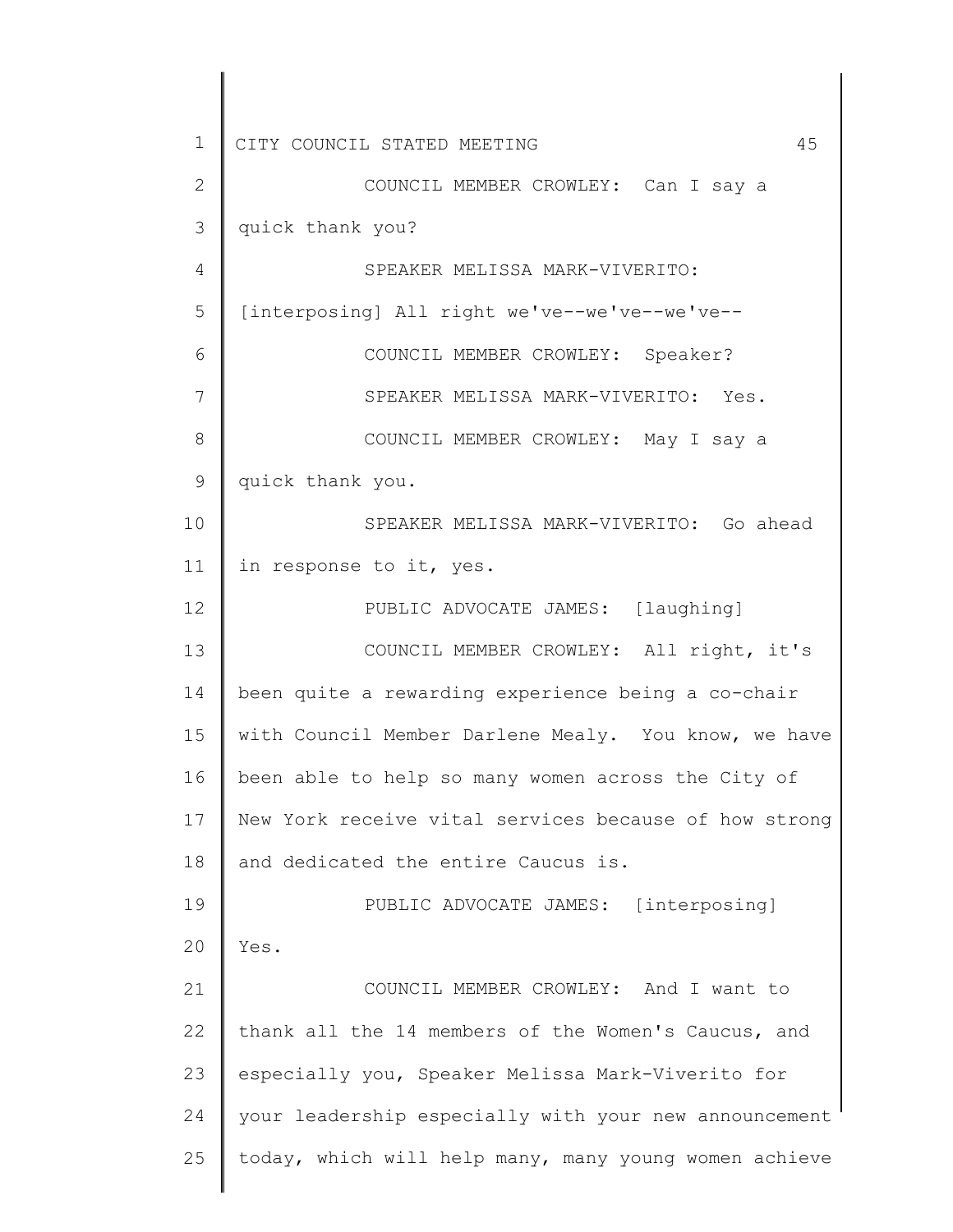COUNCIL MEMBER CROWLEY: Can I say a quick thank you?

SPEAKER MELISSA MARK-VIVERITO: [interposing] All right we've--we've--we've--

COUNCIL MEMBER CROWLEY: Speaker?

SPEAKER MELISSA MARK-VIVERITO: Yes.

COUNCIL MEMBER CROWLEY: May I say a quick thank you.

SPEAKER MELISSA MARK-VIVERITO: Go ahead in response to it, yes.

PUBLIC ADVOCATE JAMES: [laughing]

COUNCIL MEMBER CROWLEY: All right, it's been quite a rewarding experience being a co-chair with Council Member Darlene Mealy. You know, we have been able to help so many women across the City of New York receive vital services because of how strong and dedicated the entire Caucus is.

PUBLIC ADVOCATE JAMES: [interposing] Yes.

COUNCIL MEMBER CROWLEY: And I want to thank all the 14 members of the Women's Caucus, and especially you, Speaker Melissa Mark-Viverito for your leadership especially with your new announcement today, which will help many, many young women achieve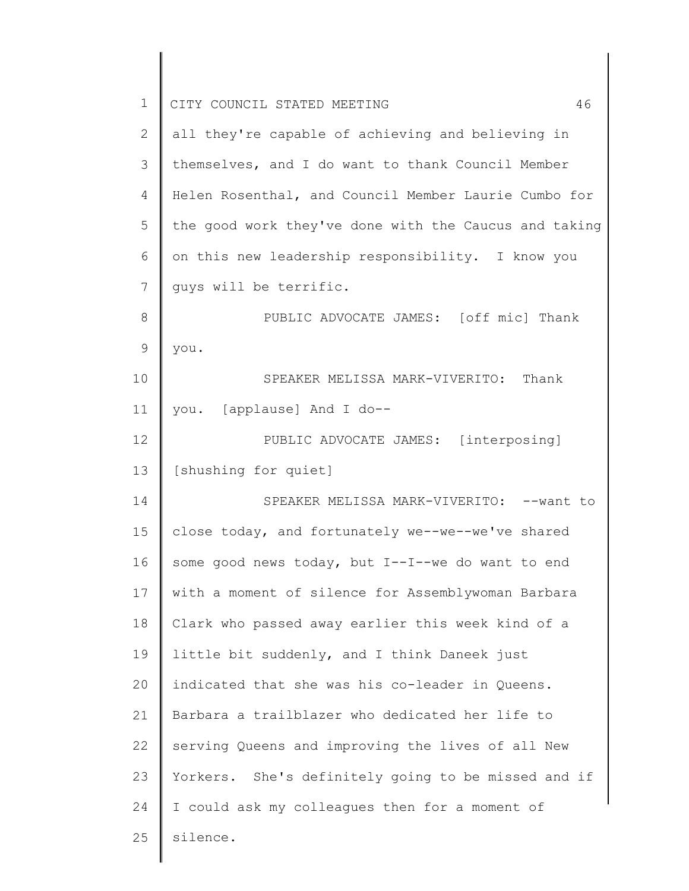all they're capable of achieving and believing in themselves, and I do want to thank Council Member Helen Rosenthal, and Council Member Laurie Cumbo for the good work they've done with the Caucus and taking on this new leadership responsibility. I know you guys will be terrific.

PUBLIC ADVOCATE JAMES: [off mic] Thank you.

SPEAKER MELISSA MARK-VIVERITO: Thank you. [applause] And I do--

PUBLIC ADVOCATE JAMES: [interposing] [shushing for quiet]

SPEAKER MELISSA MARK-VIVERITO: --want to close today, and fortunately we--we--we've shared some good news today, but I--I--we do want to end with a moment of silence for Assemblywoman Barbara Clark who passed away earlier this week kind of a little bit suddenly, and I think Daneek just indicated that she was his co-leader in Queens. Barbara a trailblazer who dedicated her life to serving Queens and improving the lives of all New Yorkers. She's definitely going to be missed and if I could ask my colleagues then for a moment of silence.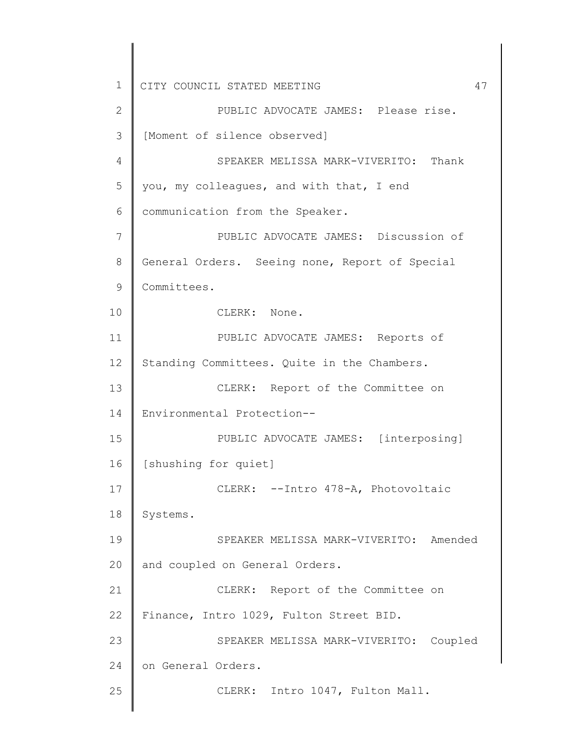PUBLIC ADVOCATE JAMES: Please rise.

[Moment of silence observed]

SPEAKER MELISSA MARK-VIVERITO: Thank you, my colleagues, and with that, I end communication from the Speaker.

PUBLIC ADVOCATE JAMES: Discussion of General Orders. Seeing none, Report of Special Committees.

CLERK: None.

PUBLIC ADVOCATE JAMES: Reports of Standing Committees. Quite in the Chambers.

CLERK: Report of the Committee on Environmental Protection--

PUBLIC ADVOCATE JAMES: [interposing] [shushing for quiet]

CLERK: --Intro 478-A, Photovoltaic Systems.

SPEAKER MELISSA MARK-VIVERITO: Amended and coupled on General Orders.

CLERK: Report of the Committee on Finance, Intro 1029, Fulton Street BID.

SPEAKER MELISSA MARK-VIVERITO: Coupled on General Orders.

CLERK: Intro 1047, Fulton Mall.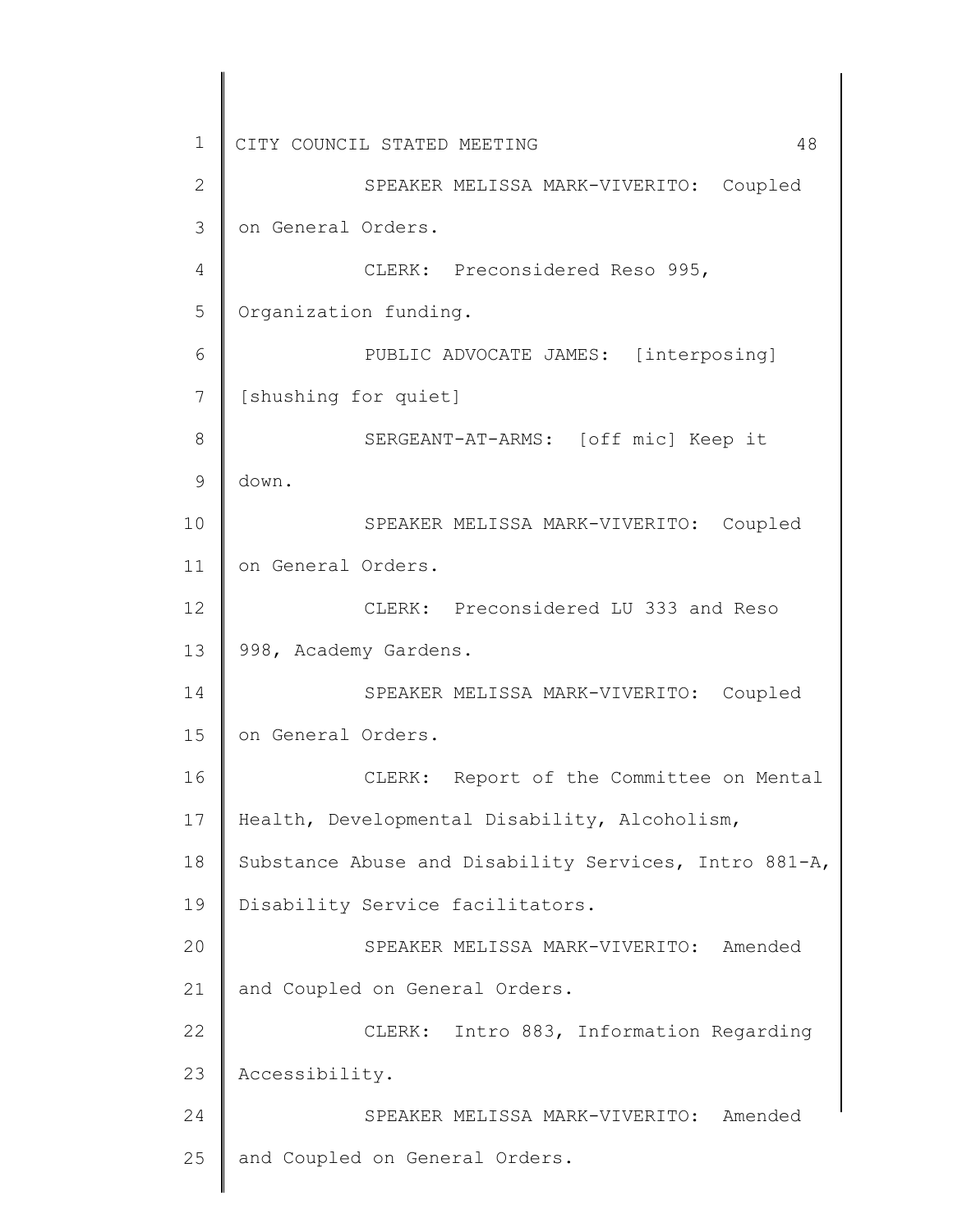SPEAKER MELISSA MARK-VIVERITO: Coupled on General Orders.

CLERK: Preconsidered Reso 995, Organization funding.

PUBLIC ADVOCATE JAMES: [interposing] [shushing for quiet]

SERGEANT-AT-ARMS: [off mic] Keep it down.

SPEAKER MELISSA MARK-VIVERITO: Coupled on General Orders.

CLERK: Preconsidered LU 333 and Reso 998, Academy Gardens.

SPEAKER MELISSA MARK-VIVERITO: Coupled on General Orders.

CLERK: Report of the Committee on Mental Health, Developmental Disability, Alcoholism, Substance Abuse and Disability Services, Intro 881-A, Disability Service facilitators.

SPEAKER MELISSA MARK-VIVERITO: Amended and Coupled on General Orders.

CLERK: Intro 883, Information Regarding Accessibility.

SPEAKER MELISSA MARK-VIVERITO: Amended and Coupled on General Orders.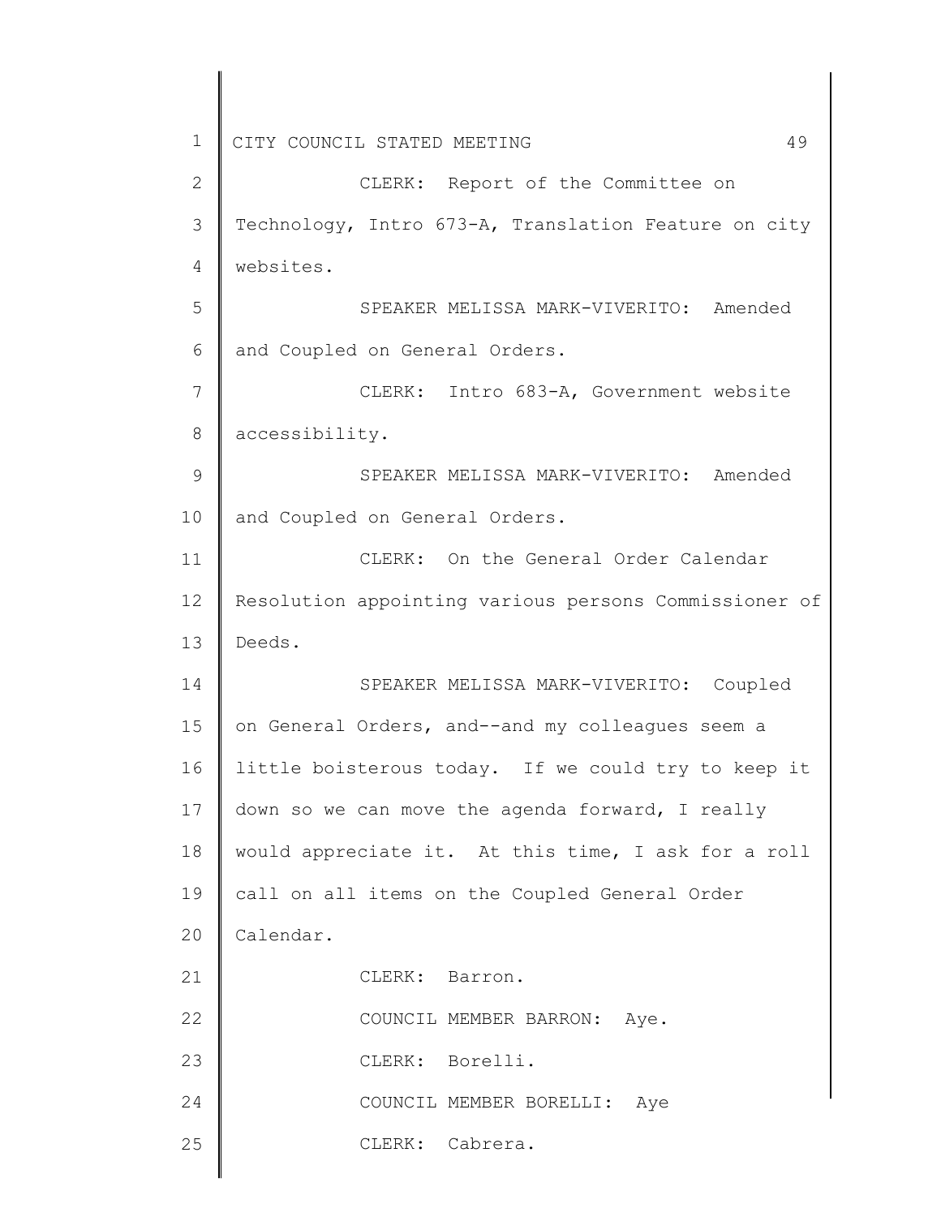CLERK: Report of the Committee on Technology, Intro 673-A, Translation Feature on city websites.

SPEAKER MELISSA MARK-VIVERITO: Amended and Coupled on General Orders.

CLERK: Intro 683-A, Government website accessibility.

SPEAKER MELISSA MARK-VIVERITO: Amended and Coupled on General Orders.

CLERK: On the General Order Calendar Resolution appointing various persons Commissioner of Deeds.

SPEAKER MELISSA MARK-VIVERITO: Coupled on General Orders, and--and my colleagues seem a little boisterous today. If we could try to keep it down so we can move the agenda forward, I really would appreciate it. At this time, I ask for a roll call on all items on the Coupled General Order Calendar.

CLERK: Barron.

COUNCIL MEMBER BARRON: Aye.

CLERK: Borelli.

COUNCIL MEMBER BORELLI: Aye

CLERK: Cabrera.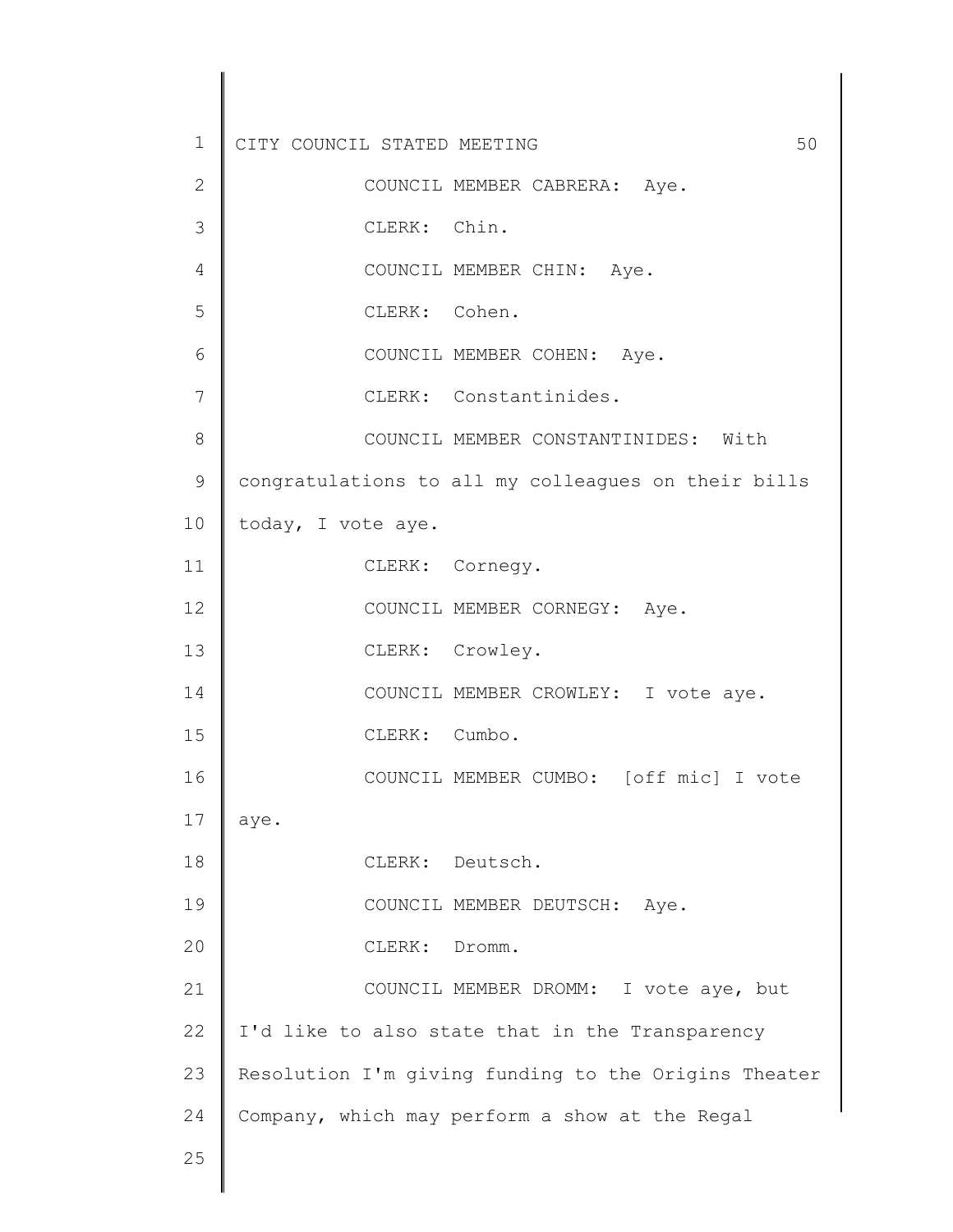COUNCIL MEMBER CABRERA: Aye.

CLERK: Chin.

COUNCIL MEMBER CHIN: Aye.

CLERK: Cohen.

COUNCIL MEMBER COHEN: Aye.

CLERK: Constantinides.

COUNCIL MEMBER CONSTANTINIDES: With congratulations to all my colleagues on their bills today, I vote aye.

CLERK: Cornegy.

COUNCIL MEMBER CORNEGY: Aye.

CLERK: Crowley.

COUNCIL MEMBER CROWLEY: I vote aye.

CLERK: Cumbo.

COUNCIL MEMBER CUMBO: [off mic] I vote aye.

CLERK: Deutsch.

COUNCIL MEMBER DEUTSCH: Aye.

CLERK: Dromm.

COUNCIL MEMBER DROMM: I vote aye, but I'd like to also state that in the Transparency Resolution I'm giving funding to the Origins Theater Company, which may perform a show at the Regal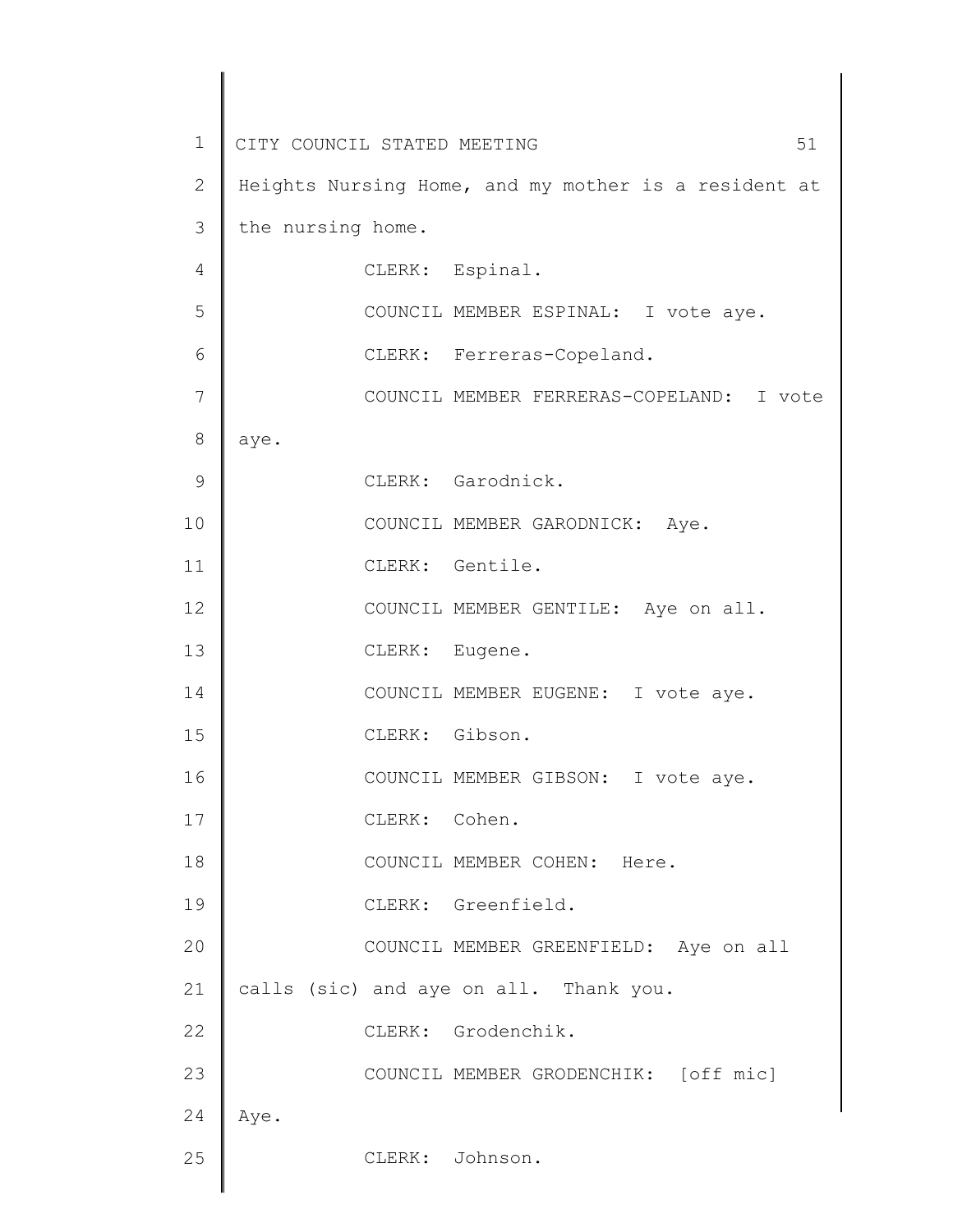Heights Nursing Home, and my mother is a resident at the nursing home.

CLERK: Espinal.

COUNCIL MEMBER ESPINAL: I vote aye.

CLERK: Ferreras-Copeland.

COUNCIL MEMBER FERRERAS-COPELAND: I vote aye.

CLERK: Garodnick.

COUNCIL MEMBER GARODNICK: Aye.

CLERK: Gentile.

COUNCIL MEMBER GENTILE: Aye on all.

CLERK: Eugene.

COUNCIL MEMBER EUGENE: I vote aye.

CLERK: Gibson.

COUNCIL MEMBER GIBSON: I vote aye.

CLERK: Cohen.

COUNCIL MEMBER COHEN: Here.

CLERK: Greenfield.

COUNCIL MEMBER GREENFIELD: Aye on all calls (sic) and aye on all. Thank you.

CLERK: Grodenchik.

COUNCIL MEMBER GRODENCHIK: [off mic] Aye.

CLERK: Johnson.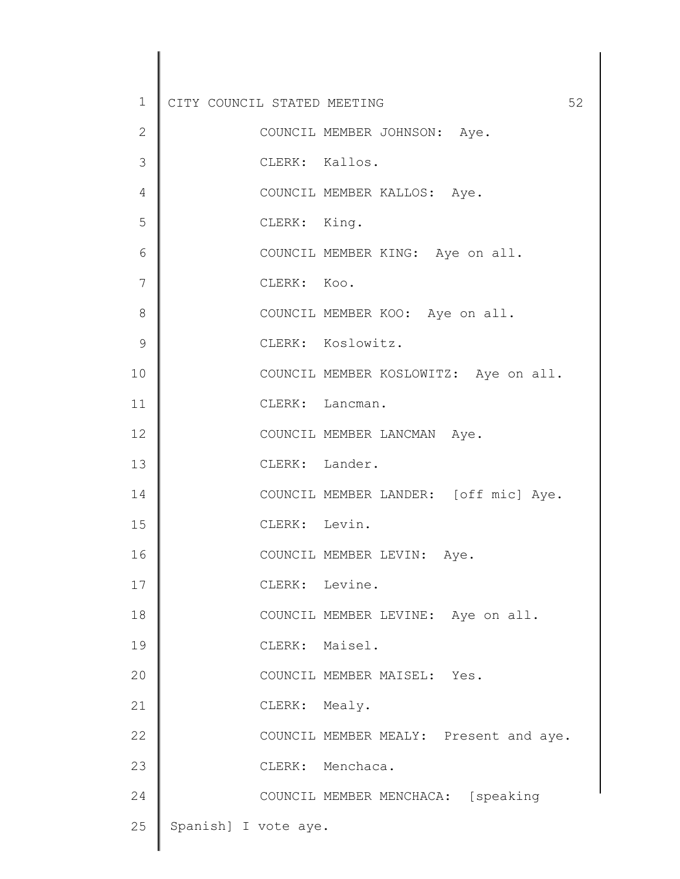COUNCIL MEMBER JOHNSON: Aye.

CLERK: Kallos.

COUNCIL MEMBER KALLOS: Aye.

CLERK: King.

COUNCIL MEMBER KING: Aye on all.

CLERK: Koo.

COUNCIL MEMBER KOO: Aye on all.

CLERK: Koslowitz.

COUNCIL MEMBER KOSLOWITZ: Aye on all.

CLERK: Lancman.

COUNCIL MEMBER LANCMAN Aye.

CLERK: Lander.

COUNCIL MEMBER LANDER: [off mic] Aye.

CLERK: Levin.

COUNCIL MEMBER LEVIN: Aye.

CLERK: Levine.

COUNCIL MEMBER LEVINE: Aye on all.

CLERK: Maisel.

COUNCIL MEMBER MAISEL: Yes.

CLERK: Mealy.

COUNCIL MEMBER MEALY: Present and aye.

CLERK: Menchaca.

COUNCIL MEMBER MENCHACA: [speaking Spanish] I vote aye.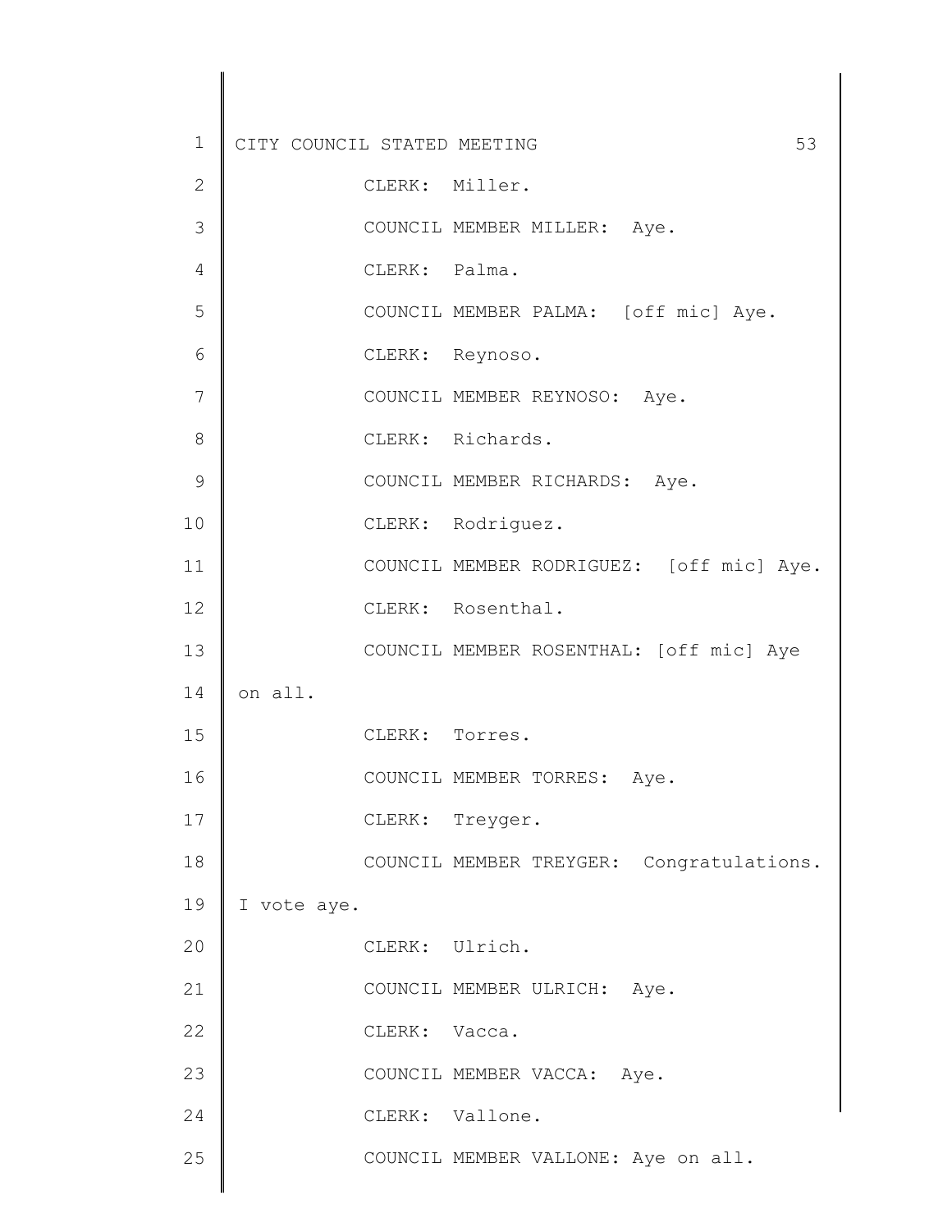CLERK: Miller.

COUNCIL MEMBER MILLER: Aye.

CLERK: Palma.

COUNCIL MEMBER PALMA: [off mic] Aye.

CLERK: Reynoso.

COUNCIL MEMBER REYNOSO: Aye.

CLERK: Richards.

COUNCIL MEMBER RICHARDS: Aye.

CLERK: Rodriguez.

COUNCIL MEMBER RODRIGUEZ: [off mic] Aye.

CLERK: Rosenthal.

COUNCIL MEMBER ROSENTHAL: [off mic] Aye on all.

CLERK: Torres.

COUNCIL MEMBER TORRES: Aye.

CLERK: Treyger.

COUNCIL MEMBER TREYGER: Congratulations. I vote aye.

CLERK: Ulrich.

COUNCIL MEMBER ULRICH: Aye.

CLERK: Vacca.

COUNCIL MEMBER VACCA: Aye.

CLERK: Vallone.

COUNCIL MEMBER VALLONE: Aye on all.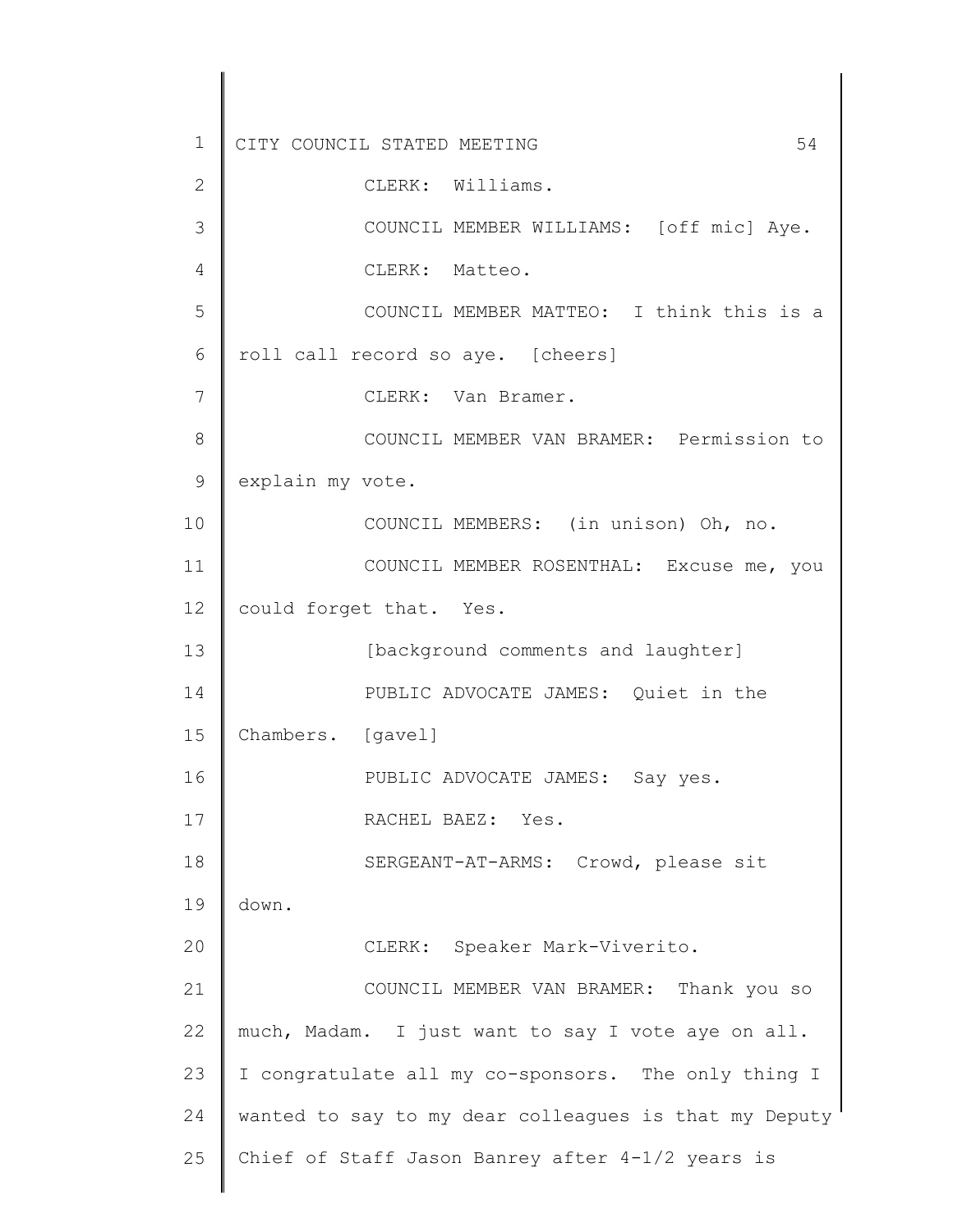CLERK: Williams.

COUNCIL MEMBER WILLIAMS: [off mic] Aye.

CLERK: Matteo.

COUNCIL MEMBER MATTEO: I think this is a roll call record so aye. [cheers]

CLERK: Van Bramer.

COUNCIL MEMBER VAN BRAMER: Permission to explain my vote.

COUNCIL MEMBERS: (in unison) Oh, no.

COUNCIL MEMBER ROSENTHAL: Excuse me, you could forget that. Yes.

[background comments and laughter]

PUBLIC ADVOCATE JAMES: Quiet in the Chambers. [gavel]

PUBLIC ADVOCATE JAMES: Say yes.

RACHEL BAEZ: Yes.

SERGEANT-AT-ARMS: Crowd, please sit down.

CLERK: Speaker Mark-Viverito.

COUNCIL MEMBER VAN BRAMER: Thank you so much, Madam. I just want to say I vote aye on all. I congratulate all my co-sponsors. The only thing I wanted to say to my dear colleagues is that my Deputy Chief of Staff Jason Banrey after 4-1/2 years is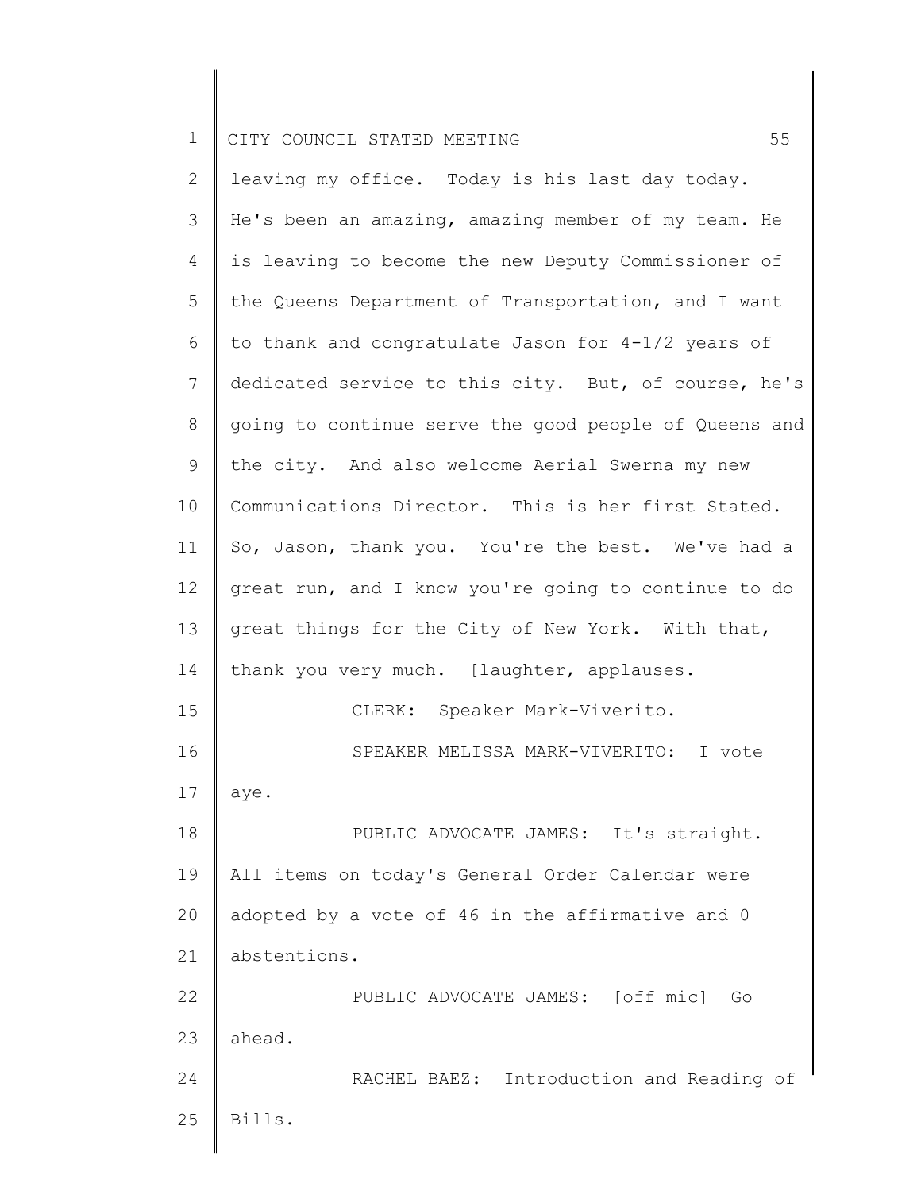leaving my office. Today is his last day today. He's been an amazing, amazing member of my team. He is leaving to become the new Deputy Commissioner of the Queens Department of Transportation, and I want to thank and congratulate Jason for 4-1/2 years of dedicated service to this city. But, of course, he's going to continue serve the good people of Queens and the city. And also welcome Aerial Swerna my new Communications Director. This is her first Stated. So, Jason, thank you. You're the best. We've had a great run, and I know you're going to continue to do great things for the City of New York. With that, thank you very much. [laughter, applauses.

CLERK: Speaker Mark-Viverito.

SPEAKER MELISSA MARK-VIVERITO: I vote aye.

PUBLIC ADVOCATE JAMES: It's straight. All items on today's General Order Calendar were adopted by a vote of 46 in the affirmative and 0 abstentions.

PUBLIC ADVOCATE JAMES: [off mic] Go ahead.

RACHEL BAEZ: Introduction and Reading of Bills.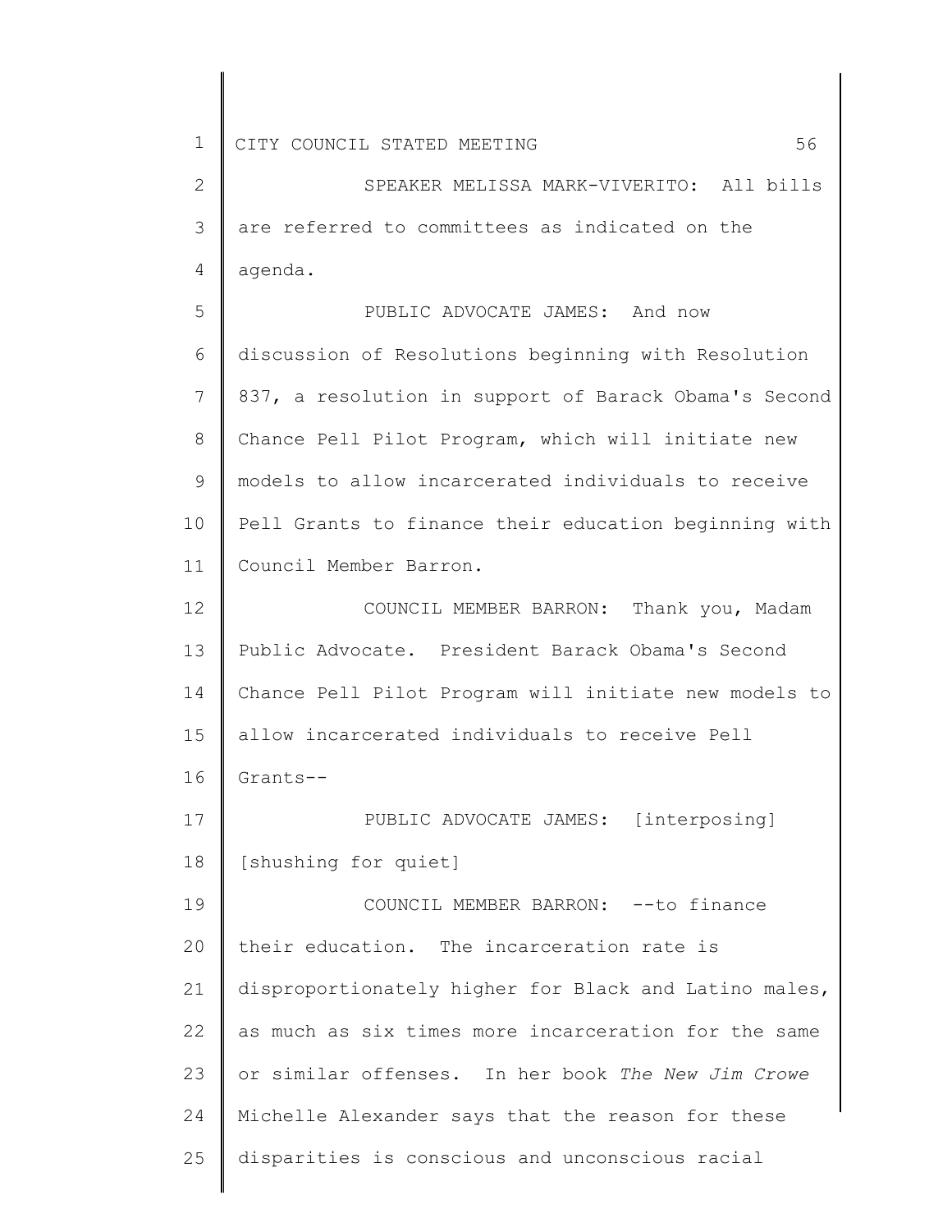SPEAKER MELISSA MARK-VIVERITO: All bills are referred to committees as indicated on the agenda.

PUBLIC ADVOCATE JAMES: And now discussion of Resolutions beginning with Resolution 837, a resolution in support of Barack Obama's Second Chance Pell Pilot Program, which will initiate new models to allow incarcerated individuals to receive Pell Grants to finance their education beginning with Council Member Barron.

COUNCIL MEMBER BARRON: Thank you, Madam Public Advocate. President Barack Obama's Second Chance Pell Pilot Program will initiate new models to allow incarcerated individuals to receive Pell Grants--

PUBLIC ADVOCATE JAMES: [interposing] [shushing for quiet]

COUNCIL MEMBER BARRON: --to finance their education. The incarceration rate is disproportionately higher for Black and Latino males, as much as six times more incarceration for the same or similar offenses. In her book *The New Jim Crowe* Michelle Alexander says that the reason for these disparities is conscious and unconscious racial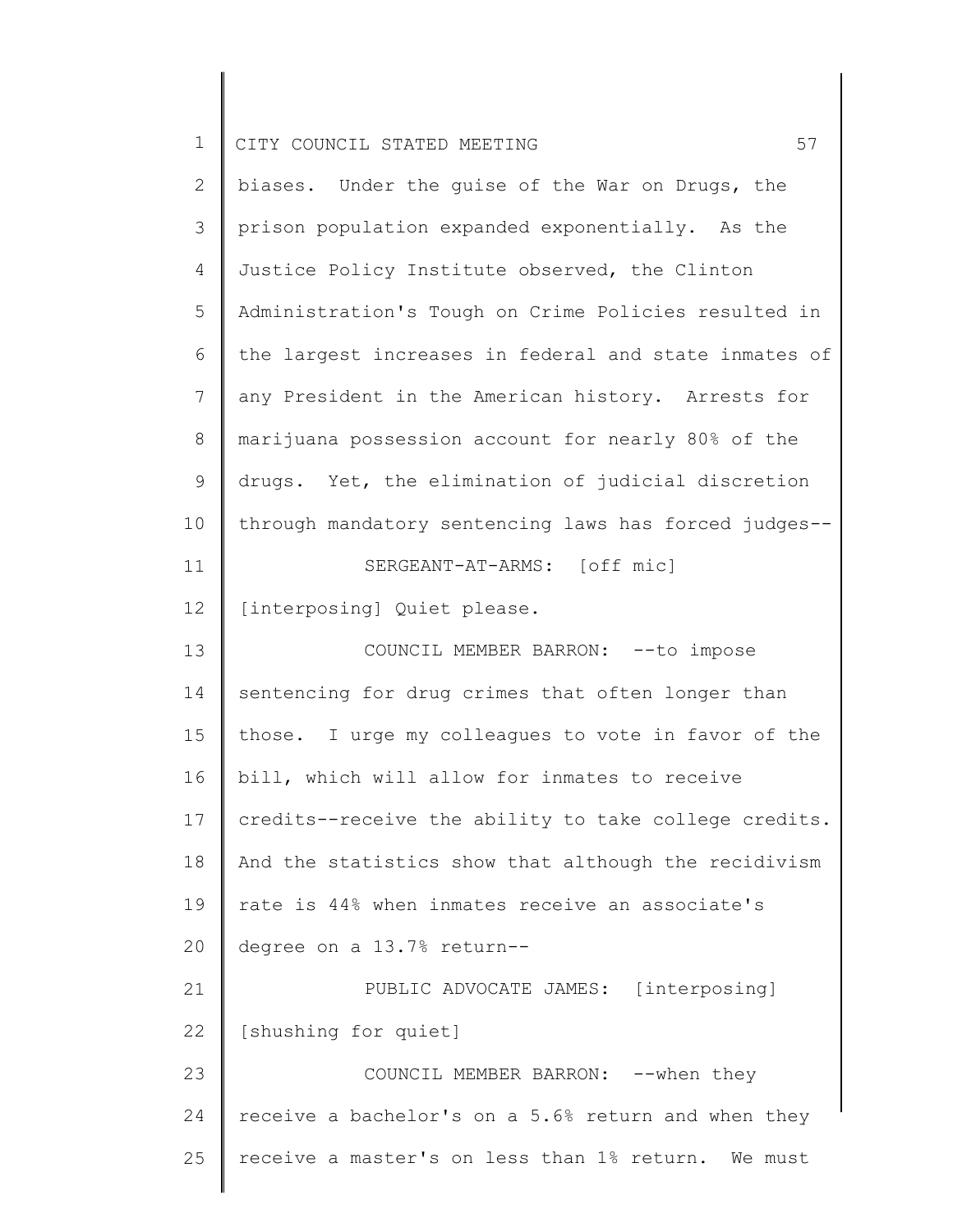biases. Under the guise of the War on Drugs, the prison population expanded exponentially. As the Justice Policy Institute observed, the Clinton Administration's Tough on Crime Policies resulted in the largest increases in federal and state inmates of any President in the American history. Arrests for marijuana possession account for nearly 80% of the drugs. Yet, the elimination of judicial discretion through mandatory sentencing laws has forced judges--

SERGEANT-AT-ARMS: [off mic] [interposing] Quiet please.

COUNCIL MEMBER BARRON: --to impose sentencing for drug crimes that often longer than those. I urge my colleagues to vote in favor of the bill, which will allow for inmates to receive credits--receive the ability to take college credits. And the statistics show that although the recidivism rate is 44% when inmates receive an associate's degree on a 13.7% return--

PUBLIC ADVOCATE JAMES: [interposing] [shushing for quiet]

COUNCIL MEMBER BARRON: --when they receive a bachelor's on a 5.6% return and when they receive a master's on less than 1% return. We must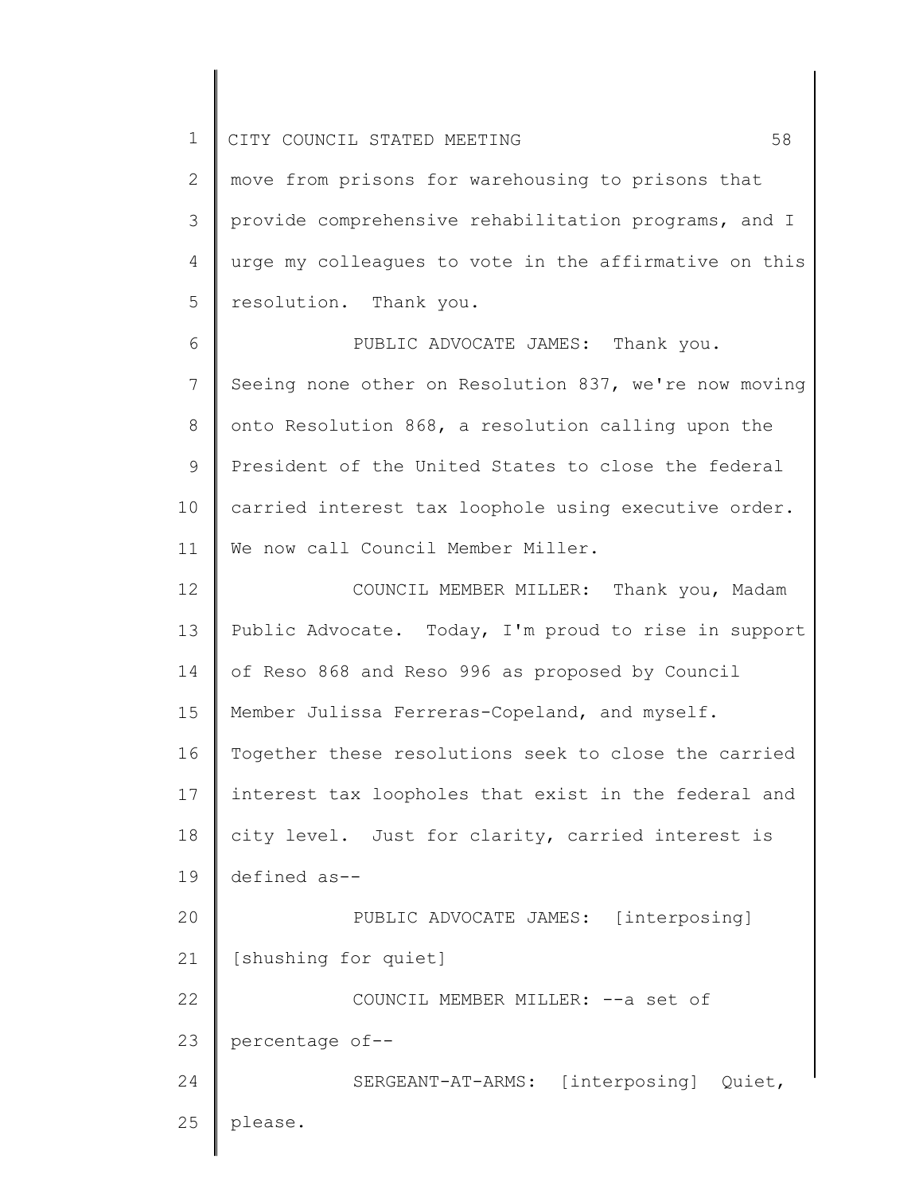move from prisons for warehousing to prisons that provide comprehensive rehabilitation programs, and I urge my colleagues to vote in the affirmative on this resolution. Thank you.

PUBLIC ADVOCATE JAMES: Thank you. Seeing none other on Resolution 837, we're now moving onto Resolution 868, a resolution calling upon the President of the United States to close the federal carried interest tax loophole using executive order. We now call Council Member Miller.

COUNCIL MEMBER MILLER: Thank you, Madam Public Advocate. Today, I'm proud to rise in support of Reso 868 and Reso 996 as proposed by Council Member Julissa Ferreras-Copeland, and myself. Together these resolutions seek to close the carried interest tax loopholes that exist in the federal and city level. Just for clarity, carried interest is defined as--

PUBLIC ADVOCATE JAMES: [interposing] [shushing for quiet]

COUNCIL MEMBER MILLER: --a set of percentage of--

SERGEANT-AT-ARMS: [interposing] Quiet, please.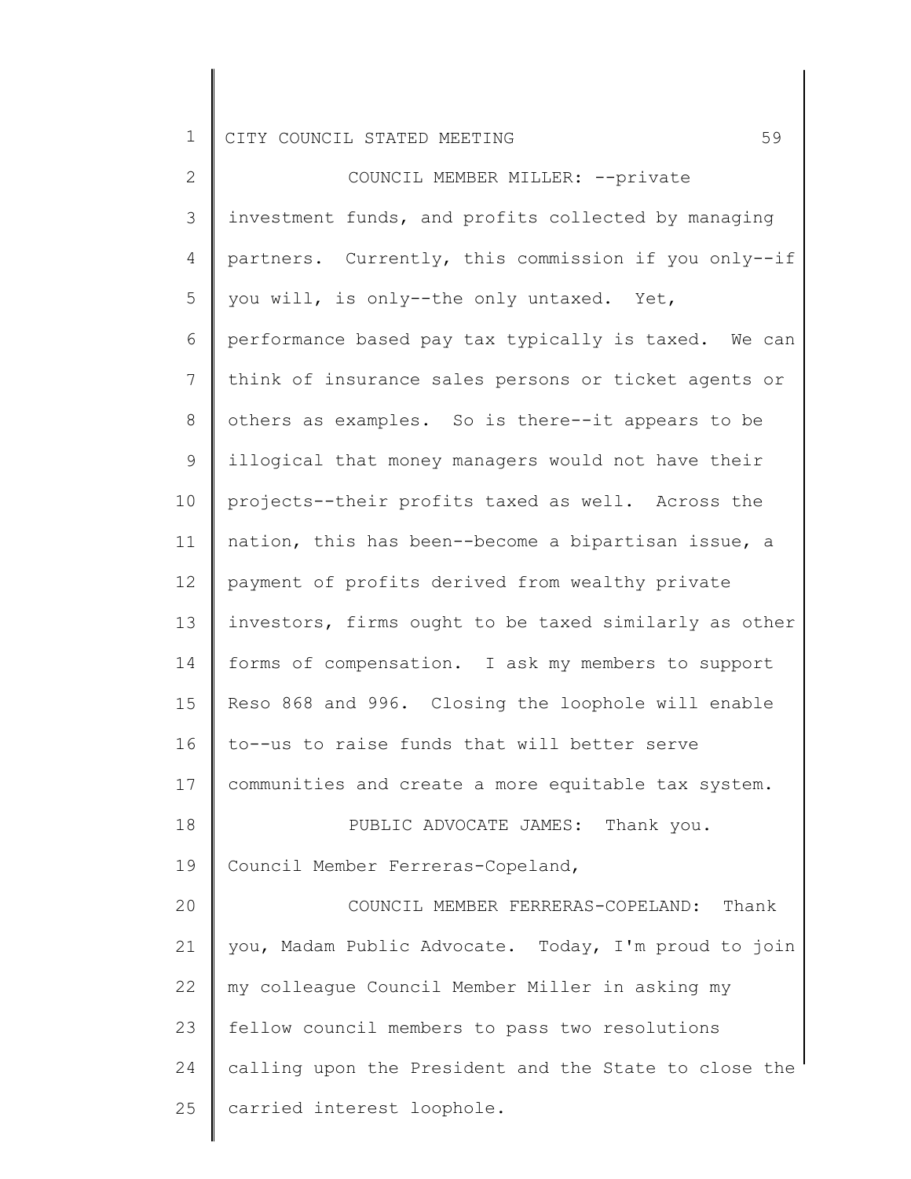COUNCIL MEMBER MILLER: --private investment funds, and profits collected by managing partners. Currently, this commission if you only--if you will, is only--the only untaxed. Yet, performance based pay tax typically is taxed. We can think of insurance sales persons or ticket agents or others as examples. So is there--it appears to be illogical that money managers would not have their projects--their profits taxed as well. Across the nation, this has been--become a bipartisan issue, a payment of profits derived from wealthy private investors, firms ought to be taxed similarly as other forms of compensation. I ask my members to support Reso 868 and 996. Closing the loophole will enable to--us to raise funds that will better serve communities and create a more equitable tax system.

PUBLIC ADVOCATE JAMES: Thank you. Council Member Ferreras-Copeland,

COUNCIL MEMBER FERRERAS-COPELAND: Thank you, Madam Public Advocate. Today, I'm proud to join my colleague Council Member Miller in asking my fellow council members to pass two resolutions calling upon the President and the State to close the carried interest loophole.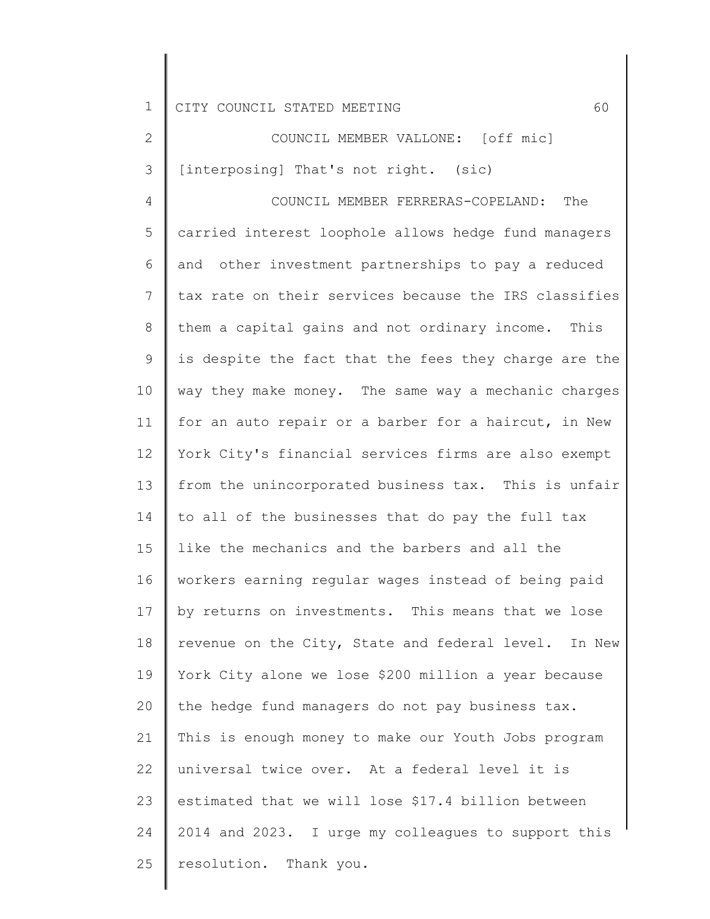COUNCIL MEMBER VALLONE: [off mic] [interposing] That's not right. (sic)

COUNCIL MEMBER FERRERAS-COPELAND: The carried interest loophole allows hedge fund managers and other investment partnerships to pay a reduced tax rate on their services because the IRS classifies them a capital gains and not ordinary income. This is despite the fact that the fees they charge are the way they make money. The same way a mechanic charges for an auto repair or a barber for a haircut, in New York City's financial services firms are also exempt from the unincorporated business tax. This is unfair to all of the businesses that do pay the full tax like the mechanics and the barbers and all the workers earning regular wages instead of being paid by returns on investments. This means that we lose revenue on the City, State and federal level. In New York City alone we lose $200 million a year because the hedge fund managers do not pay business tax. This is enough money to make our Youth Jobs program universal twice over. At a federal level it is estimated that we will lose $17.4 billion between 2014 and 2023. I urge my colleagues to support this resolution. Thank you.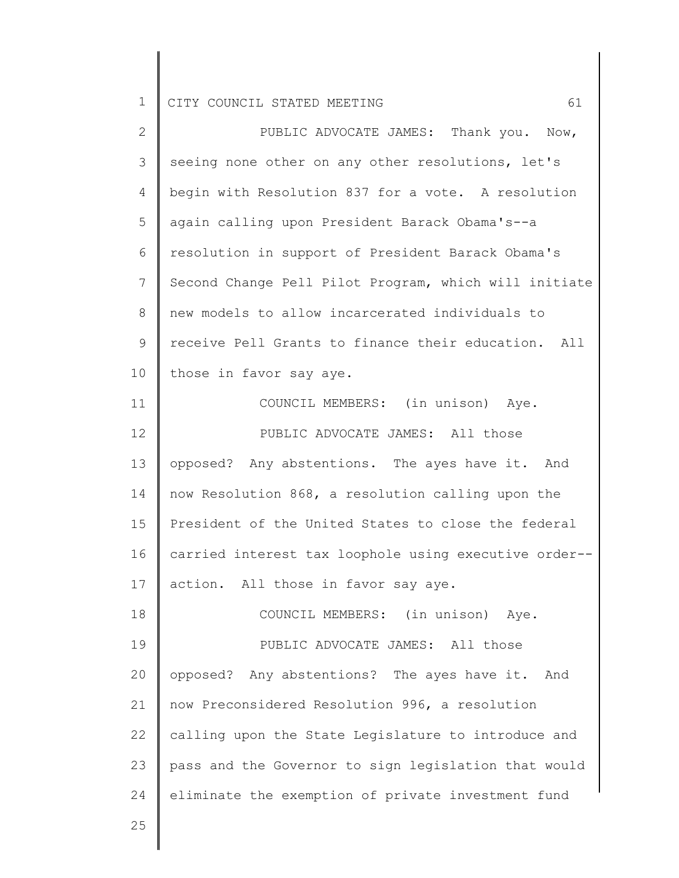PUBLIC ADVOCATE JAMES: Thank you. Now, seeing none other on any other resolutions, let's begin with Resolution 837 for a vote. A resolution again calling upon President Barack Obama's--a resolution in support of President Barack Obama's Second Change Pell Pilot Program, which will initiate new models to allow incarcerated individuals to receive Pell Grants to finance their education. All those in favor say aye.

COUNCIL MEMBERS: (in unison) Aye.

PUBLIC ADVOCATE JAMES: All those opposed? Any abstentions. The ayes have it. And now Resolution 868, a resolution calling upon the President of the United States to close the federal carried interest tax loophole using executive order--action. All those in favor say aye.

COUNCIL MEMBERS: (in unison) Aye.

PUBLIC ADVOCATE JAMES: All those opposed? Any abstentions? The ayes have it. And now Preconsidered Resolution 996, a resolution calling upon the State Legislature to introduce and pass and the Governor to sign legislation that would eliminate the exemption of private investment fund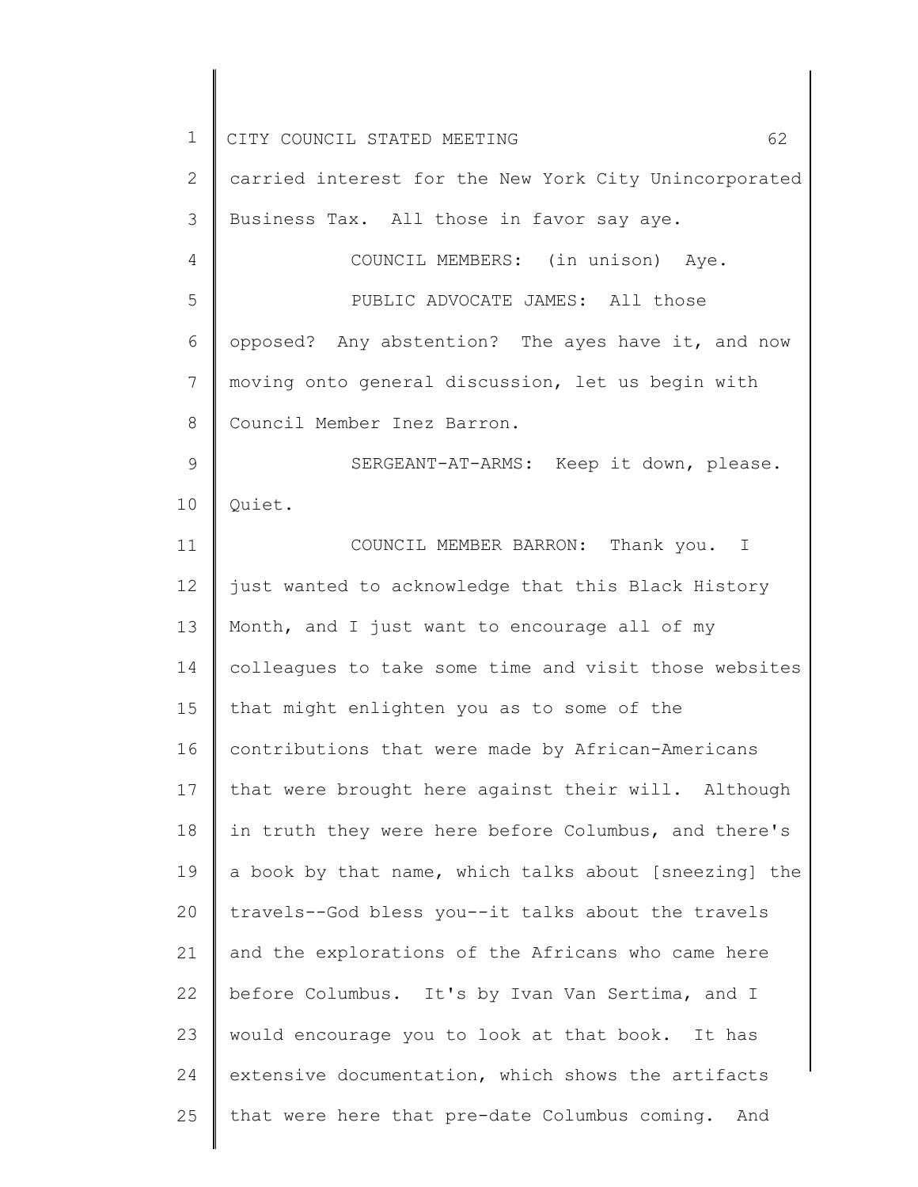carried interest for the New York City Unincorporated Business Tax. All those in favor say aye.

COUNCIL MEMBERS: (in unison) Aye.

PUBLIC ADVOCATE JAMES: All those opposed? Any abstention? The ayes have it, and now moving onto general discussion, let us begin with Council Member Inez Barron.

SERGEANT-AT-ARMS: Keep it down, please. Quiet.

COUNCIL MEMBER BARRON: Thank you. I just wanted to acknowledge that this Black History Month, and I just want to encourage all of my colleagues to take some time and visit those websites that might enlighten you as to some of the contributions that were made by African-Americans that were brought here against their will. Although in truth they were here before Columbus, and there's a book by that name, which talks about [sneezing] the travels--God bless you--it talks about the travels and the explorations of the Africans who came here before Columbus. It's by Ivan Van Sertima, and I would encourage you to look at that book. It has extensive documentation, which shows the artifacts that were here that pre-date Columbus coming. And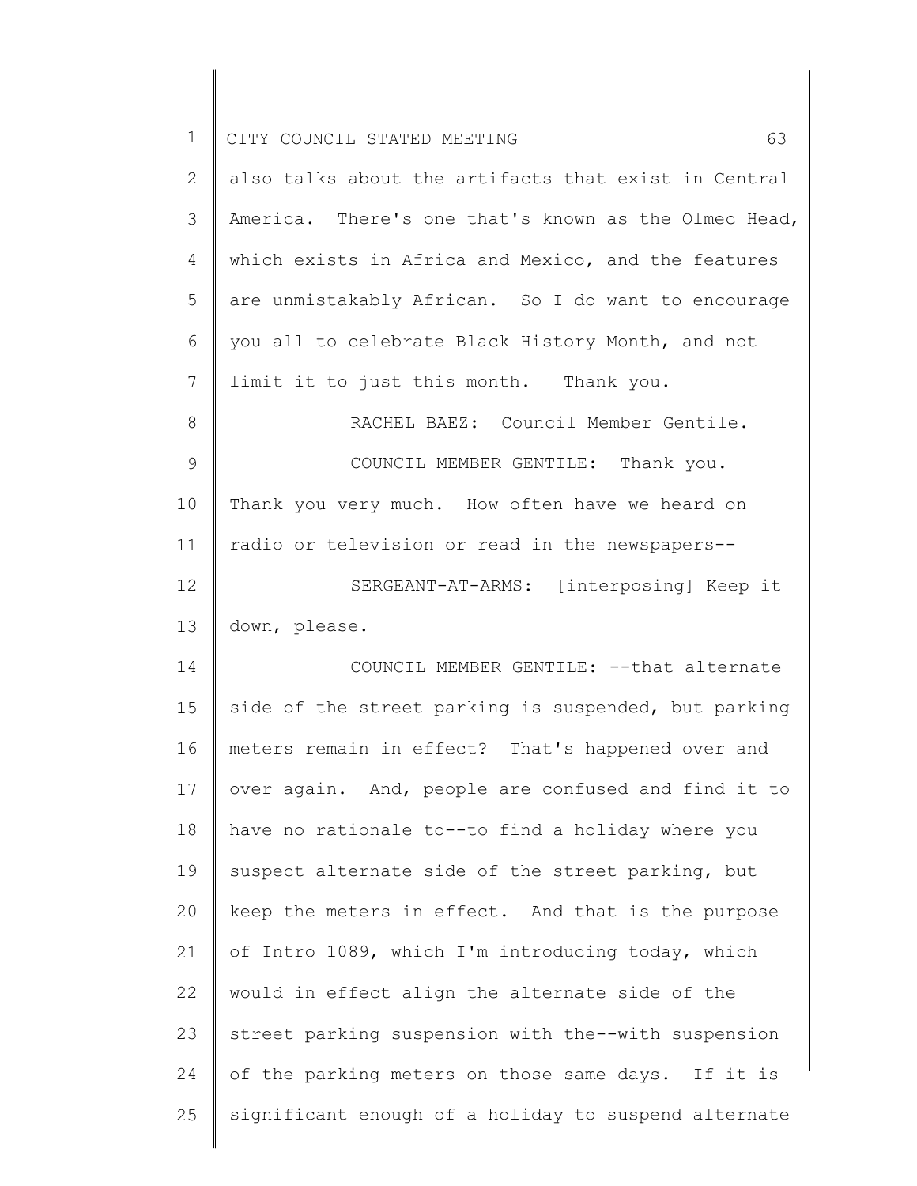also talks about the artifacts that exist in Central America. There's one that's known as the Olmec Head, which exists in Africa and Mexico, and the features are unmistakably African. So I do want to encourage you all to celebrate Black History Month, and not limit it to just this month. Thank you.

RACHEL BAEZ: Council Member Gentile.

COUNCIL MEMBER GENTILE: Thank you. Thank you very much. How often have we heard on radio or television or read in the newspapers--

SERGEANT-AT-ARMS: [interposing] Keep it down, please.

COUNCIL MEMBER GENTILE: --that alternate side of the street parking is suspended, but parking meters remain in effect? That's happened over and over again. And, people are confused and find it to have no rationale to--to find a holiday where you suspect alternate side of the street parking, but keep the meters in effect. And that is the purpose of Intro 1089, which I'm introducing today, which would in effect align the alternate side of the street parking suspension with the--with suspension of the parking meters on those same days. If it is significant enough of a holiday to suspend alternate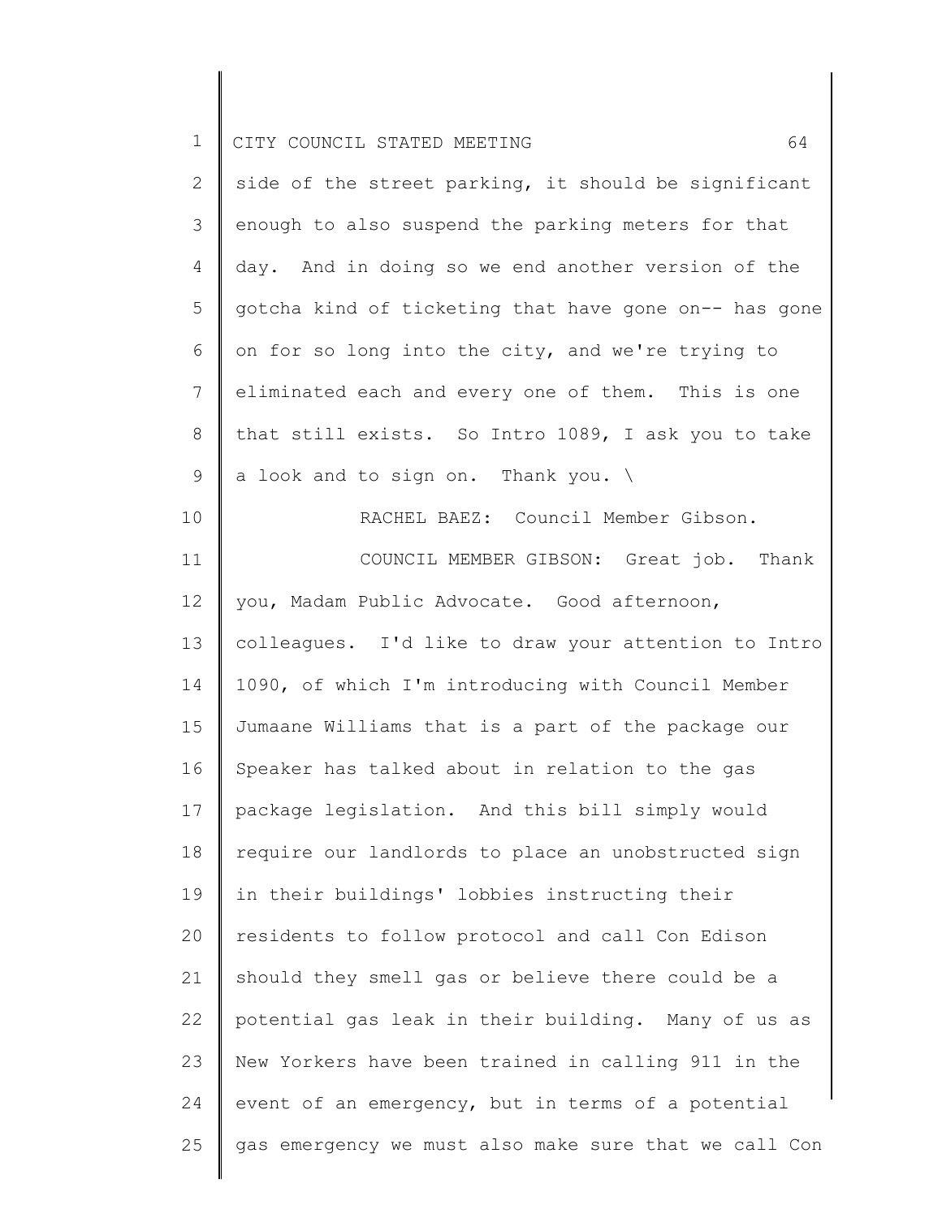side of the street parking, it should be significant enough to also suspend the parking meters for that day. And in doing so we end another version of the gotcha kind of ticketing that have gone on-- has gone on for so long into the city, and we're trying to eliminated each and every one of them. This is one that still exists. So Intro 1089, I ask you to take a look and to sign on. Thank you. \

RACHEL BAEZ: Council Member Gibson.

COUNCIL MEMBER GIBSON: Great job. Thank you, Madam Public Advocate. Good afternoon, colleagues. I'd like to draw your attention to Intro 1090, of which I'm introducing with Council Member Jumaane Williams that is a part of the package our Speaker has talked about in relation to the gas package legislation. And this bill simply would require our landlords to place an unobstructed sign in their buildings' lobbies instructing their residents to follow protocol and call Con Edison should they smell gas or believe there could be a potential gas leak in their building. Many of us as New Yorkers have been trained in calling 911 in the event of an emergency, but in terms of a potential gas emergency we must also make sure that we call Con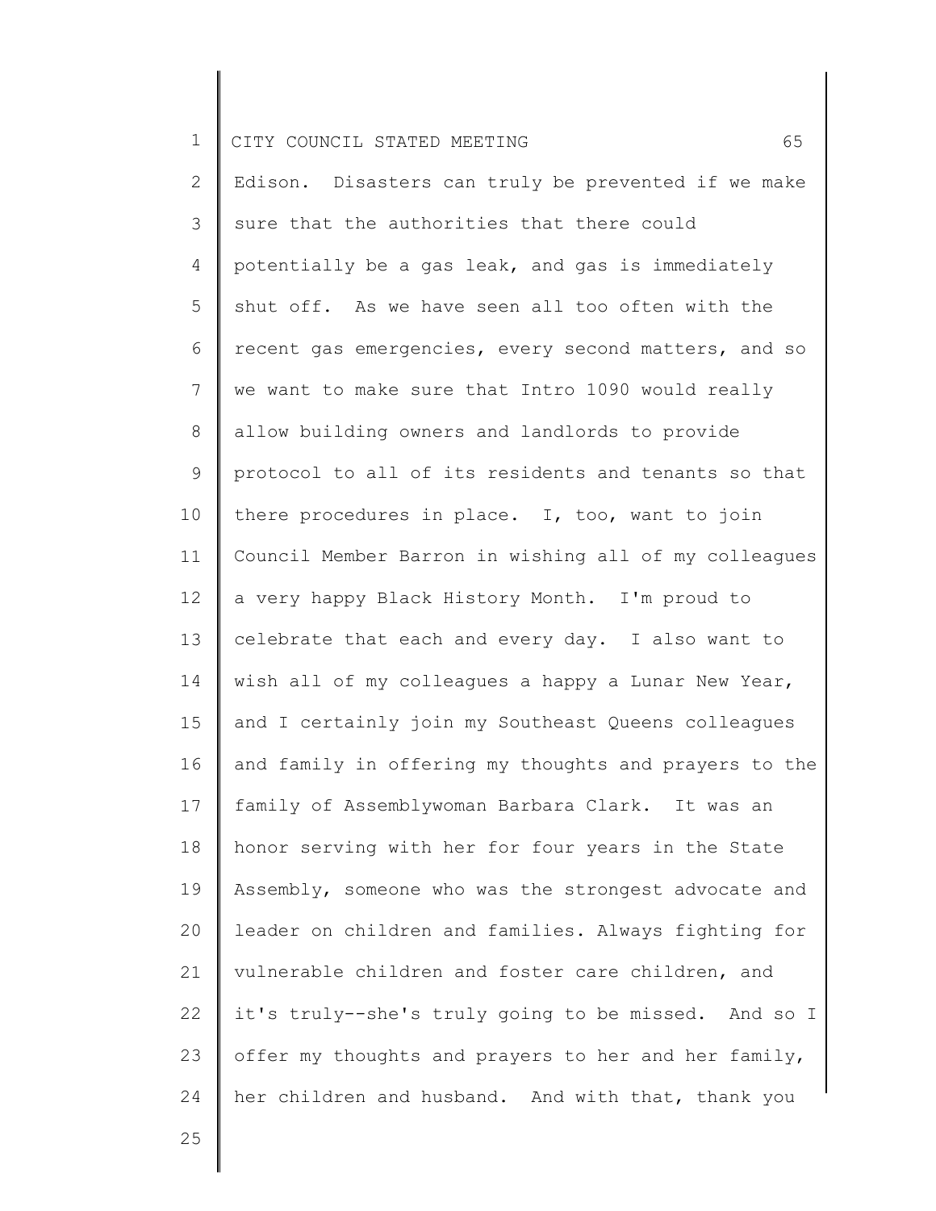Edison. Disasters can truly be prevented if we make sure that the authorities that there could potentially be a gas leak, and gas is immediately shut off. As we have seen all too often with the recent gas emergencies, every second matters, and so we want to make sure that Intro 1090 would really allow building owners and landlords to provide protocol to all of its residents and tenants so that there procedures in place. I, too, want to join Council Member Barron in wishing all of my colleagues a very happy Black History Month. I'm proud to celebrate that each and every day. I also want to wish all of my colleagues a happy a Lunar New Year, and I certainly join my Southeast Queens colleagues and family in offering my thoughts and prayers to the family of Assemblywoman Barbara Clark. It was an honor serving with her for four years in the State Assembly, someone who was the strongest advocate and leader on children and families. Always fighting for vulnerable children and foster care children, and it's truly--she's truly going to be missed. And so I offer my thoughts and prayers to her and her family, her children and husband. And with that, thank you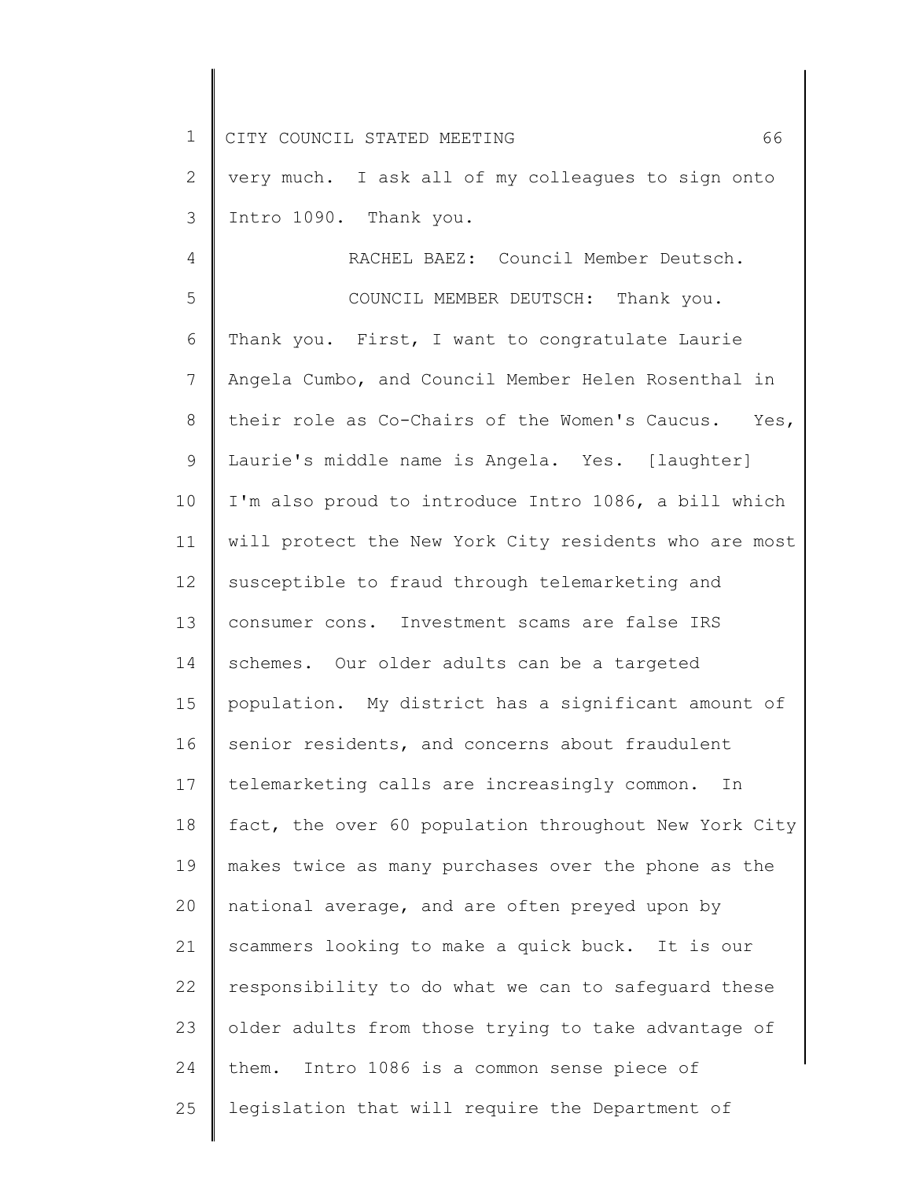very much. I ask all of my colleagues to sign onto Intro 1090. Thank you.

RACHEL BAEZ: Council Member Deutsch.

COUNCIL MEMBER DEUTSCH: Thank you. Thank you. First, I want to congratulate Laurie Angela Cumbo, and Council Member Helen Rosenthal in their role as Co-Chairs of the Women's Caucus. Yes, Laurie's middle name is Angela. Yes. [laughter] I'm also proud to introduce Intro 1086, a bill which will protect the New York City residents who are most susceptible to fraud through telemarketing and consumer cons. Investment scams are false IRS schemes. Our older adults can be a targeted population. My district has a significant amount of senior residents, and concerns about fraudulent telemarketing calls are increasingly common. In fact, the over 60 population throughout New York City makes twice as many purchases over the phone as the national average, and are often preyed upon by scammers looking to make a quick buck. It is our responsibility to do what we can to safeguard these older adults from those trying to take advantage of them. Intro 1086 is a common sense piece of legislation that will require the Department of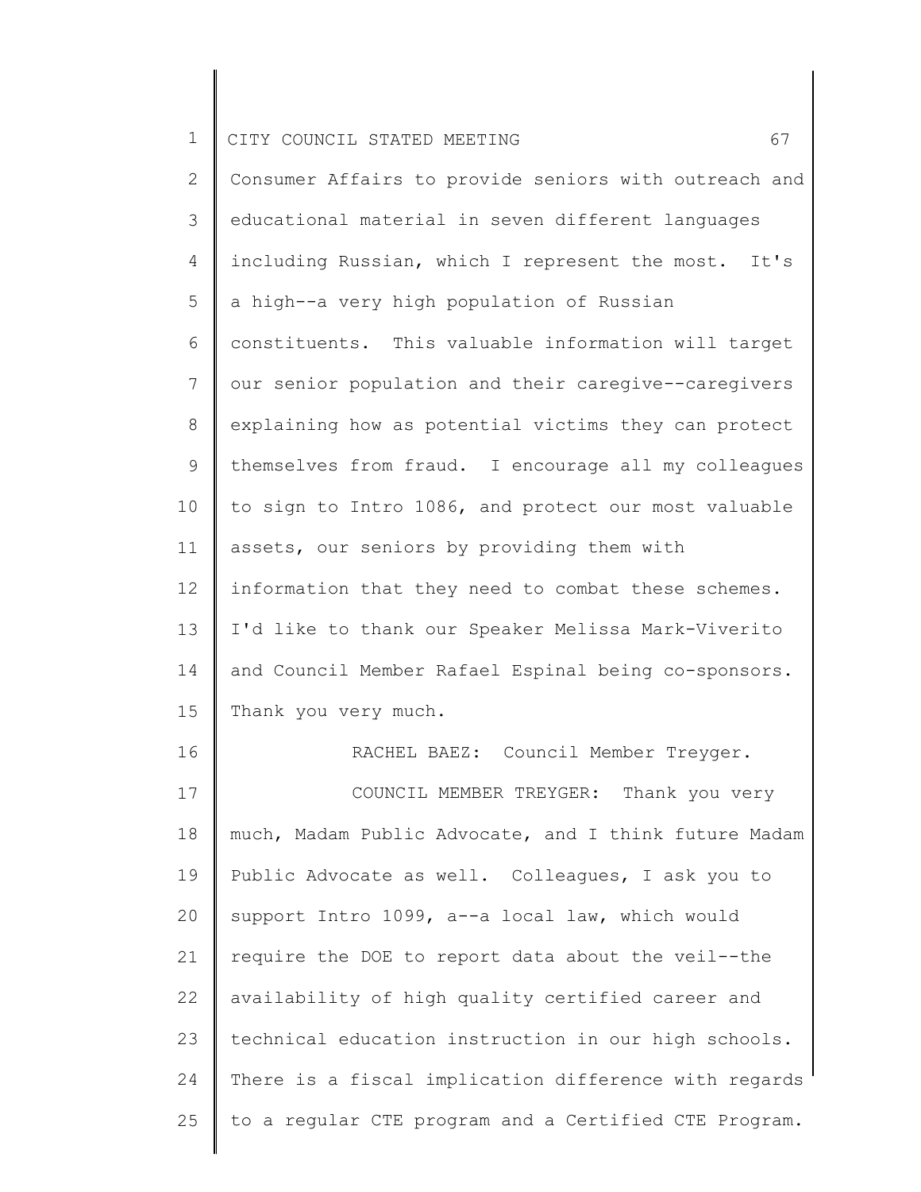Consumer Affairs to provide seniors with outreach and educational material in seven different languages including Russian, which I represent the most. It's a high--a very high population of Russian constituents. This valuable information will target our senior population and their caregive--caregivers explaining how as potential victims they can protect themselves from fraud. I encourage all my colleagues to sign to Intro 1086, and protect our most valuable assets, our seniors by providing them with information that they need to combat these schemes. I'd like to thank our Speaker Melissa Mark-Viverito and Council Member Rafael Espinal being co-sponsors. Thank you very much.

RACHEL BAEZ: Council Member Treyger.

COUNCIL MEMBER TREYGER: Thank you very much, Madam Public Advocate, and I think future Madam Public Advocate as well. Colleagues, I ask you to support Intro 1099, a--a local law, which would require the DOE to report data about the veil--the availability of high quality certified career and technical education instruction in our high schools. There is a fiscal implication difference with regards to a regular CTE program and a Certified CTE Program.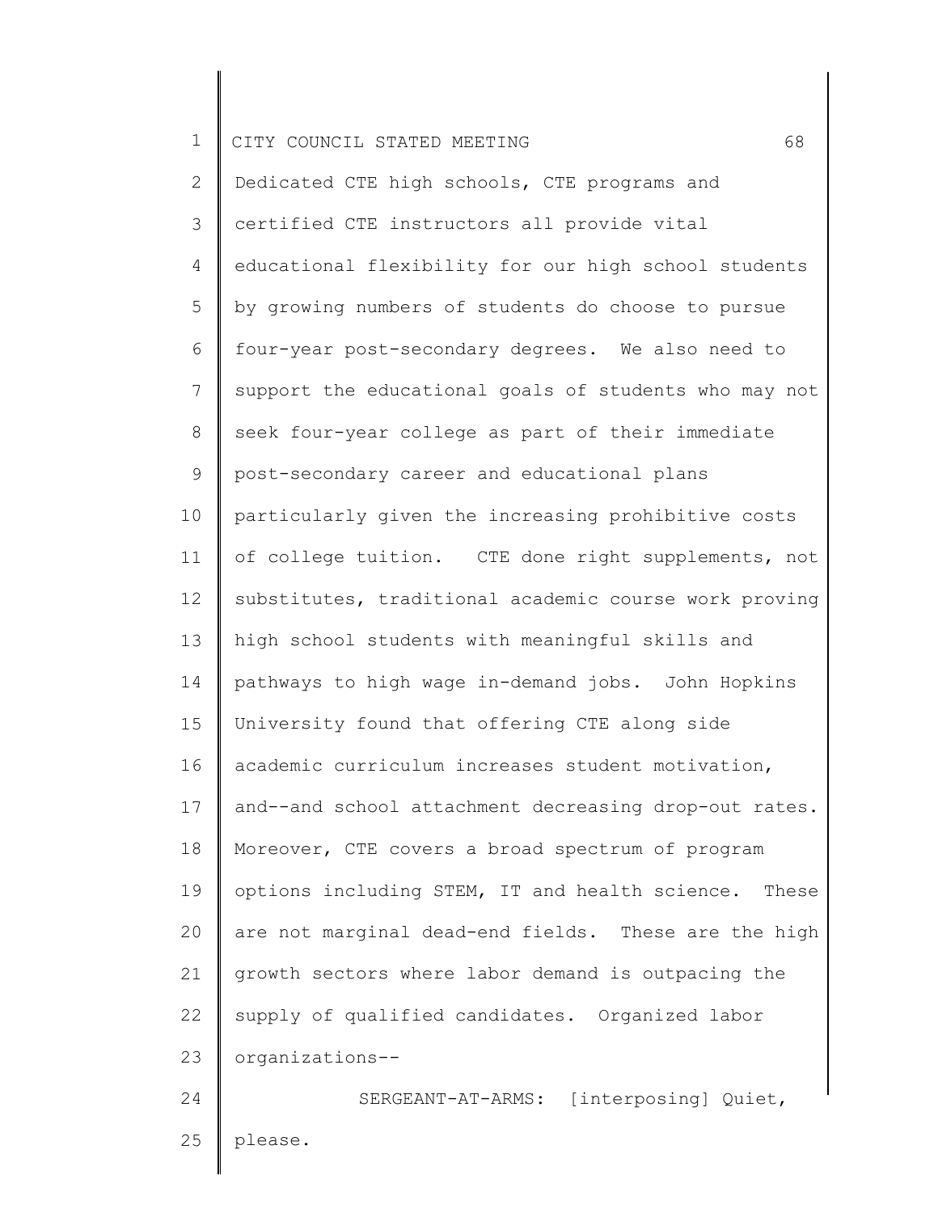Dedicated CTE high schools, CTE programs and certified CTE instructors all provide vital educational flexibility for our high school students by growing numbers of students do choose to pursue four-year post-secondary degrees. We also need to support the educational goals of students who may not seek four-year college as part of their immediate post-secondary career and educational plans particularly given the increasing prohibitive costs of college tuition. CTE done right supplements, not substitutes, traditional academic course work proving high school students with meaningful skills and pathways to high wage in-demand jobs. John Hopkins University found that offering CTE along side academic curriculum increases student motivation, and--and school attachment decreasing drop-out rates. Moreover, CTE covers a broad spectrum of program options including STEM, IT and health science. These are not marginal dead-end fields. These are the high growth sectors where labor demand is outpacing the supply of qualified candidates. Organized labor organizations--

SERGEANT-AT-ARMS: [interposing] Quiet, please.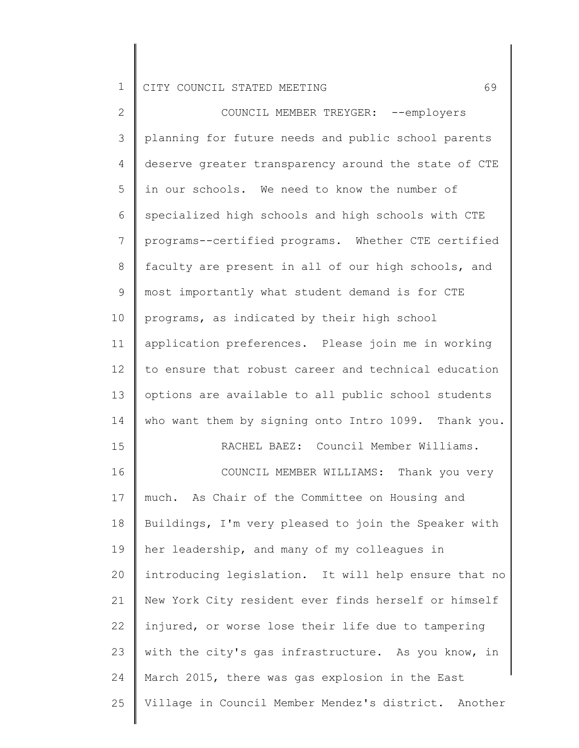COUNCIL MEMBER TREYGER: --employers planning for future needs and public school parents deserve greater transparency around the state of CTE in our schools. We need to know the number of specialized high schools and high schools with CTE programs--certified programs. Whether CTE certified faculty are present in all of our high schools, and most importantly what student demand is for CTE programs, as indicated by their high school application preferences. Please join me in working to ensure that robust career and technical education options are available to all public school students who want them by signing onto Intro 1099. Thank you.

RACHEL BAEZ: Council Member Williams.

COUNCIL MEMBER WILLIAMS: Thank you very much. As Chair of the Committee on Housing and Buildings, I'm very pleased to join the Speaker with her leadership, and many of my colleagues in introducing legislation. It will help ensure that no New York City resident ever finds herself or himself injured, or worse lose their life due to tampering with the city's gas infrastructure. As you know, in March 2015, there was gas explosion in the East Village in Council Member Mendez's district. Another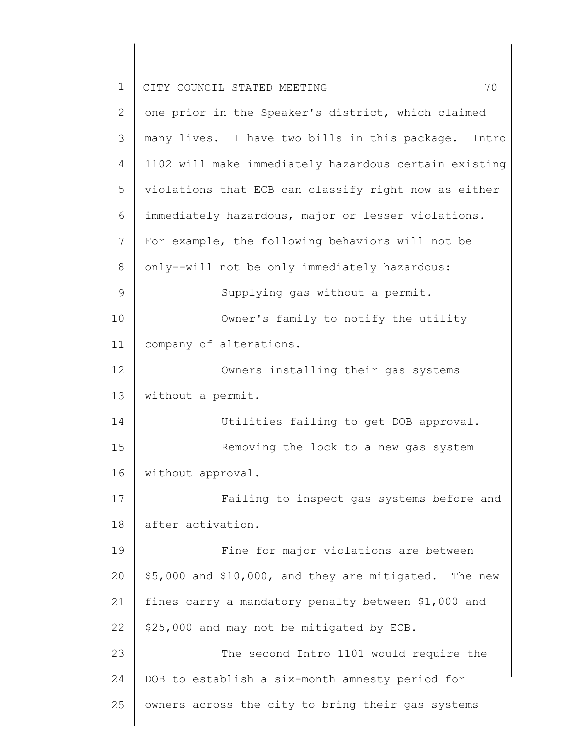one prior in the Speaker's district, which claimed many lives. I have two bills in this package. Intro 1102 will make immediately hazardous certain existing violations that ECB can classify right now as either immediately hazardous, major or lesser violations. For example, the following behaviors will not be only--will not be only immediately hazardous:

Supplying gas without a permit.

Owner's family to notify the utility company of alterations.

Owners installing their gas systems without a permit.

Utilities failing to get DOB approval.

Removing the lock to a new gas system without approval.

Failing to inspect gas systems before and after activation.

Fine for major violations are between $5,000 and $10,000, and they are mitigated. The new fines carry a mandatory penalty between $1,000 and $25,000 and may not be mitigated by ECB.

The second Intro 1101 would require the DOB to establish a six-month amnesty period for owners across the city to bring their gas systems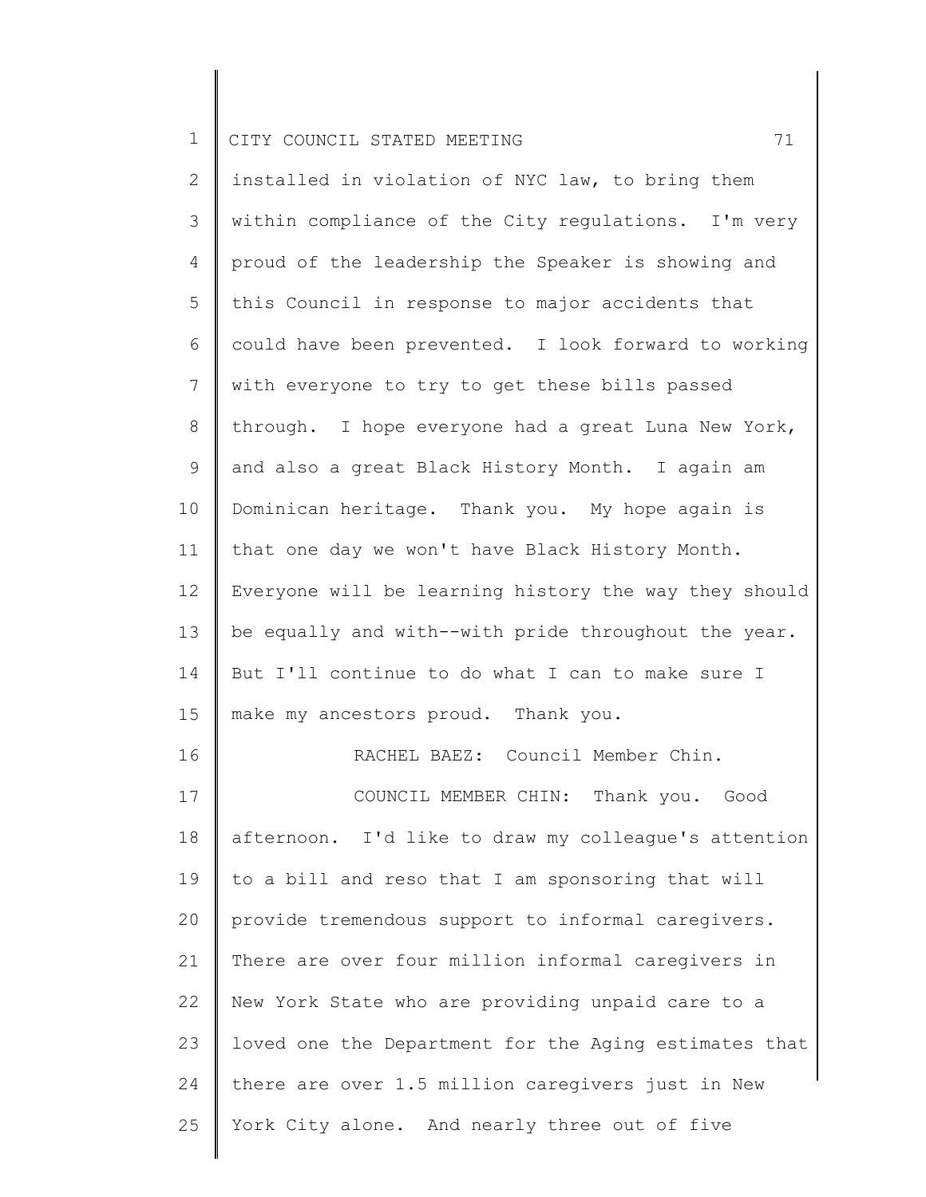installed in violation of NYC law, to bring them within compliance of the City regulations. I'm very proud of the leadership the Speaker is showing and this Council in response to major accidents that could have been prevented. I look forward to working with everyone to try to get these bills passed through. I hope everyone had a great Luna New York, and also a great Black History Month. I again am Dominican heritage. Thank you. My hope again is that one day we won't have Black History Month. Everyone will be learning history the way they should be equally and with--with pride throughout the year. But I'll continue to do what I can to make sure I make my ancestors proud. Thank you.

RACHEL BAEZ: Council Member Chin.

COUNCIL MEMBER CHIN: Thank you. Good afternoon. I'd like to draw my colleague's attention to a bill and reso that I am sponsoring that will provide tremendous support to informal caregivers. There are over four million informal caregivers in New York State who are providing unpaid care to a loved one the Department for the Aging estimates that there are over 1.5 million caregivers just in New York City alone. And nearly three out of five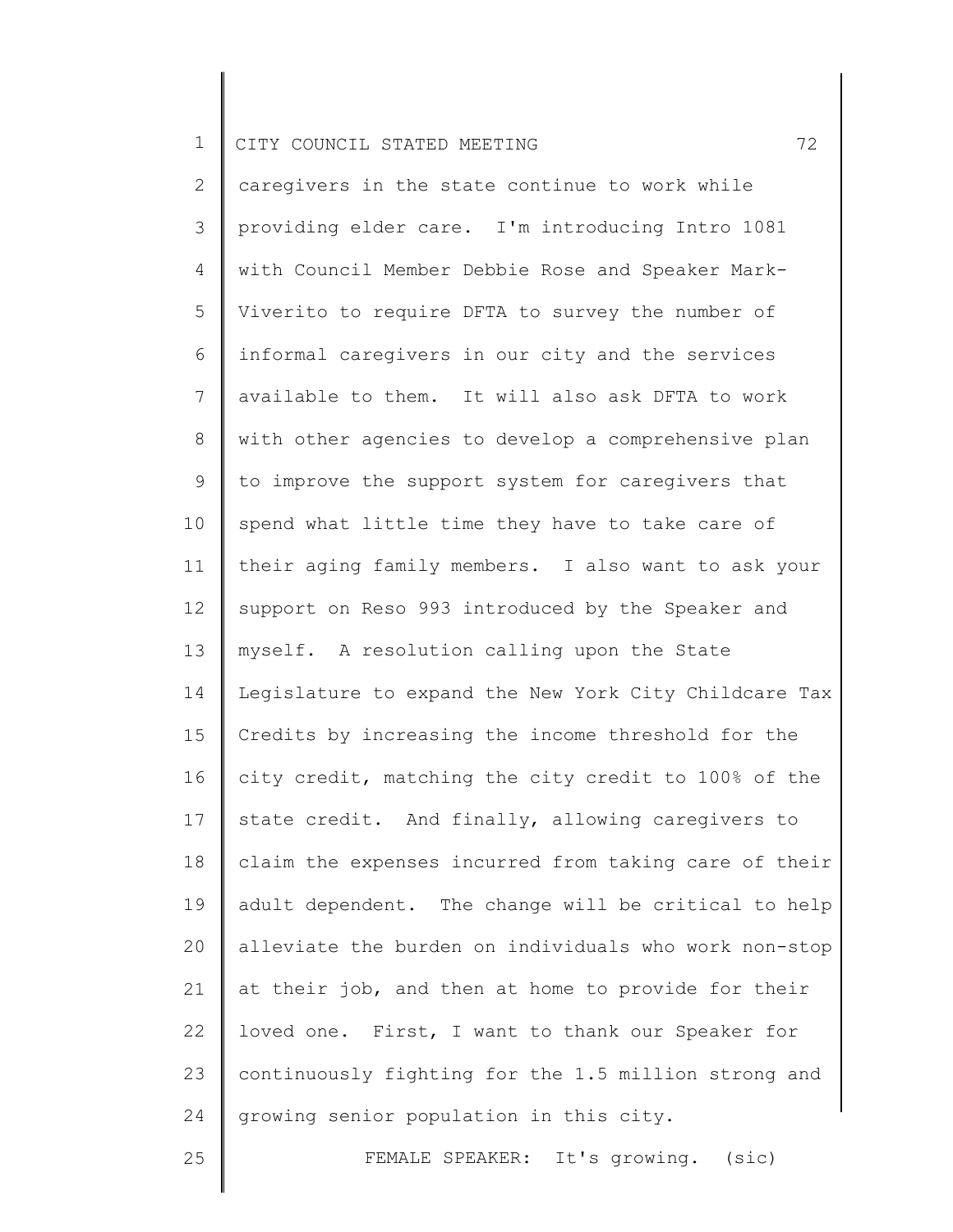caregivers in the state continue to work while providing elder care. I'm introducing Intro 1081 with Council Member Debbie Rose and Speaker Mark-Viverito to require DFTA to survey the number of informal caregivers in our city and the services available to them. It will also ask DFTA to work with other agencies to develop a comprehensive plan to improve the support system for caregivers that spend what little time they have to take care of their aging family members. I also want to ask your support on Reso 993 introduced by the Speaker and myself. A resolution calling upon the State Legislature to expand the New York City Childcare Tax Credits by increasing the income threshold for the city credit, matching the city credit to 100% of the state credit. And finally, allowing caregivers to claim the expenses incurred from taking care of their adult dependent. The change will be critical to help alleviate the burden on individuals who work non-stop at their job, and then at home to provide for their loved one. First, I want to thank our Speaker for continuously fighting for the 1.5 million strong and growing senior population in this city.

FEMALE SPEAKER: It's growing. (sic)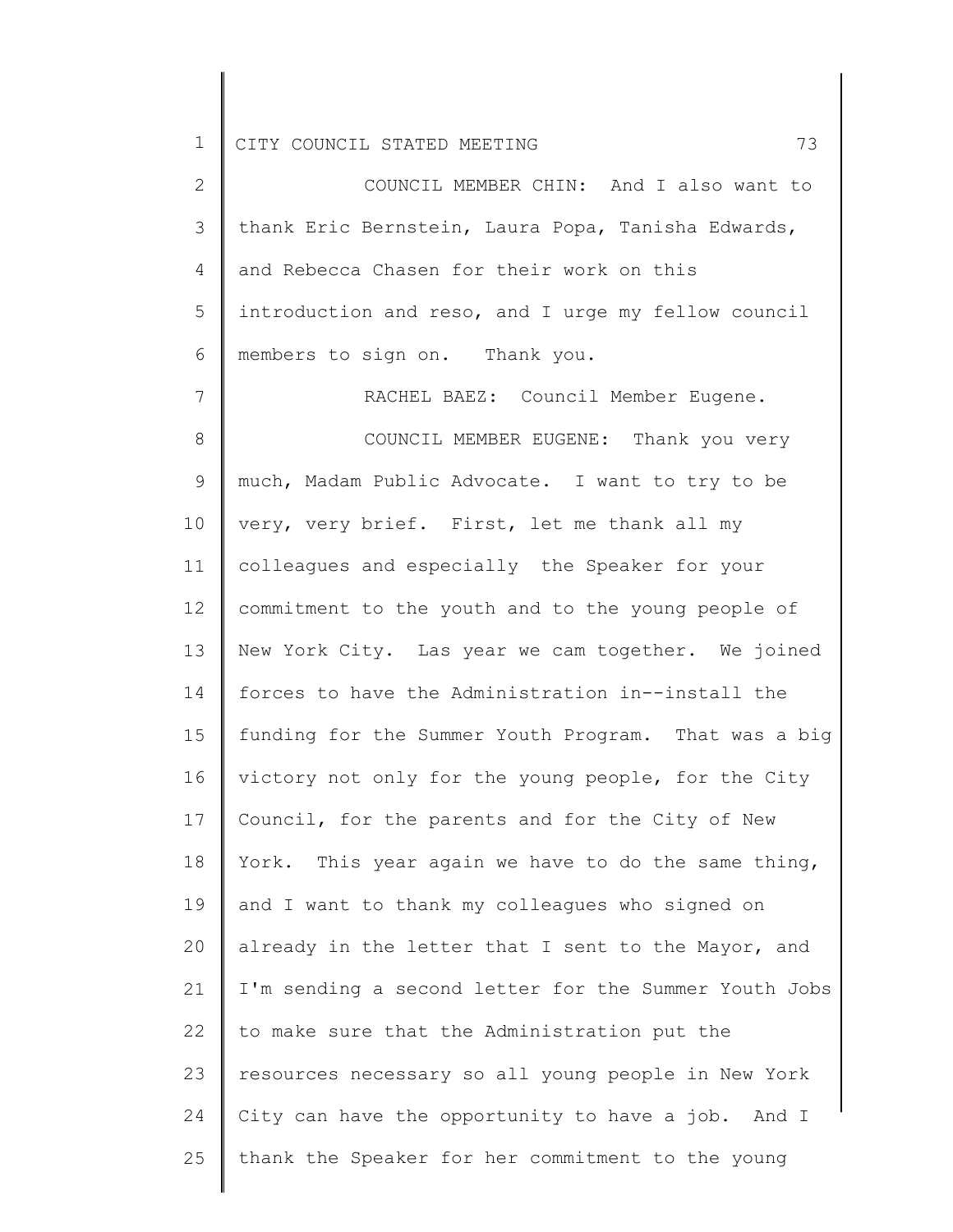COUNCIL MEMBER CHIN: And I also want to thank Eric Bernstein, Laura Popa, Tanisha Edwards, and Rebecca Chasen for their work on this introduction and reso, and I urge my fellow council members to sign on. Thank you.

RACHEL BAEZ: Council Member Eugene.

COUNCIL MEMBER EUGENE: Thank you very much, Madam Public Advocate. I want to try to be very, very brief. First, let me thank all my colleagues and especially the Speaker for your commitment to the youth and to the young people of New York City. Las year we cam together. We joined forces to have the Administration in--install the funding for the Summer Youth Program. That was a big victory not only for the young people, for the City Council, for the parents and for the City of New York. This year again we have to do the same thing, and I want to thank my colleagues who signed on already in the letter that I sent to the Mayor, and I'm sending a second letter for the Summer Youth Jobs to make sure that the Administration put the resources necessary so all young people in New York City can have the opportunity to have a job. And I thank the Speaker for her commitment to the young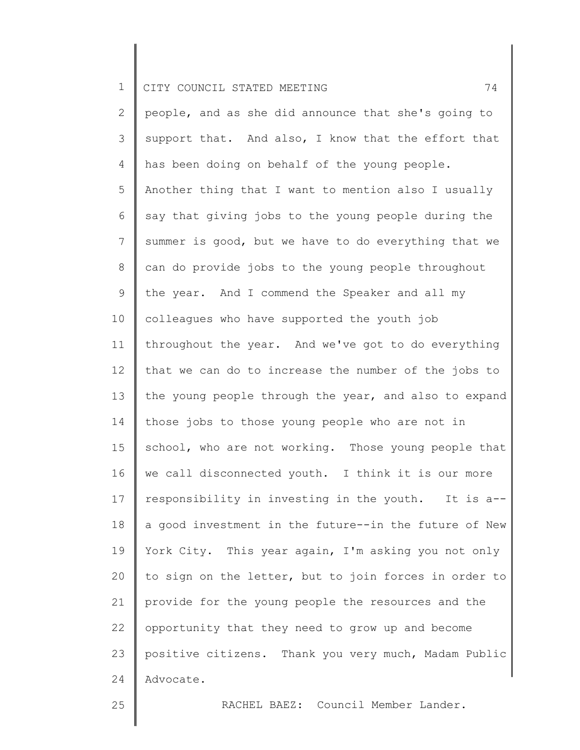people, and as she did announce that she's going to support that. And also, I know that the effort that has been doing on behalf of the young people. Another thing that I want to mention also I usually say that giving jobs to the young people during the summer is good, but we have to do everything that we can do provide jobs to the young people throughout the year. And I commend the Speaker and all my colleagues who have supported the youth job throughout the year. And we've got to do everything that we can do to increase the number of the jobs to the young people through the year, and also to expand those jobs to those young people who are not in school, who are not working. Those young people that we call disconnected youth. I think it is our more responsibility in investing in the youth. It is a--a good investment in the future--in the future of New York City. This year again, I'm asking you not only to sign on the letter, but to join forces in order to provide for the young people the resources and the opportunity that they need to grow up and become positive citizens. Thank you very much, Madam Public Advocate.

RACHEL BAEZ: Council Member Lander.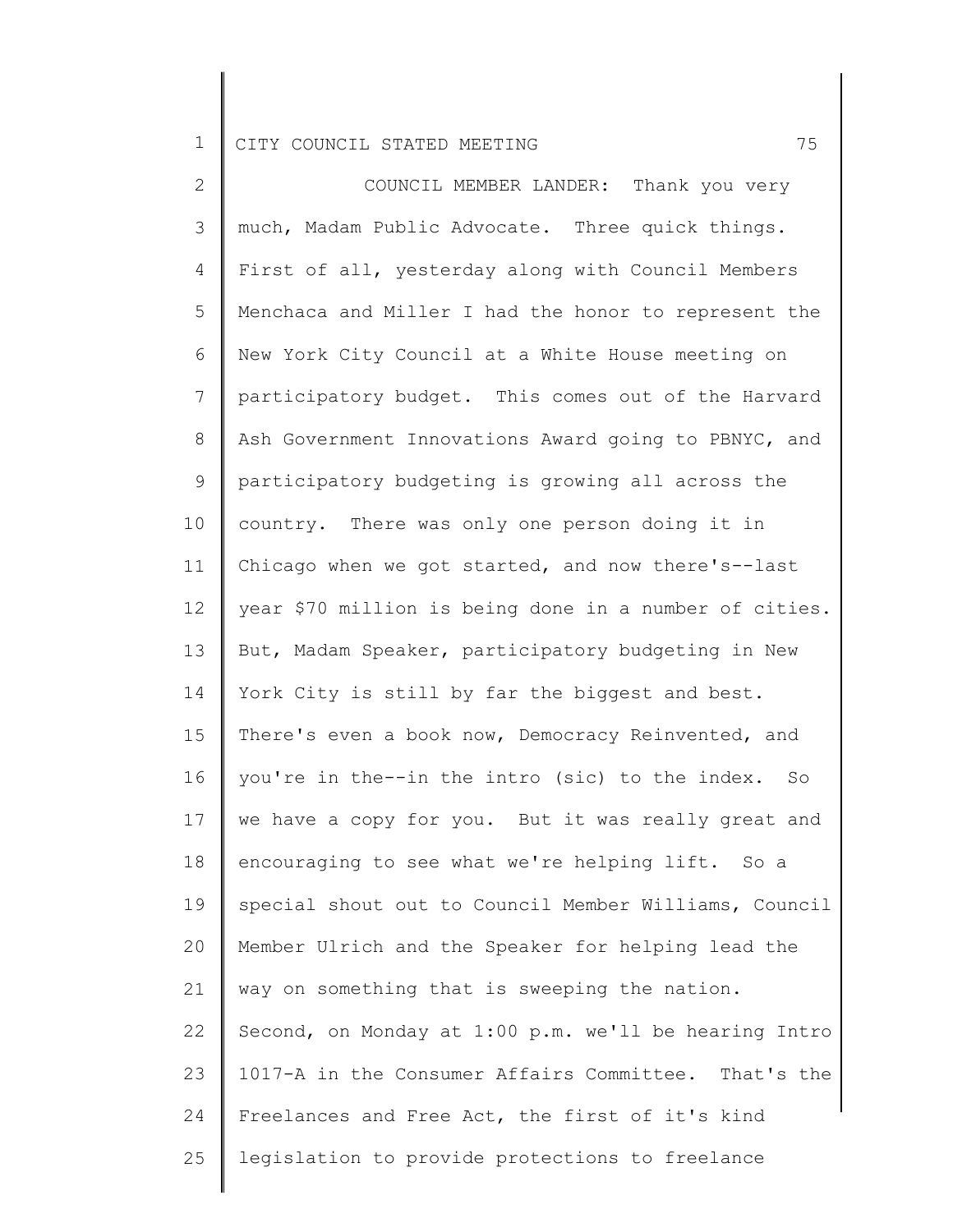COUNCIL MEMBER LANDER: Thank you very much, Madam Public Advocate. Three quick things. First of all, yesterday along with Council Members Menchaca and Miller I had the honor to represent the New York City Council at a White House meeting on participatory budget. This comes out of the Harvard Ash Government Innovations Award going to PBNYC, and participatory budgeting is growing all across the country. There was only one person doing it in Chicago when we got started, and now there's--last year $70 million is being done in a number of cities. But, Madam Speaker, participatory budgeting in New York City is still by far the biggest and best. There's even a book now, Democracy Reinvented, and you're in the--in the intro (sic) to the index. So we have a copy for you. But it was really great and encouraging to see what we're helping lift. So a special shout out to Council Member Williams, Council Member Ulrich and the Speaker for helping lead the way on something that is sweeping the nation. Second, on Monday at 1:00 p.m. we'll be hearing Intro 1017-A in the Consumer Affairs Committee. That's the Freelances and Free Act, the first of it's kind legislation to provide protections to freelance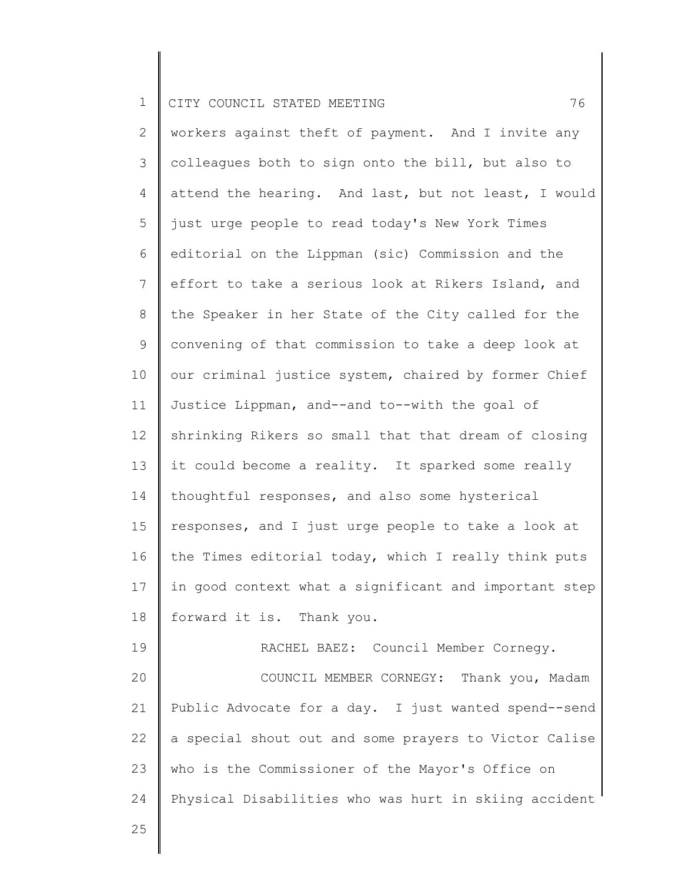workers against theft of payment. And I invite any colleagues both to sign onto the bill, but also to attend the hearing. And last, but not least, I would just urge people to read today's New York Times editorial on the Lippman (sic) Commission and the effort to take a serious look at Rikers Island, and the Speaker in her State of the City called for the convening of that commission to take a deep look at our criminal justice system, chaired by former Chief Justice Lippman, and--and to--with the goal of shrinking Rikers so small that that dream of closing it could become a reality. It sparked some really thoughtful responses, and also some hysterical responses, and I just urge people to take a look at the Times editorial today, which I really think puts in good context what a significant and important step forward it is. Thank you.

RACHEL BAEZ: Council Member Cornegy.

COUNCIL MEMBER CORNEGY: Thank you, Madam Public Advocate for a day. I just wanted spend--send a special shout out and some prayers to Victor Calise who is the Commissioner of the Mayor's Office on Physical Disabilities who was hurt in skiing accident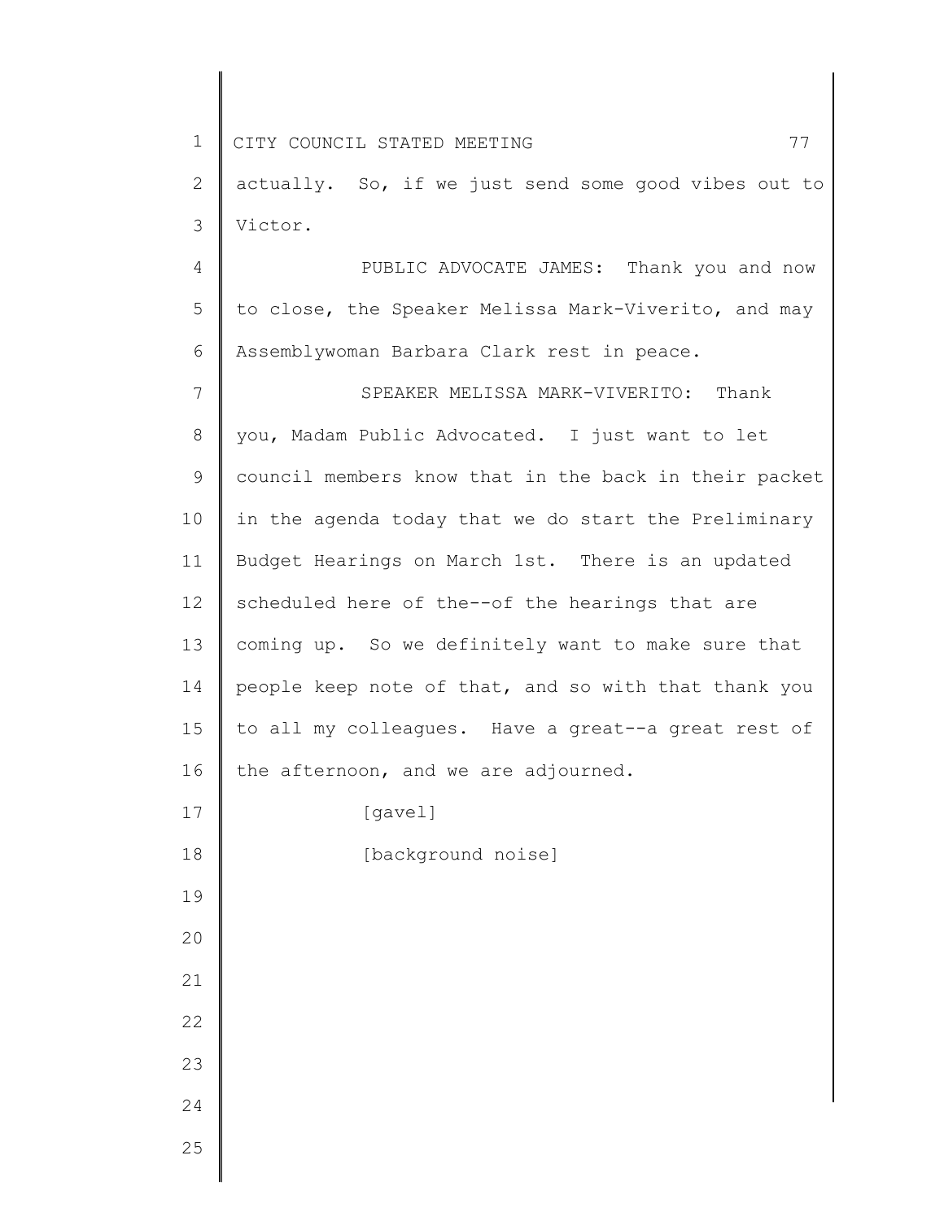actually. So, if we just send some good vibes out to Victor.

PUBLIC ADVOCATE JAMES: Thank you and now to close, the Speaker Melissa Mark-Viverito, and may Assemblywoman Barbara Clark rest in peace.

SPEAKER MELISSA MARK-VIVERITO: Thank you, Madam Public Advocated. I just want to let council members know that in the back in their packet in the agenda today that we do start the Preliminary Budget Hearings on March 1st. There is an updated scheduled here of the--of the hearings that are coming up. So we definitely want to make sure that people keep note of that, and so with that thank you to all my colleagues. Have a great--a great rest of the afternoon, and we are adjourned.

[gavel]

[background noise]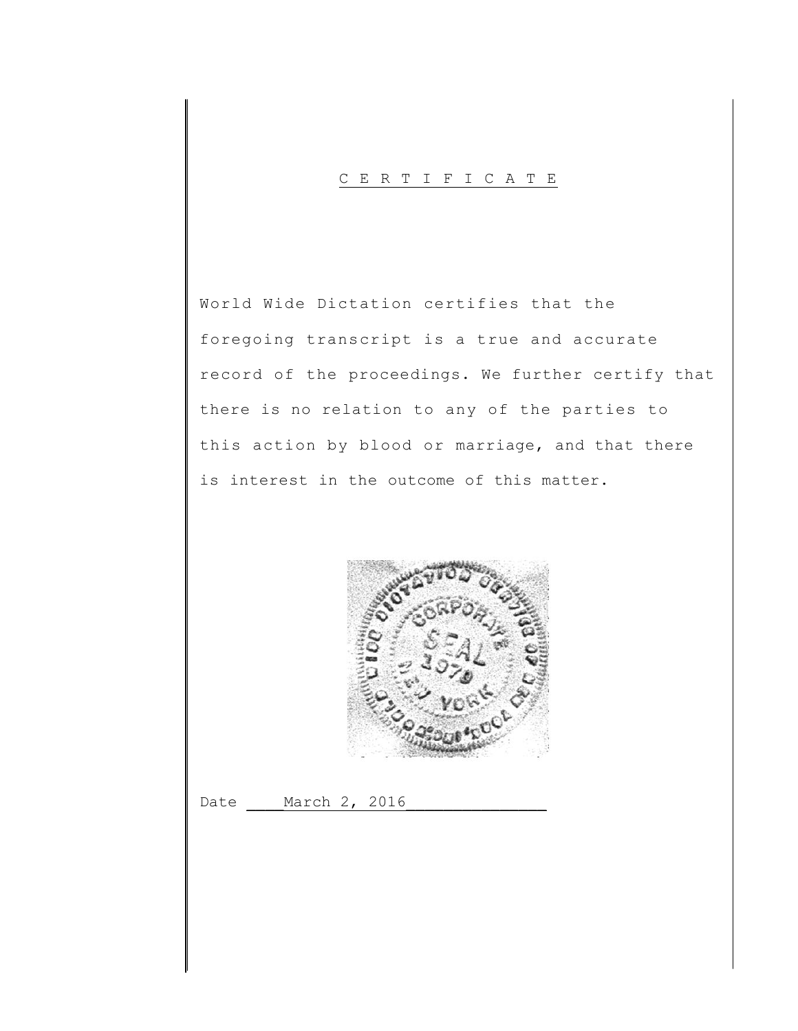# C E R T I F I C A T E

World Wide Dictation certifies that the foregoing transcript is a true and accurate record of the proceedings. We further certify that there is no relation to any of the parties to this action by blood or marriage, and that there is interest in the outcome of this matter.

Date March 2, 2016